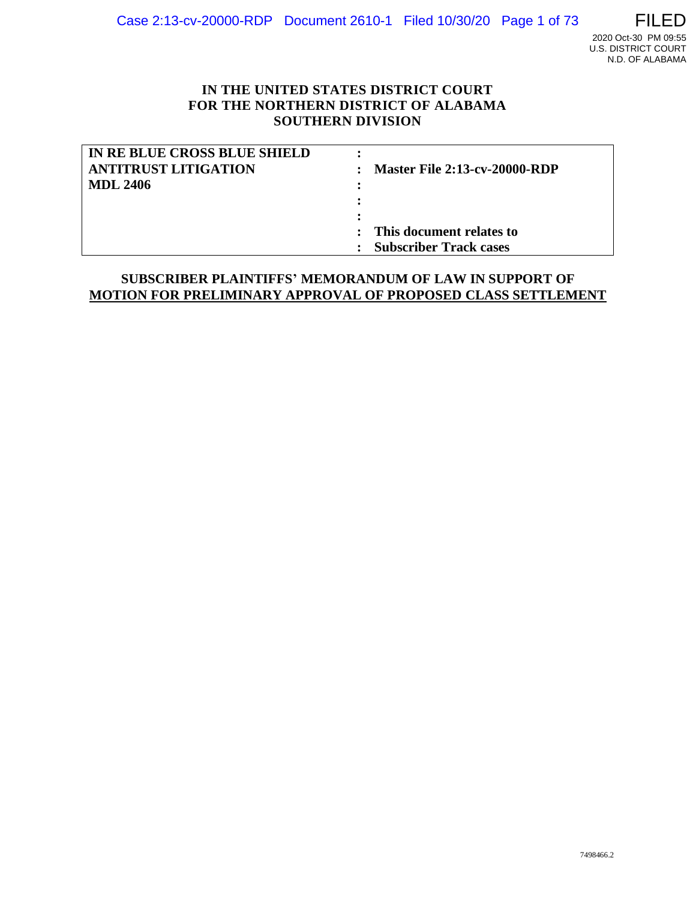**IN THE UNITED STATES DISTRICT COURT**
**FOR THE NORTHERN DISTRICT OF ALABAMA**
**SOUTHERN DIVISION**

| | | |
|---|---|---|
| **IN RE BLUE CROSS BLUE SHIELD ANTITRUST LITIGATION MDL 2406** | : | **Master File 2:13-cv-20000-RDP** |
| | : | |
| | : | **This document relates to Subscriber Track cases** |

**SUBSCRIBER PLAINTIFFS' MEMORANDUM OF LAW IN SUPPORT OF MOTION FOR PRELIMINARY APPROVAL OF PROPOSED CLASS SETTLEMENT**

7498466.2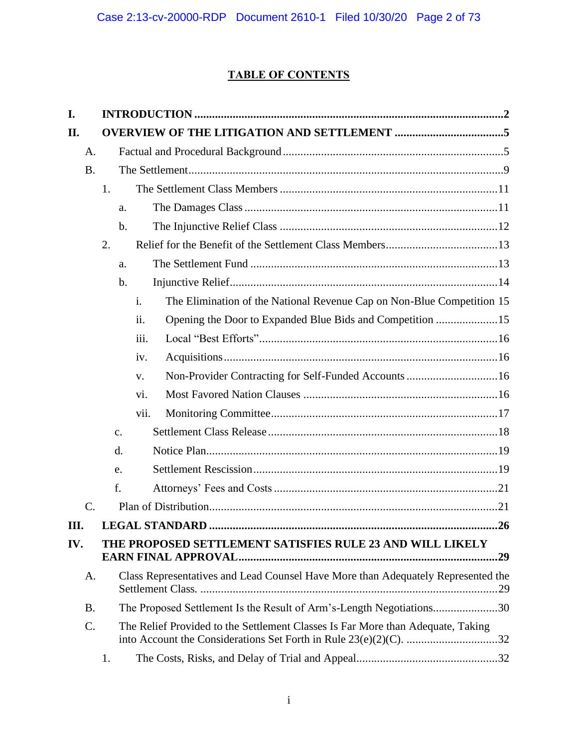# TABLE OF CONTENTS

I. INTRODUCTION ..... 2

II. OVERVIEW OF THE LITIGATION AND SETTLEMENT ..... 5

- A. Factual and Procedural Background ..... 5
- B. The Settlement ..... 9
  - 1. The Settlement Class Members ..... 11
    - a. The Damages Class ..... 11
    - b. The Injunctive Relief Class ..... 12
  - 2. Relief for the Benefit of the Settlement Class Members ..... 13
    - a. The Settlement Fund ..... 13
    - b. Injunctive Relief ..... 14
      - i. The Elimination of the National Revenue Cap on Non-Blue Competition 15
      - ii. Opening the Door to Expanded Blue Bids and Competition ..... 15
      - iii. Local "Best Efforts" ..... 16
      - iv. Acquisitions ..... 16
      - v. Non-Provider Contracting for Self-Funded Accounts ..... 16
      - vi. Most Favored Nation Clauses ..... 16
      - vii. Monitoring Committee ..... 17
    - c. Settlement Class Release ..... 18
    - d. Notice Plan ..... 19
    - e. Settlement Rescission ..... 19
    - f. Attorneys' Fees and Costs ..... 21
- C. Plan of Distribution ..... 21

III. LEGAL STANDARD ..... 26

IV. THE PROPOSED SETTLEMENT SATISFIES RULE 23 AND WILL LIKELY EARN FINAL APPROVAL ..... 29

- A. Class Representatives and Lead Counsel Have More than Adequately Represented the Settlement Class. ..... 29
- B. The Proposed Settlement Is the Result of Arm's-Length Negotiations ..... 30
- C. The Relief Provided to the Settlement Classes Is Far More than Adequate, Taking into Account the Considerations Set Forth in Rule 23(e)(2)(C). ..... 32
  - 1. The Costs, Risks, and Delay of Trial and Appeal ..... 32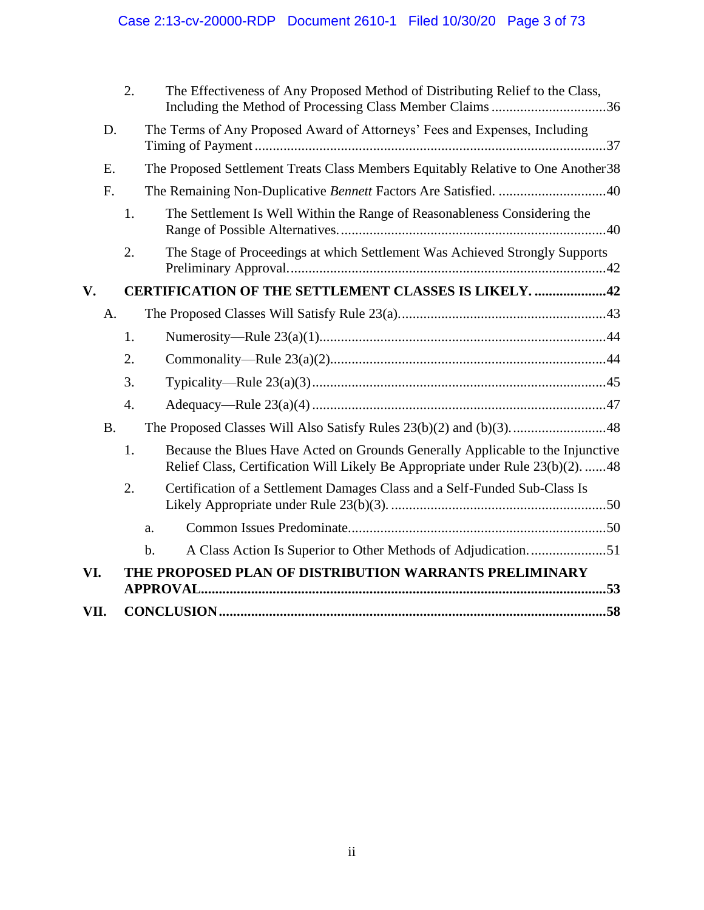2. The Effectiveness of Any Proposed Method of Distributing Relief to the Class, Including the Method of Processing Class Member Claims ....36

D. The Terms of Any Proposed Award of Attorneys' Fees and Expenses, Including Timing of Payment ....37

E. The Proposed Settlement Treats Class Members Equitably Relative to One Another ....38

F. The Remaining Non-Duplicative *Bennett* Factors Are Satisfied. ....40

1. The Settlement Is Well Within the Range of Reasonableness Considering the Range of Possible Alternatives. ....40

2. The Stage of Proceedings at which Settlement Was Achieved Strongly Supports Preliminary Approval. ....42

**V. CERTIFICATION OF THE SETTLEMENT CLASSES IS LIKELY. ....42**

A. The Proposed Classes Will Satisfy Rule 23(a). ....43

1. Numerosity—Rule 23(a)(1) ....44

2. Commonality—Rule 23(a)(2) ....44

3. Typicality—Rule 23(a)(3) ....45

4. Adequacy—Rule 23(a)(4) ....47

B. The Proposed Classes Will Also Satisfy Rules 23(b)(2) and (b)(3). ....48

1. Because the Blues Have Acted on Grounds Generally Applicable to the Injunctive Relief Class, Certification Will Likely Be Appropriate under Rule 23(b)(2). ....48

2. Certification of a Settlement Damages Class and a Self-Funded Sub-Class Is Likely Appropriate under Rule 23(b)(3). ....50

a. Common Issues Predominate ....50

b. A Class Action Is Superior to Other Methods of Adjudication. ....51

**VI. THE PROPOSED PLAN OF DISTRIBUTION WARRANTS PRELIMINARY APPROVAL ....53**

**VII. CONCLUSION ....58**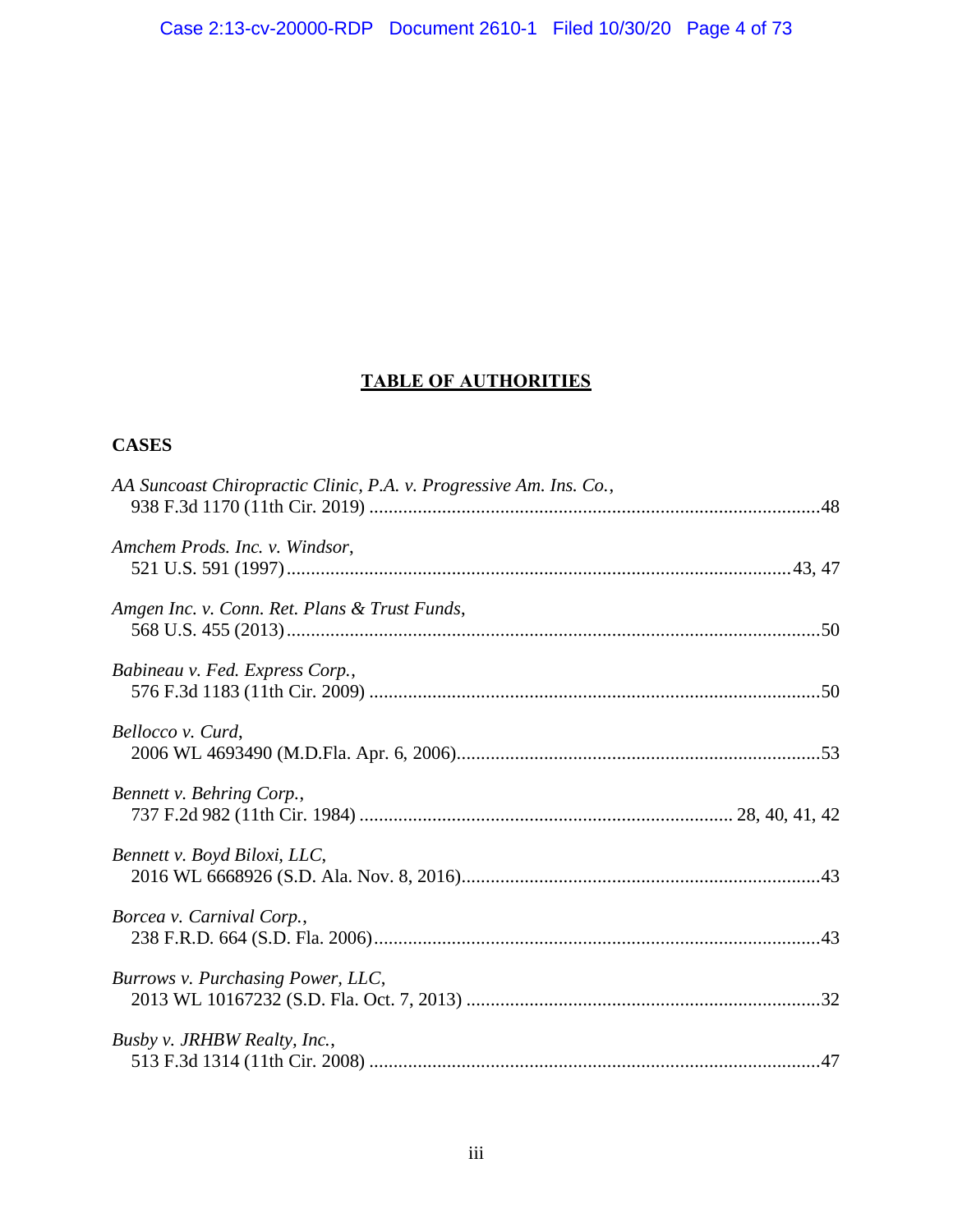## TABLE OF AUTHORITIES

### CASES

*AA Suncoast Chiropractic Clinic, P.A. v. Progressive Am. Ins. Co.*,
938 F.3d 1170 (11th Cir. 2019) ....................................................................................48

*Amchem Prods. Inc. v. Windsor*,
521 U.S. 591 (1997)............................................................................................43, 47

*Amgen Inc. v. Conn. Ret. Plans & Trust Funds*,
568 U.S. 455 (2013)...................................................................................................50

*Babineau v. Fed. Express Corp.*,
576 F.3d 1183 (11th Cir. 2009) ....................................................................................50

*Bellocco v. Curd*,
2006 WL 4693490 (M.D.Fla. Apr. 6, 2006)..................................................................53

*Bennett v. Behring Corp.*,
737 F.2d 982 (11th Cir. 1984) ........................................................................ 28, 40, 41, 42

*Bennett v. Boyd Biloxi, LLC*,
2016 WL 6668926 (S.D. Ala. Nov. 8, 2016)..................................................................43

*Borcea v. Carnival Corp.*,
238 F.R.D. 664 (S.D. Fla. 2006)....................................................................................43

*Burrows v. Purchasing Power, LLC*,
2013 WL 10167232 (S.D. Fla. Oct. 7, 2013) .................................................................32

*Busby v. JRHBW Realty, Inc.*,
513 F.3d 1314 (11th Cir. 2008) .....................................................................................47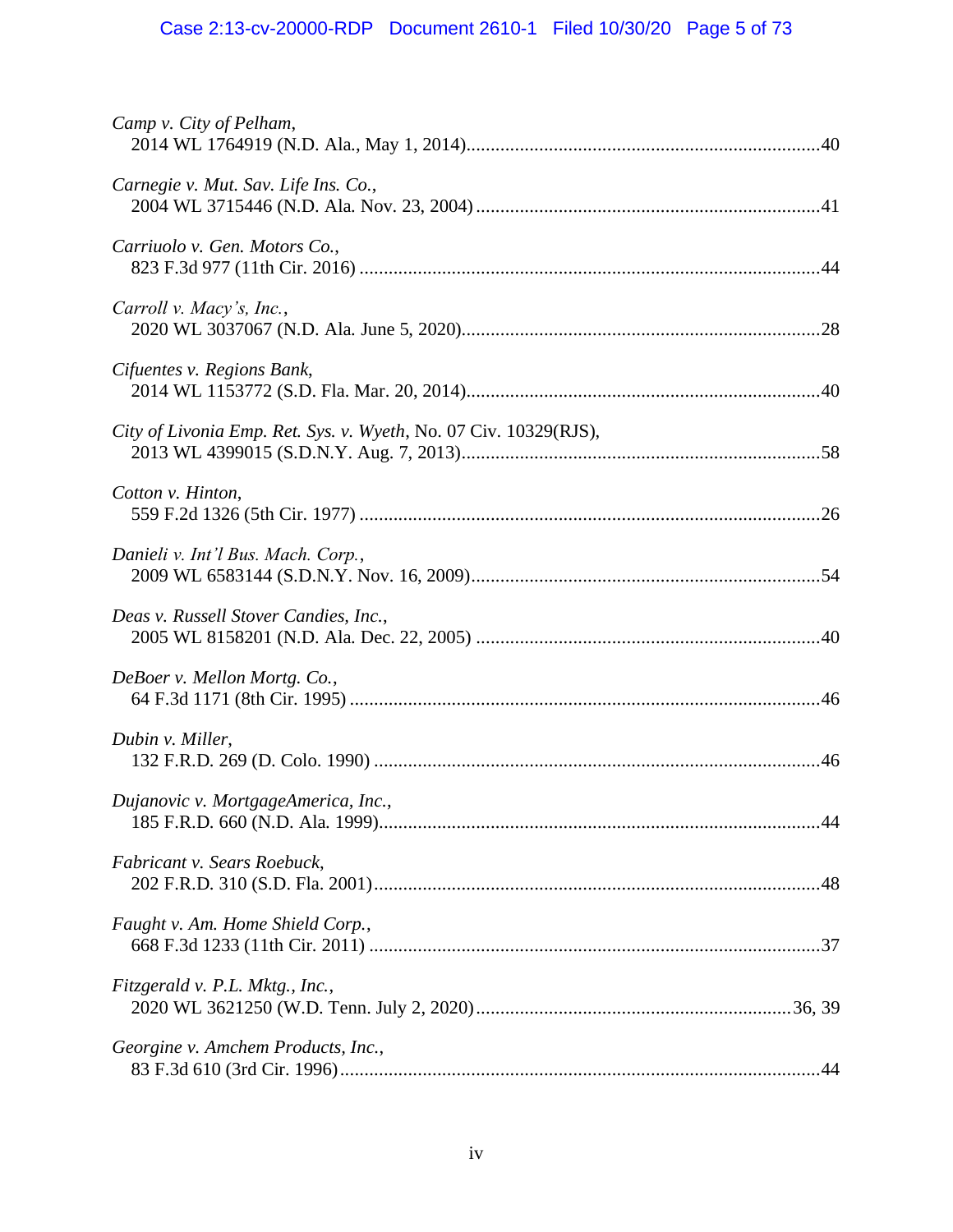*Camp v. City of Pelham*,
2014 WL 1764919 (N.D. Ala., May 1, 2014)......................................................................40

*Carnegie v. Mut. Sav. Life Ins. Co.*,
2004 WL 3715446 (N.D. Ala. Nov. 23, 2004)....................................................................41

*Carriuolo v. Gen. Motors Co.*,
823 F.3d 977 (11th Cir. 2016)............................................................................................44

*Carroll v. Macy's, Inc.*,
2020 WL 3037067 (N.D. Ala. June 5, 2020)......................................................................28

*Cifuentes v. Regions Bank*,
2014 WL 1153772 (S.D. Fla. Mar. 20, 2014)....................................................................40

*City of Livonia Emp. Ret. Sys. v. Wyeth*, No. 07 Civ. 10329(RJS),
2013 WL 4399015 (S.D.N.Y. Aug. 7, 2013)......................................................................58

*Cotton v. Hinton*,
559 F.2d 1326 (5th Cir. 1977)............................................................................................26

*Danieli v. Int'l Bus. Mach. Corp.*,
2009 WL 6583144 (S.D.N.Y. Nov. 16, 2009)....................................................................54

*Deas v. Russell Stover Candies, Inc.*,
2005 WL 8158201 (N.D. Ala. Dec. 22, 2005)....................................................................40

*DeBoer v. Mellon Mortg. Co.*,
64 F.3d 1171 (8th Cir. 1995)..............................................................................................46

*Dubin v. Miller*,
132 F.R.D. 269 (D. Colo. 1990).........................................................................................46

*Dujanovic v. MortgageAmerica, Inc.*,
185 F.R.D. 660 (N.D. Ala. 1999).......................................................................................44

*Fabricant v. Sears Roebuck*,
202 F.R.D. 310 (S.D. Fla. 2001)........................................................................................48

*Faught v. Am. Home Shield Corp.*,
668 F.3d 1233 (11th Cir. 2011)..........................................................................................37

*Fitzgerald v. P.L. Mktg., Inc.*,
2020 WL 3621250 (W.D. Tenn. July 2, 2020)...............................................................36, 39

*Georgine v. Amchem Products, Inc.*,
83 F.3d 610 (3rd Cir. 1996)................................................................................................44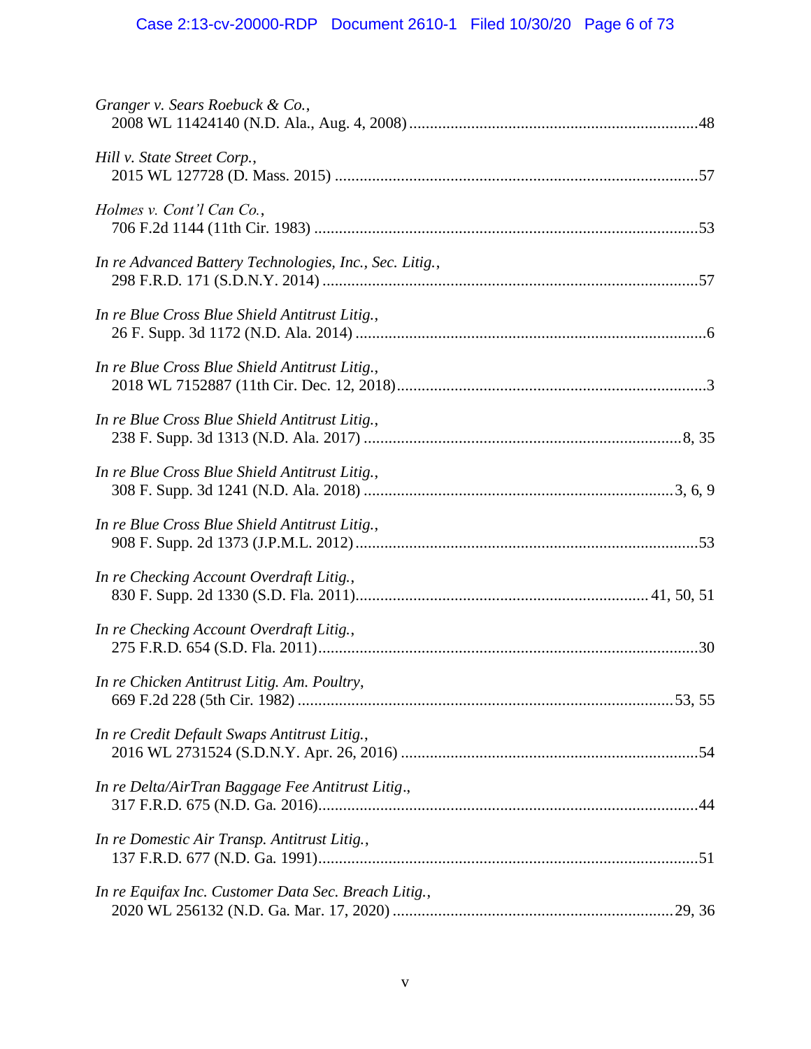*Granger v. Sears Roebuck & Co.*,
2008 WL 11424140 (N.D. Ala., Aug. 4, 2008) ......................................................................48

*Hill v. State Street Corp.*,
2015 WL 127728 (D. Mass. 2015) ........................................................................................57

*Holmes v. Cont'l Can Co.*,
706 F.2d 1144 (11th Cir. 1983) .............................................................................................53

*In re Advanced Battery Technologies, Inc., Sec. Litig.*,
298 F.R.D. 171 (S.D.N.Y. 2014) ...........................................................................................57

*In re Blue Cross Blue Shield Antitrust Litig.*,
26 F. Supp. 3d 1172 (N.D. Ala. 2014) .....................................................................................6

*In re Blue Cross Blue Shield Antitrust Litig.*,
2018 WL 7152887 (11th Cir. Dec. 12, 2018)...........................................................................3

*In re Blue Cross Blue Shield Antitrust Litig.*,
238 F. Supp. 3d 1313 (N.D. Ala. 2017) .............................................................................8, 35

*In re Blue Cross Blue Shield Antitrust Litig.*,
308 F. Supp. 3d 1241 (N.D. Ala. 2018) ...........................................................................3, 6, 9

*In re Blue Cross Blue Shield Antitrust Litig.*,
908 F. Supp. 2d 1373 (J.P.M.L. 2012) ...................................................................................53

*In re Checking Account Overdraft Litig.*,
830 F. Supp. 2d 1330 (S.D. Fla. 2011)..................................................................... 41, 50, 51

*In re Checking Account Overdraft Litig.*,
275 F.R.D. 654 (S.D. Fla. 2011)............................................................................................30

*In re Chicken Antitrust Litig. Am. Poultry*,
669 F.2d 228 (5th Cir. 1982) ...........................................................................................53, 55

*In re Credit Default Swaps Antitrust Litig.*,
2016 WL 2731524 (S.D.N.Y. Apr. 26, 2016) .......................................................................54

*In re Delta/AirTran Baggage Fee Antitrust Litig*.,
317 F.R.D. 675 (N.D. Ga. 2016)............................................................................................44

*In re Domestic Air Transp. Antitrust Litig.*,
137 F.R.D. 677 (N.D. Ga. 1991)............................................................................................51

*In re Equifax Inc. Customer Data Sec. Breach Litig.*,
2020 WL 256132 (N.D. Ga. Mar. 17, 2020) ...................................................................29, 36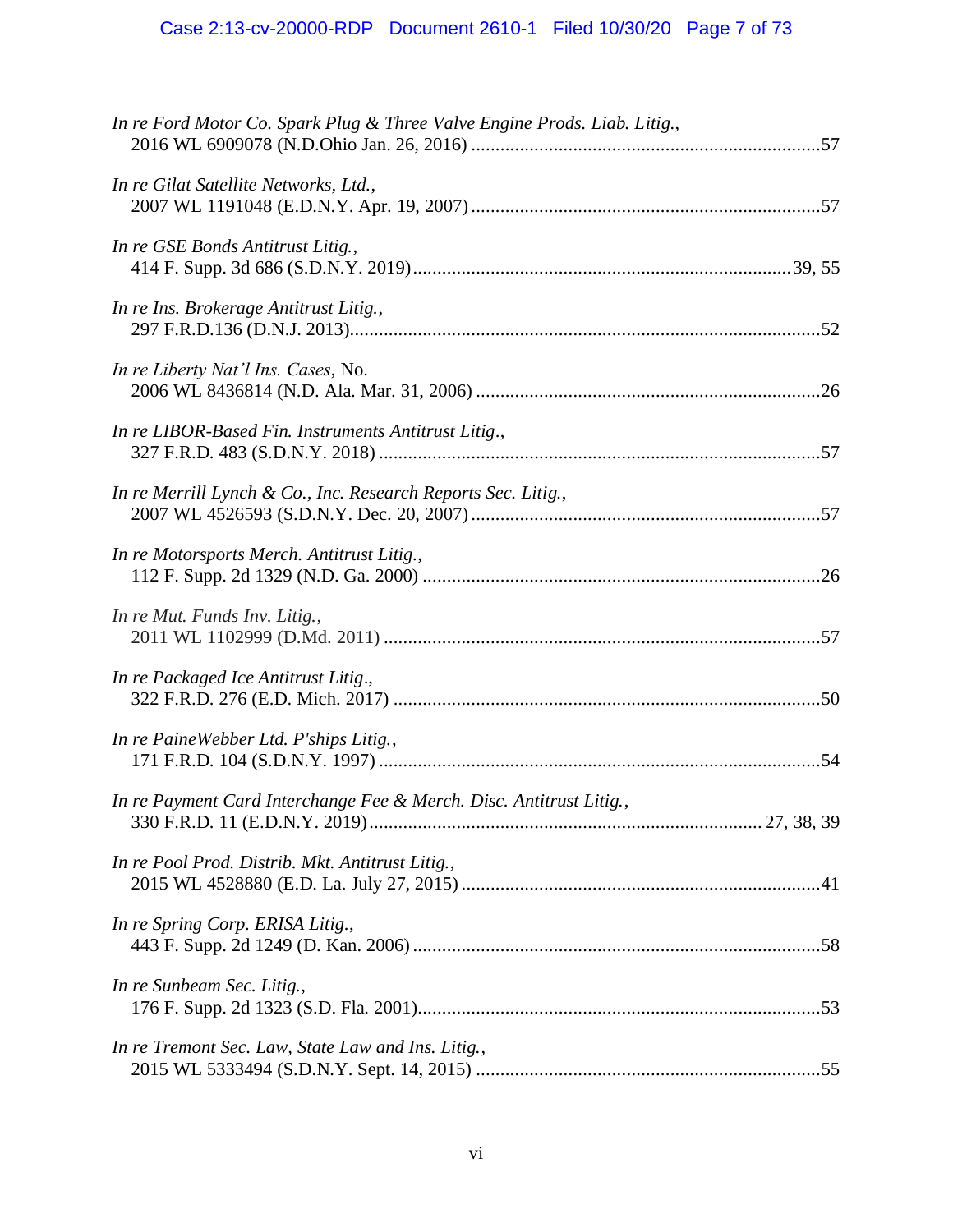*In re Ford Motor Co. Spark Plug & Three Valve Engine Prods. Liab. Litig.*,
2016 WL 6909078 (N.D.Ohio Jan. 26, 2016) ........................................................................57

*In re Gilat Satellite Networks, Ltd.*,
2007 WL 1191048 (E.D.N.Y. Apr. 19, 2007) .......................................................................57

*In re GSE Bonds Antitrust Litig.*,
414 F. Supp. 3d 686 (S.D.N.Y. 2019) ..........................................................................39, 55

*In re Ins. Brokerage Antitrust Litig.*,
297 F.R.D.136 (D.N.J. 2013)..................................................................................................52

*In re Liberty Nat'l Ins. Cases*, No.
2006 WL 8436814 (N.D. Ala. Mar. 31, 2006) .......................................................................26

*In re LIBOR-Based Fin. Instruments Antitrust Litig*.,
327 F.R.D. 483 (S.D.N.Y. 2018) ...........................................................................................57

*In re Merrill Lynch & Co., Inc. Research Reports Sec. Litig.*,
2007 WL 4526593 (S.D.N.Y. Dec. 20, 2007) ........................................................................57

*In re Motorsports Merch. Antitrust Litig.*,
112 F. Supp. 2d 1329 (N.D. Ga. 2000) ..................................................................................26

*In re Mut. Funds Inv. Litig.*,
2011 WL 1102999 (D.Md. 2011) ..........................................................................................57

*In re Packaged Ice Antitrust Litig*.,
322 F.R.D. 276 (E.D. Mich. 2017) ........................................................................................50

*In re PaineWebber Ltd. P'ships Litig.*,
171 F.R.D. 104 (S.D.N.Y. 1997) ...........................................................................................54

*In re Payment Card Interchange Fee & Merch. Disc. Antitrust Litig.*,
330 F.R.D. 11 (E.D.N.Y. 2019) ...............................................................................27, 38, 39

*In re Pool Prod. Distrib. Mkt. Antitrust Litig.*,
2015 WL 4528880 (E.D. La. July 27, 2015) ..........................................................................41

*In re Spring Corp. ERISA Litig.*,
443 F. Supp. 2d 1249 (D. Kan. 2006) ....................................................................................58

*In re Sunbeam Sec. Litig.*,
176 F. Supp. 2d 1323 (S.D. Fla. 2001)...................................................................................53

*In re Tremont Sec. Law, State Law and Ins. Litig.*,
2015 WL 5333494 (S.D.N.Y. Sept. 14, 2015) ......................................................................55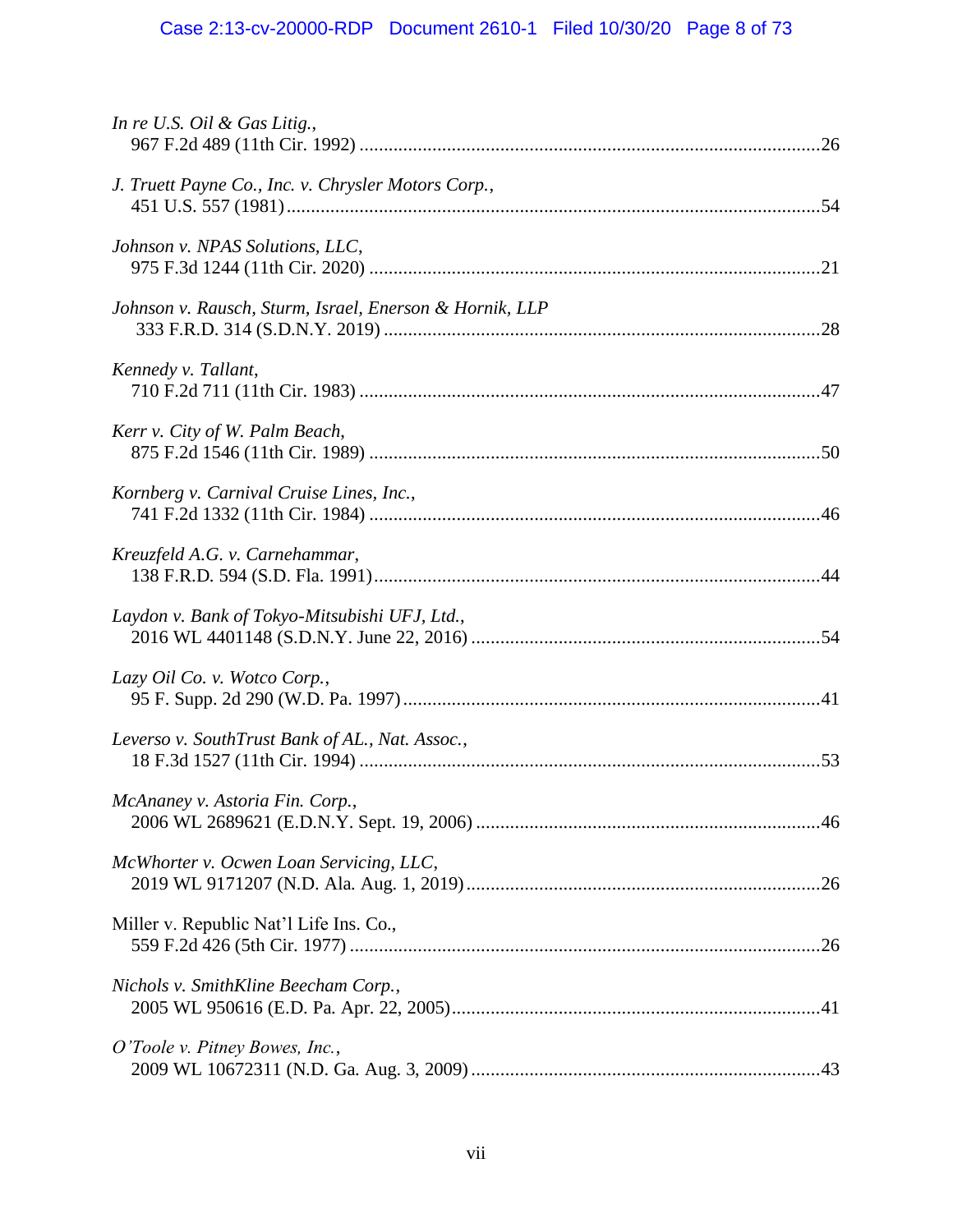*In re U.S. Oil & Gas Litig.*,
967 F.2d 489 (11th Cir. 1992) ....................................................................................26

*J. Truett Payne Co., Inc. v. Chrysler Motors Corp.*,
451 U.S. 557 (1981) ....................................................................................................54

*Johnson v. NPAS Solutions, LLC*,
975 F.3d 1244 (11th Cir. 2020) ..................................................................................21

*Johnson v. Rausch, Sturm, Israel, Enerson & Hornik, LLP*
333 F.R.D. 314 (S.D.N.Y. 2019) ...............................................................................28

*Kennedy v. Tallant*,
710 F.2d 711 (11th Cir. 1983) ....................................................................................47

*Kerr v. City of W. Palm Beach*,
875 F.2d 1546 (11th Cir. 1989) ..................................................................................50

*Kornberg v. Carnival Cruise Lines, Inc.*,
741 F.2d 1332 (11th Cir. 1984) ..................................................................................46

*Kreuzfeld A.G. v. Carnehammar*,
138 F.R.D. 594 (S.D. Fla. 1991) ................................................................................44

*Laydon v. Bank of Tokyo-Mitsubishi UFJ, Ltd.*,
2016 WL 4401148 (S.D.N.Y. June 22, 2016) ............................................................54

*Lazy Oil Co. v. Wotco Corp.*,
95 F. Supp. 2d 290 (W.D. Pa. 1997) ..........................................................................41

*Leverso v. SouthTrust Bank of AL., Nat. Assoc.*,
18 F.3d 1527 (11th Cir. 1994) ....................................................................................53

*McAnaney v. Astoria Fin. Corp.*,
2006 WL 2689621 (E.D.N.Y. Sept. 19, 2006) ...........................................................46

*McWhorter v. Ocwen Loan Servicing, LLC*,
2019 WL 9171207 (N.D. Ala. Aug. 1, 2019) .............................................................26

Miller v. Republic Nat'l Life Ins. Co.,
559 F.2d 426 (5th Cir. 1977) ......................................................................................26

*Nichols v. SmithKline Beecham Corp.*,
2005 WL 950616 (E.D. Pa. Apr. 22, 2005) ................................................................41

*O'Toole v. Pitney Bowes, Inc.*,
2009 WL 10672311 (N.D. Ga. Aug. 3, 2009) ............................................................43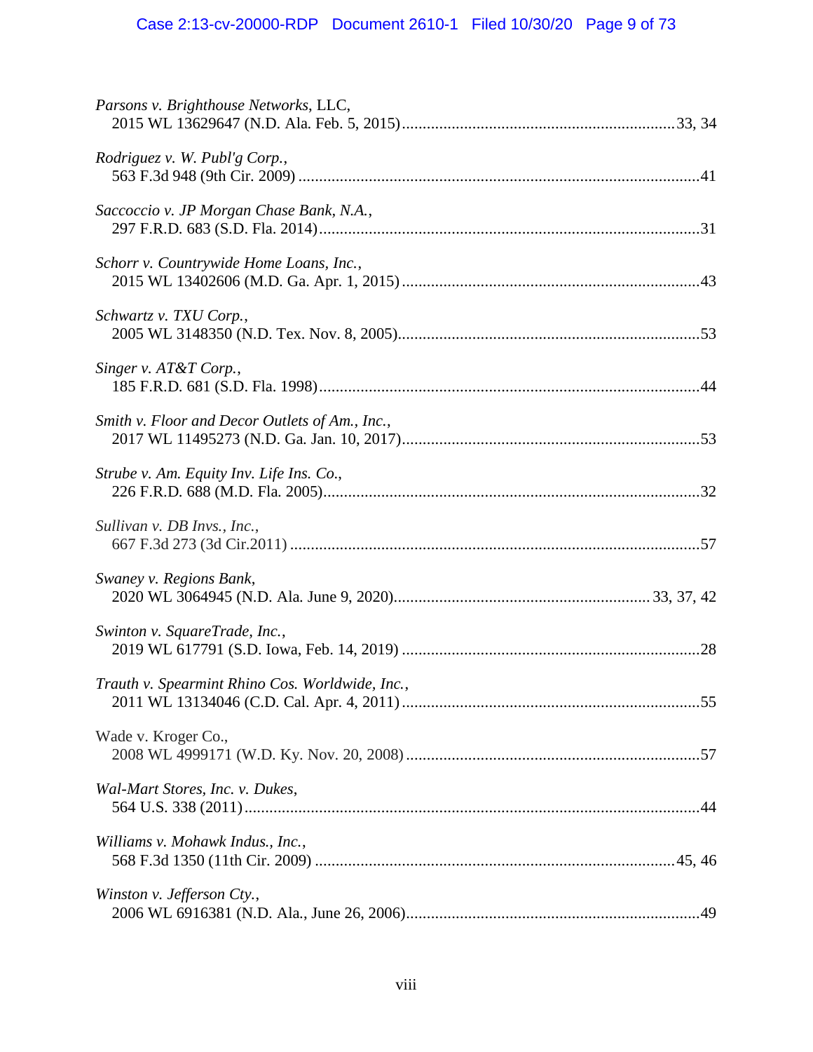*Parsons v. Brighthouse Networks*, LLC,
2015 WL 13629647 (N.D. Ala. Feb. 5, 2015)....................................................................33, 34

*Rodriguez v. W. Publ'g Corp.*,
563 F.3d 948 (9th Cir. 2009) ..................................................................................................41

*Saccoccio v. JP Morgan Chase Bank, N.A.*,
297 F.R.D. 683 (S.D. Fla. 2014)..............................................................................................31

*Schorr v. Countrywide Home Loans, Inc.*,
2015 WL 13402606 (M.D. Ga. Apr. 1, 2015) .........................................................................43

*Schwartz v. TXU Corp.*,
2005 WL 3148350 (N.D. Tex. Nov. 8, 2005)..........................................................................53

*Singer v. AT&T Corp.*,
185 F.R.D. 681 (S.D. Fla. 1998)..............................................................................................44

*Smith v. Floor and Decor Outlets of Am., Inc.*,
2017 WL 11495273 (N.D. Ga. Jan. 10, 2017).........................................................................53

*Strube v. Am. Equity Inv. Life Ins. Co.*,
226 F.R.D. 688 (M.D. Fla. 2005).............................................................................................32

*Sullivan v. DB Invs., Inc.*,
667 F.3d 273 (3d Cir.2011) ......................................................................................................57

*Swaney v. Regions Bank*,
2020 WL 3064945 (N.D. Ala. June 9, 2020)..............................................................33, 37, 42

*Swinton v. SquareTrade, Inc.*,
2019 WL 617791 (S.D. Iowa, Feb. 14, 2019) .........................................................................28

*Trauth v. Spearmint Rhino Cos. Worldwide, Inc.*,
2011 WL 13134046 (C.D. Cal. Apr. 4, 2011) ..........................................................................55

Wade v. Kroger Co.,
2008 WL 4999171 (W.D. Ky. Nov. 20, 2008) .........................................................................57

*Wal-Mart Stores, Inc. v. Dukes*,
564 U.S. 338 (2011) .................................................................................................................44

*Williams v. Mohawk Indus., Inc.*,
568 F.3d 1350 (11th Cir. 2009) .........................................................................................45, 46

*Winston v. Jefferson Cty.*,
2006 WL 6916381 (N.D. Ala., June 26, 2006)........................................................................49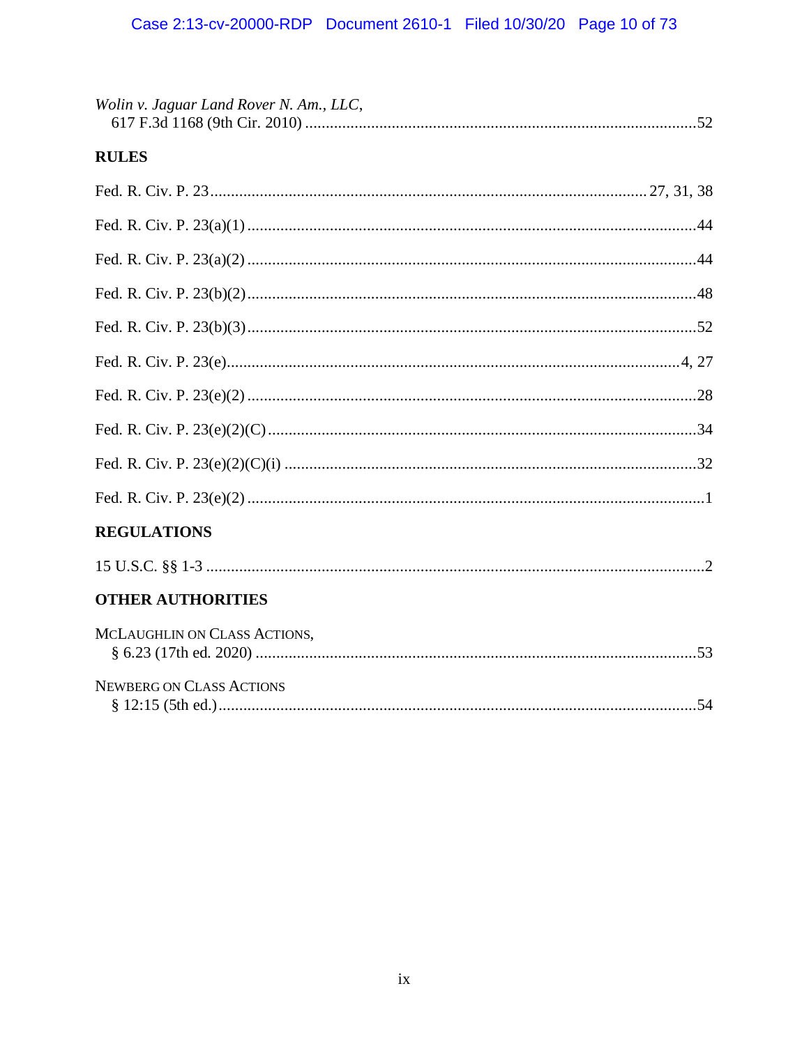*Wolin v. Jaguar Land Rover N. Am., LLC*,
617 F.3d 1168 (9th Cir. 2010) ....................................................................................52

## RULES

Fed. R. Civ. P. 23 .......................................................................................... 27, 31, 38

Fed. R. Civ. P. 23(a)(1) ..........................................................................................44

Fed. R. Civ. P. 23(a)(2) ..........................................................................................44

Fed. R. Civ. P. 23(b)(2) ..........................................................................................48

Fed. R. Civ. P. 23(b)(3) ..........................................................................................52

Fed. R. Civ. P. 23(e) ........................................................................................... 4, 27

Fed. R. Civ. P. 23(e)(2) ..........................................................................................28

Fed. R. Civ. P. 23(e)(2)(C) ......................................................................................34

Fed. R. Civ. P. 23(e)(2)(C)(i) ..................................................................................32

Fed. R. Civ. P. 23(e)(2) ............................................................................................1

## REGULATIONS

15 U.S.C. §§ 1-3 ........................................................................................................2

## OTHER AUTHORITIES

MCLAUGHLIN ON CLASS ACTIONS,
§ 6.23 (17th ed. 2020) .............................................................................................53

NEWBERG ON CLASS ACTIONS
§ 12:15 (5th ed.) .......................................................................................................54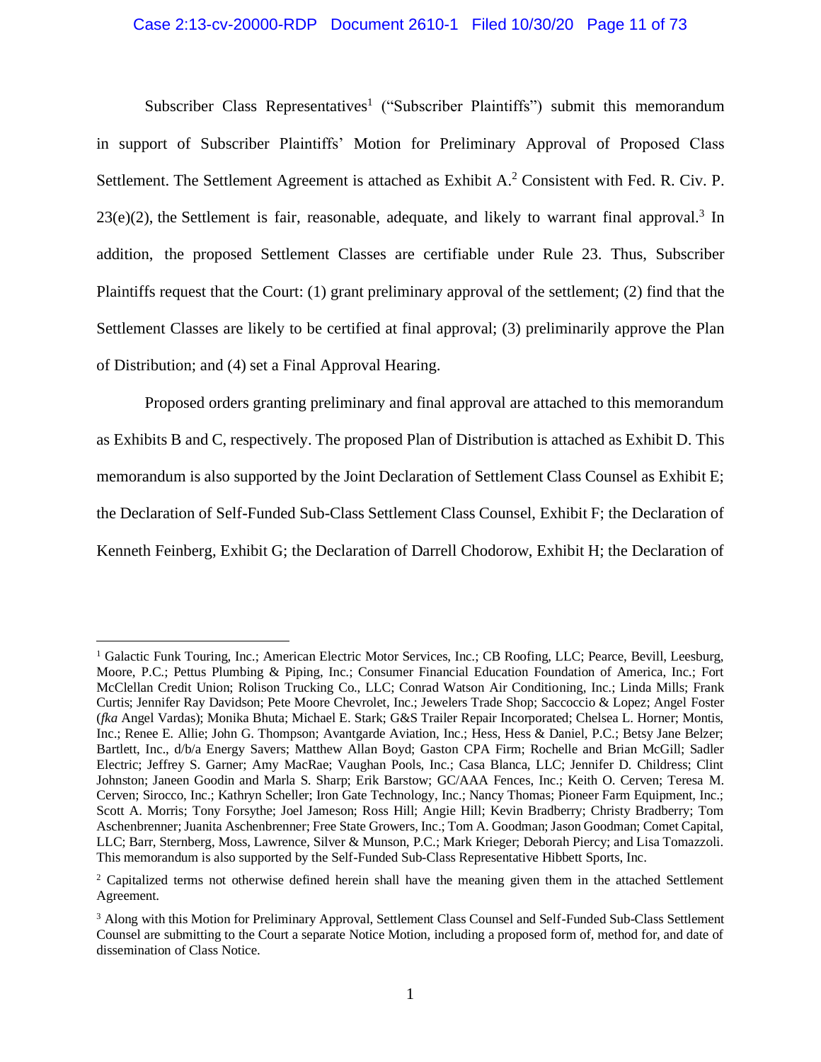Subscriber Class Representatives[1] ("Subscriber Plaintiffs") submit this memorandum in support of Subscriber Plaintiffs' Motion for Preliminary Approval of Proposed Class Settlement. The Settlement Agreement is attached as Exhibit A.[2] Consistent with Fed. R. Civ. P. 23(e)(2), the Settlement is fair, reasonable, adequate, and likely to warrant final approval.[3] In addition, the proposed Settlement Classes are certifiable under Rule 23. Thus, Subscriber Plaintiffs request that the Court: (1) grant preliminary approval of the settlement; (2) find that the Settlement Classes are likely to be certified at final approval; (3) preliminarily approve the Plan of Distribution; and (4) set a Final Approval Hearing.

Proposed orders granting preliminary and final approval are attached to this memorandum as Exhibits B and C, respectively. The proposed Plan of Distribution is attached as Exhibit D. This memorandum is also supported by the Joint Declaration of Settlement Class Counsel as Exhibit E; the Declaration of Self-Funded Sub-Class Settlement Class Counsel, Exhibit F; the Declaration of Kenneth Feinberg, Exhibit G; the Declaration of Darrell Chodorow, Exhibit H; the Declaration of

---

[1] Galactic Funk Touring, Inc.; American Electric Motor Services, Inc.; CB Roofing, LLC; Pearce, Bevill, Leesburg, Moore, P.C.; Pettus Plumbing & Piping, Inc.; Consumer Financial Education Foundation of America, Inc.; Fort McClellan Credit Union; Rolison Trucking Co., LLC; Conrad Watson Air Conditioning, Inc.; Linda Mills; Frank Curtis; Jennifer Ray Davidson; Pete Moore Chevrolet, Inc.; Jewelers Trade Shop; Saccoccio & Lopez; Angel Foster (*fka* Angel Vardas); Monika Bhuta; Michael E. Stark; G&S Trailer Repair Incorporated; Chelsea L. Horner; Montis, Inc.; Renee E. Allie; John G. Thompson; Avantgarde Aviation, Inc.; Hess, Hess & Daniel, P.C.; Betsy Jane Belzer; Bartlett, Inc., d/b/a Energy Savers; Matthew Allan Boyd; Gaston CPA Firm; Rochelle and Brian McGill; Sadler Electric; Jeffrey S. Garner; Amy MacRae; Vaughan Pools, Inc.; Casa Blanca, LLC; Jennifer D. Childress; Clint Johnston; Janeen Goodin and Marla S. Sharp; Erik Barstow; GC/AAA Fences, Inc.; Keith O. Cerven; Teresa M. Cerven; Sirocco, Inc.; Kathryn Scheller; Iron Gate Technology, Inc.; Nancy Thomas; Pioneer Farm Equipment, Inc.; Scott A. Morris; Tony Forsythe; Joel Jameson; Ross Hill; Angie Hill; Kevin Bradberry; Christy Bradberry; Tom Aschenbrenner; Juanita Aschenbrenner; Free State Growers, Inc.; Tom A. Goodman; Jason Goodman; Comet Capital, LLC; Barr, Sternberg, Moss, Lawrence, Silver & Munson, P.C.; Mark Krieger; Deborah Piercy; and Lisa Tomazzoli. This memorandum is also supported by the Self-Funded Sub-Class Representative Hibbett Sports, Inc.

[2] Capitalized terms not otherwise defined herein shall have the meaning given them in the attached Settlement Agreement.

[3] Along with this Motion for Preliminary Approval, Settlement Class Counsel and Self-Funded Sub-Class Settlement Counsel are submitting to the Court a separate Notice Motion, including a proposed form of, method for, and date of dissemination of Class Notice.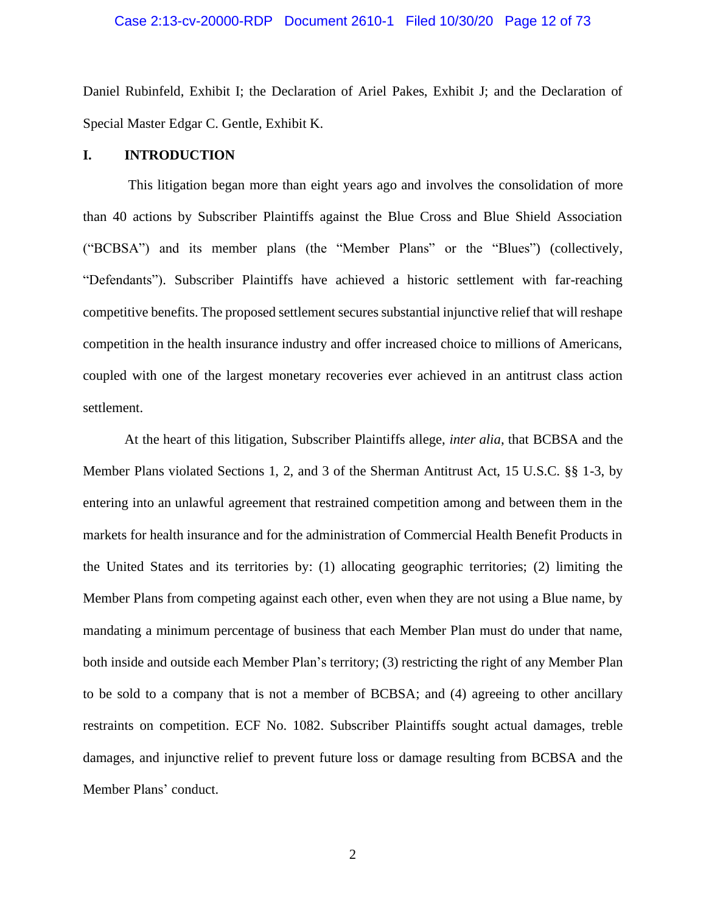Daniel Rubinfeld, Exhibit I; the Declaration of Ariel Pakes, Exhibit J; and the Declaration of Special Master Edgar C. Gentle, Exhibit K.

## I. INTRODUCTION

This litigation began more than eight years ago and involves the consolidation of more than 40 actions by Subscriber Plaintiffs against the Blue Cross and Blue Shield Association ("BCBSA") and its member plans (the "Member Plans" or the "Blues") (collectively, "Defendants"). Subscriber Plaintiffs have achieved a historic settlement with far-reaching competitive benefits. The proposed settlement secures substantial injunctive relief that will reshape competition in the health insurance industry and offer increased choice to millions of Americans, coupled with one of the largest monetary recoveries ever achieved in an antitrust class action settlement.

At the heart of this litigation, Subscriber Plaintiffs allege, *inter alia*, that BCBSA and the Member Plans violated Sections 1, 2, and 3 of the Sherman Antitrust Act, 15 U.S.C. §§ 1-3, by entering into an unlawful agreement that restrained competition among and between them in the markets for health insurance and for the administration of Commercial Health Benefit Products in the United States and its territories by: (1) allocating geographic territories; (2) limiting the Member Plans from competing against each other, even when they are not using a Blue name, by mandating a minimum percentage of business that each Member Plan must do under that name, both inside and outside each Member Plan's territory; (3) restricting the right of any Member Plan to be sold to a company that is not a member of BCBSA; and (4) agreeing to other ancillary restraints on competition. ECF No. 1082. Subscriber Plaintiffs sought actual damages, treble damages, and injunctive relief to prevent future loss or damage resulting from BCBSA and the Member Plans' conduct.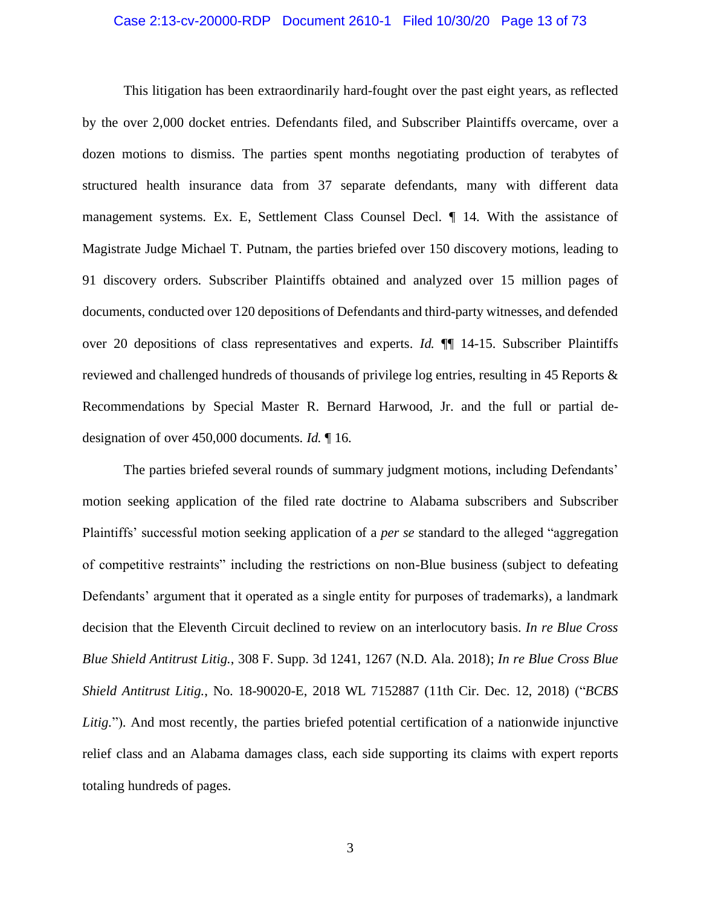This litigation has been extraordinarily hard-fought over the past eight years, as reflected by the over 2,000 docket entries. Defendants filed, and Subscriber Plaintiffs overcame, over a dozen motions to dismiss. The parties spent months negotiating production of terabytes of structured health insurance data from 37 separate defendants, many with different data management systems. Ex. E, Settlement Class Counsel Decl. ¶ 14. With the assistance of Magistrate Judge Michael T. Putnam, the parties briefed over 150 discovery motions, leading to 91 discovery orders. Subscriber Plaintiffs obtained and analyzed over 15 million pages of documents, conducted over 120 depositions of Defendants and third-party witnesses, and defended over 20 depositions of class representatives and experts. *Id.* ¶¶ 14-15. Subscriber Plaintiffs reviewed and challenged hundreds of thousands of privilege log entries, resulting in 45 Reports & Recommendations by Special Master R. Bernard Harwood, Jr. and the full or partial de-designation of over 450,000 documents. *Id.* ¶ 16.

The parties briefed several rounds of summary judgment motions, including Defendants' motion seeking application of the filed rate doctrine to Alabama subscribers and Subscriber Plaintiffs' successful motion seeking application of a *per se* standard to the alleged "aggregation of competitive restraints" including the restrictions on non-Blue business (subject to defeating Defendants' argument that it operated as a single entity for purposes of trademarks), a landmark decision that the Eleventh Circuit declined to review on an interlocutory basis. *In re Blue Cross Blue Shield Antitrust Litig.*, 308 F. Supp. 3d 1241, 1267 (N.D. Ala. 2018); *In re Blue Cross Blue Shield Antitrust Litig.*, No. 18-90020-E, 2018 WL 7152887 (11th Cir. Dec. 12, 2018) ("*BCBS Litig.*"). And most recently, the parties briefed potential certification of a nationwide injunctive relief class and an Alabama damages class, each side supporting its claims with expert reports totaling hundreds of pages.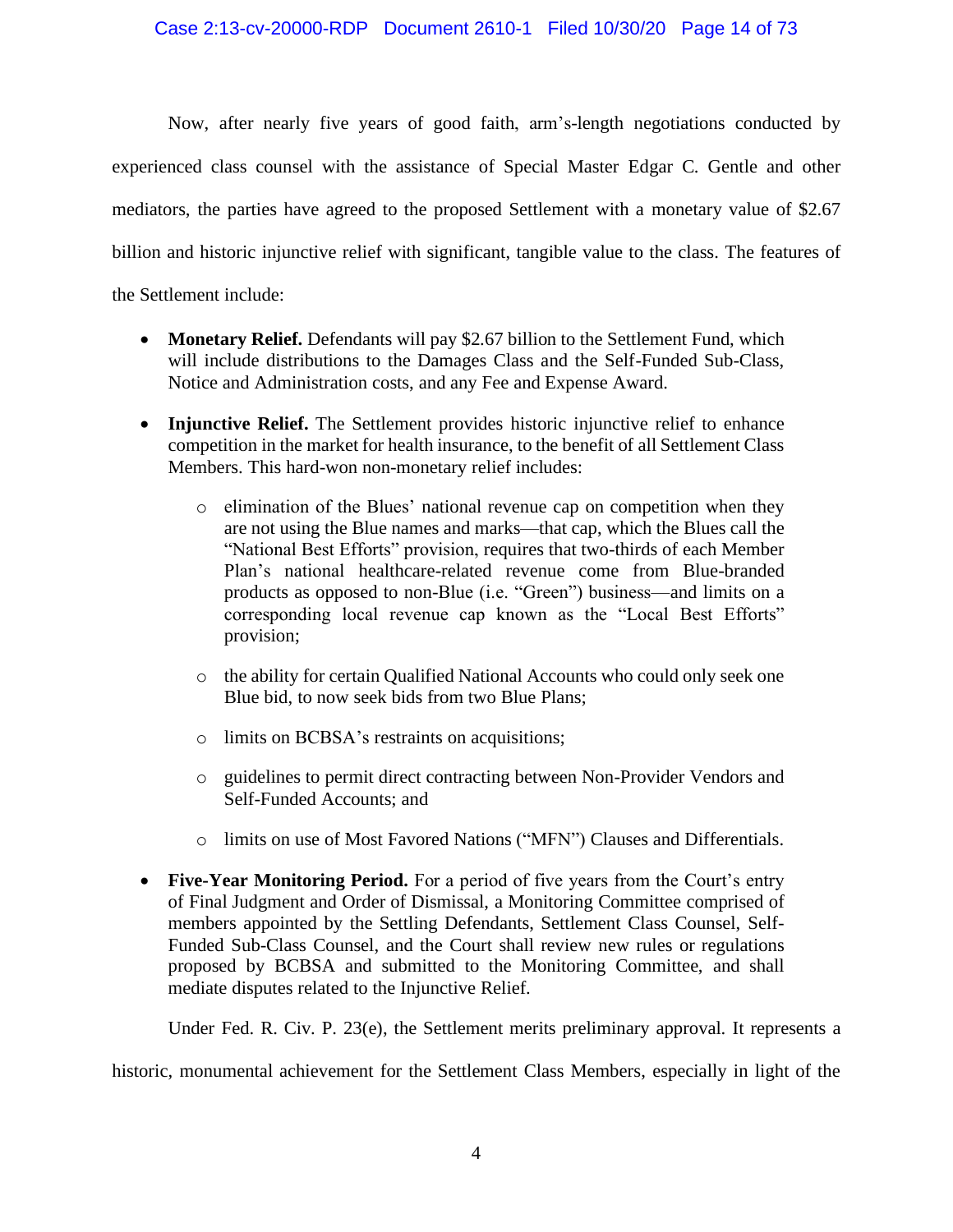Now, after nearly five years of good faith, arm's-length negotiations conducted by experienced class counsel with the assistance of Special Master Edgar C. Gentle and other mediators, the parties have agreed to the proposed Settlement with a monetary value of $2.67 billion and historic injunctive relief with significant, tangible value to the class. The features of the Settlement include:

- **Monetary Relief.** Defendants will pay $2.67 billion to the Settlement Fund, which will include distributions to the Damages Class and the Self-Funded Sub-Class, Notice and Administration costs, and any Fee and Expense Award.

- **Injunctive Relief.** The Settlement provides historic injunctive relief to enhance competition in the market for health insurance, to the benefit of all Settlement Class Members. This hard-won non-monetary relief includes:

  - elimination of the Blues' national revenue cap on competition when they are not using the Blue names and marks—that cap, which the Blues call the "National Best Efforts" provision, requires that two-thirds of each Member Plan's national healthcare-related revenue come from Blue-branded products as opposed to non-Blue (i.e. "Green") business—and limits on a corresponding local revenue cap known as the "Local Best Efforts" provision;

  - the ability for certain Qualified National Accounts who could only seek one Blue bid, to now seek bids from two Blue Plans;

  - limits on BCBSA's restraints on acquisitions;

  - guidelines to permit direct contracting between Non-Provider Vendors and Self-Funded Accounts; and

  - limits on use of Most Favored Nations ("MFN") Clauses and Differentials.

- **Five-Year Monitoring Period.** For a period of five years from the Court's entry of Final Judgment and Order of Dismissal, a Monitoring Committee comprised of members appointed by the Settling Defendants, Settlement Class Counsel, Self-Funded Sub-Class Counsel, and the Court shall review new rules or regulations proposed by BCBSA and submitted to the Monitoring Committee, and shall mediate disputes related to the Injunctive Relief.

Under Fed. R. Civ. P. 23(e), the Settlement merits preliminary approval. It represents a historic, monumental achievement for the Settlement Class Members, especially in light of the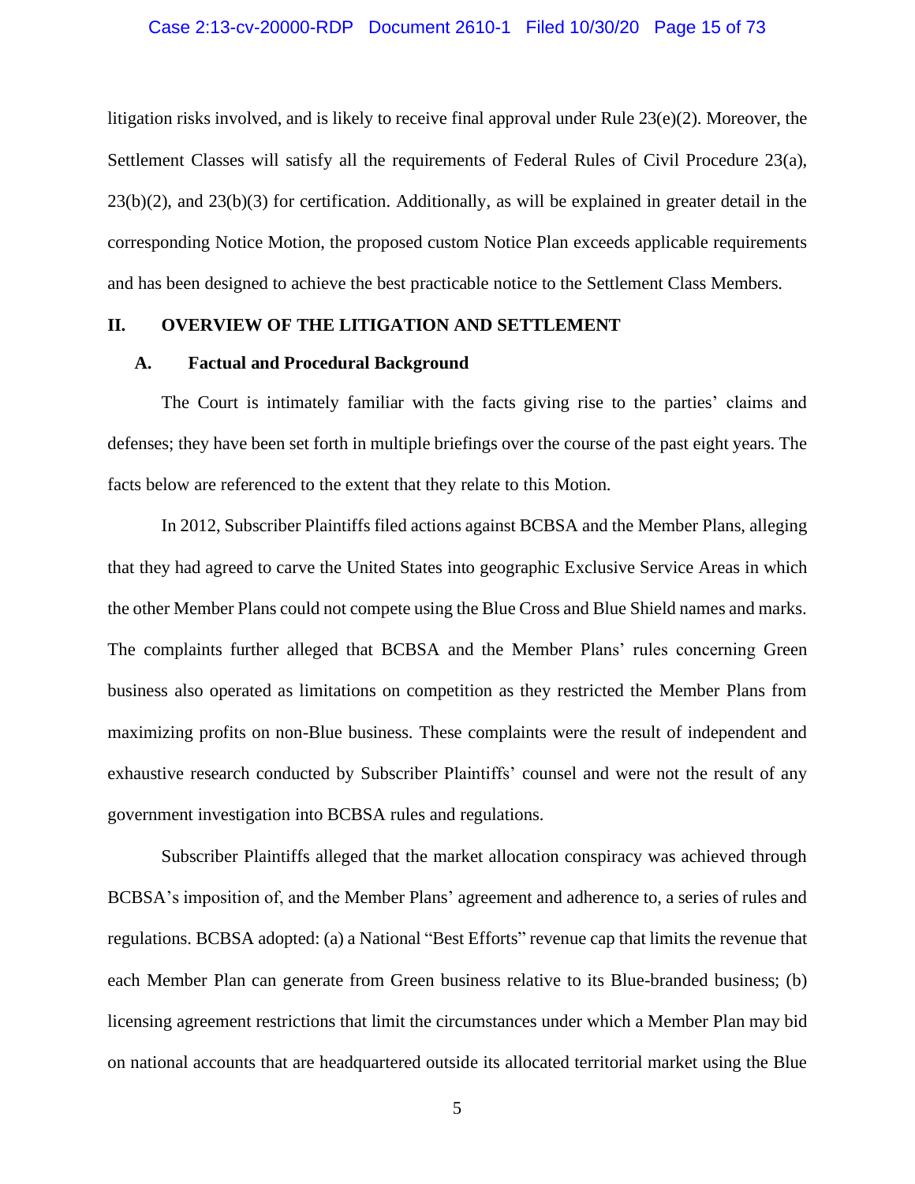litigation risks involved, and is likely to receive final approval under Rule 23(e)(2). Moreover, the Settlement Classes will satisfy all the requirements of Federal Rules of Civil Procedure 23(a), 23(b)(2), and 23(b)(3) for certification. Additionally, as will be explained in greater detail in the corresponding Notice Motion, the proposed custom Notice Plan exceeds applicable requirements and has been designed to achieve the best practicable notice to the Settlement Class Members.

## II. OVERVIEW OF THE LITIGATION AND SETTLEMENT

### A. Factual and Procedural Background

The Court is intimately familiar with the facts giving rise to the parties' claims and defenses; they have been set forth in multiple briefings over the course of the past eight years. The facts below are referenced to the extent that they relate to this Motion.

In 2012, Subscriber Plaintiffs filed actions against BCBSA and the Member Plans, alleging that they had agreed to carve the United States into geographic Exclusive Service Areas in which the other Member Plans could not compete using the Blue Cross and Blue Shield names and marks. The complaints further alleged that BCBSA and the Member Plans' rules concerning Green business also operated as limitations on competition as they restricted the Member Plans from maximizing profits on non-Blue business. These complaints were the result of independent and exhaustive research conducted by Subscriber Plaintiffs' counsel and were not the result of any government investigation into BCBSA rules and regulations.

Subscriber Plaintiffs alleged that the market allocation conspiracy was achieved through BCBSA's imposition of, and the Member Plans' agreement and adherence to, a series of rules and regulations. BCBSA adopted: (a) a National "Best Efforts" revenue cap that limits the revenue that each Member Plan can generate from Green business relative to its Blue-branded business; (b) licensing agreement restrictions that limit the circumstances under which a Member Plan may bid on national accounts that are headquartered outside its allocated territorial market using the Blue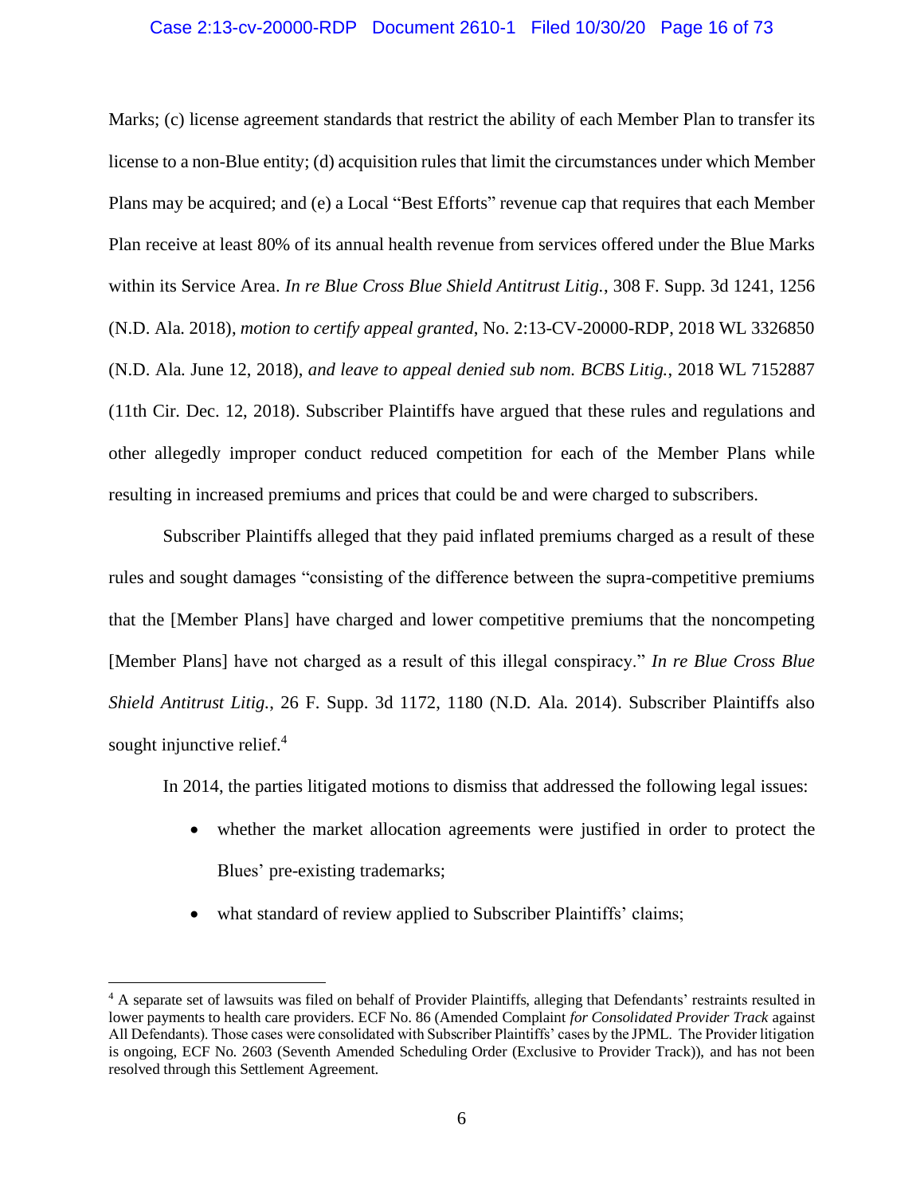Marks; (c) license agreement standards that restrict the ability of each Member Plan to transfer its license to a non-Blue entity; (d) acquisition rules that limit the circumstances under which Member Plans may be acquired; and (e) a Local "Best Efforts" revenue cap that requires that each Member Plan receive at least 80% of its annual health revenue from services offered under the Blue Marks within its Service Area. *In re Blue Cross Blue Shield Antitrust Litig.*, 308 F. Supp. 3d 1241, 1256 (N.D. Ala. 2018), *motion to certify appeal granted*, No. 2:13-CV-20000-RDP, 2018 WL 3326850 (N.D. Ala. June 12, 2018), *and leave to appeal denied sub nom. BCBS Litig.*, 2018 WL 7152887 (11th Cir. Dec. 12, 2018). Subscriber Plaintiffs have argued that these rules and regulations and other allegedly improper conduct reduced competition for each of the Member Plans while resulting in increased premiums and prices that could be and were charged to subscribers.

Subscriber Plaintiffs alleged that they paid inflated premiums charged as a result of these rules and sought damages "consisting of the difference between the supra-competitive premiums that the [Member Plans] have charged and lower competitive premiums that the noncompeting [Member Plans] have not charged as a result of this illegal conspiracy." *In re Blue Cross Blue Shield Antitrust Litig.*, 26 F. Supp. 3d 1172, 1180 (N.D. Ala. 2014). Subscriber Plaintiffs also sought injunctive relief.[4]

In 2014, the parties litigated motions to dismiss that addressed the following legal issues:

- whether the market allocation agreements were justified in order to protect the Blues' pre-existing trademarks;
- what standard of review applied to Subscriber Plaintiffs' claims;

[4] A separate set of lawsuits was filed on behalf of Provider Plaintiffs, alleging that Defendants' restraints resulted in lower payments to health care providers. ECF No. 86 (Amended Complaint *for Consolidated Provider Track* against All Defendants). Those cases were consolidated with Subscriber Plaintiffs' cases by the JPML. The Provider litigation is ongoing, ECF No. 2603 (Seventh Amended Scheduling Order (Exclusive to Provider Track)), and has not been resolved through this Settlement Agreement.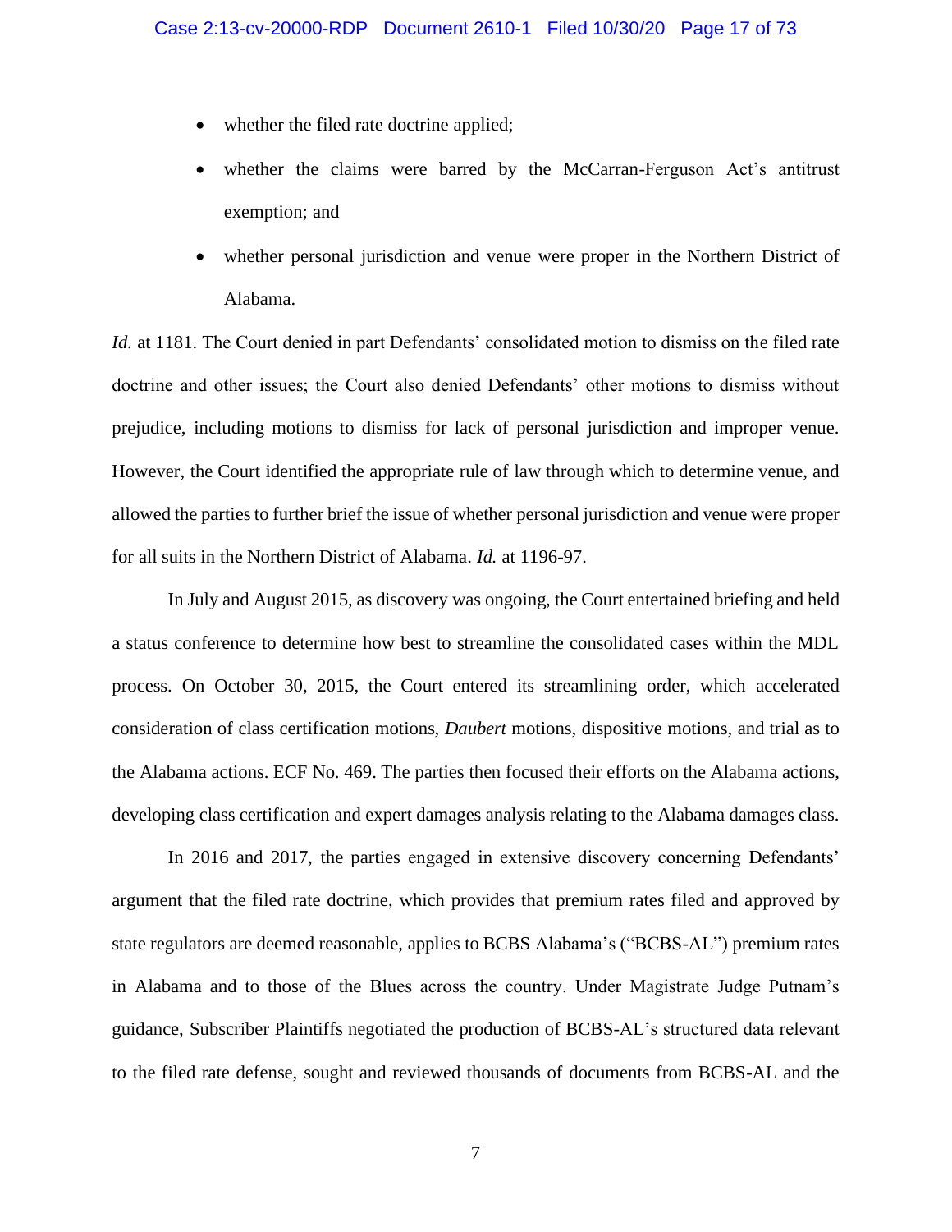- whether the filed rate doctrine applied;
- whether the claims were barred by the McCarran-Ferguson Act's antitrust exemption; and
- whether personal jurisdiction and venue were proper in the Northern District of Alabama.

*Id.* at 1181. The Court denied in part Defendants' consolidated motion to dismiss on the filed rate doctrine and other issues; the Court also denied Defendants' other motions to dismiss without prejudice, including motions to dismiss for lack of personal jurisdiction and improper venue. However, the Court identified the appropriate rule of law through which to determine venue, and allowed the parties to further brief the issue of whether personal jurisdiction and venue were proper for all suits in the Northern District of Alabama. *Id.* at 1196-97.

In July and August 2015, as discovery was ongoing, the Court entertained briefing and held a status conference to determine how best to streamline the consolidated cases within the MDL process. On October 30, 2015, the Court entered its streamlining order, which accelerated consideration of class certification motions, *Daubert* motions, dispositive motions, and trial as to the Alabama actions. ECF No. 469. The parties then focused their efforts on the Alabama actions, developing class certification and expert damages analysis relating to the Alabama damages class.

In 2016 and 2017, the parties engaged in extensive discovery concerning Defendants' argument that the filed rate doctrine, which provides that premium rates filed and approved by state regulators are deemed reasonable, applies to BCBS Alabama's ("BCBS-AL") premium rates in Alabama and to those of the Blues across the country. Under Magistrate Judge Putnam's guidance, Subscriber Plaintiffs negotiated the production of BCBS-AL's structured data relevant to the filed rate defense, sought and reviewed thousands of documents from BCBS-AL and the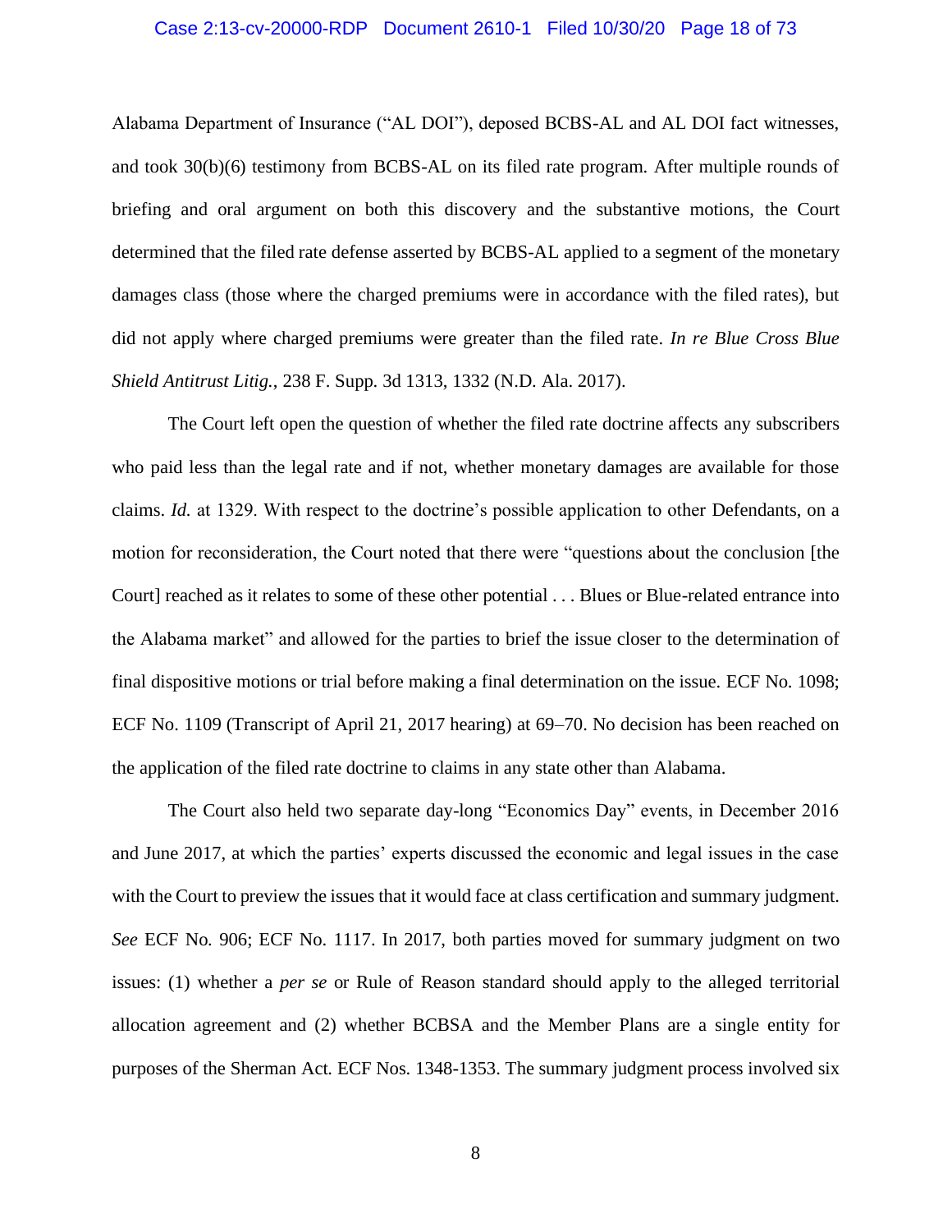Alabama Department of Insurance ("AL DOI"), deposed BCBS-AL and AL DOI fact witnesses, and took 30(b)(6) testimony from BCBS-AL on its filed rate program. After multiple rounds of briefing and oral argument on both this discovery and the substantive motions, the Court determined that the filed rate defense asserted by BCBS-AL applied to a segment of the monetary damages class (those where the charged premiums were in accordance with the filed rates), but did not apply where charged premiums were greater than the filed rate. *In re Blue Cross Blue Shield Antitrust Litig.*, 238 F. Supp. 3d 1313, 1332 (N.D. Ala. 2017).

The Court left open the question of whether the filed rate doctrine affects any subscribers who paid less than the legal rate and if not, whether monetary damages are available for those claims. *Id.* at 1329. With respect to the doctrine's possible application to other Defendants, on a motion for reconsideration, the Court noted that there were "questions about the conclusion [the Court] reached as it relates to some of these other potential . . . Blues or Blue-related entrance into the Alabama market" and allowed for the parties to brief the issue closer to the determination of final dispositive motions or trial before making a final determination on the issue. ECF No. 1098; ECF No. 1109 (Transcript of April 21, 2017 hearing) at 69–70. No decision has been reached on the application of the filed rate doctrine to claims in any state other than Alabama.

The Court also held two separate day-long "Economics Day" events, in December 2016 and June 2017, at which the parties' experts discussed the economic and legal issues in the case with the Court to preview the issues that it would face at class certification and summary judgment. *See* ECF No. 906; ECF No. 1117. In 2017, both parties moved for summary judgment on two issues: (1) whether a *per se* or Rule of Reason standard should apply to the alleged territorial allocation agreement and (2) whether BCBSA and the Member Plans are a single entity for purposes of the Sherman Act. ECF Nos. 1348-1353. The summary judgment process involved six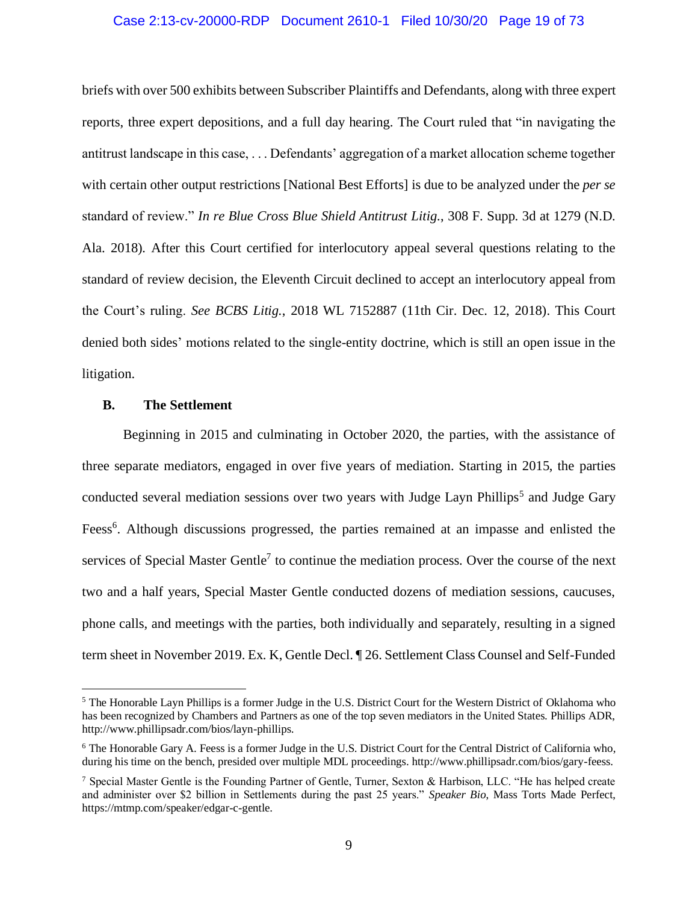briefs with over 500 exhibits between Subscriber Plaintiffs and Defendants, along with three expert reports, three expert depositions, and a full day hearing. The Court ruled that "in navigating the antitrust landscape in this case, . . . Defendants' aggregation of a market allocation scheme together with certain other output restrictions [National Best Efforts] is due to be analyzed under the *per se* standard of review." *In re Blue Cross Blue Shield Antitrust Litig.*, 308 F. Supp. 3d at 1279 (N.D. Ala. 2018). After this Court certified for interlocutory appeal several questions relating to the standard of review decision, the Eleventh Circuit declined to accept an interlocutory appeal from the Court's ruling. *See BCBS Litig.*, 2018 WL 7152887 (11th Cir. Dec. 12, 2018). This Court denied both sides' motions related to the single-entity doctrine, which is still an open issue in the litigation.

### B. The Settlement

Beginning in 2015 and culminating in October 2020, the parties, with the assistance of three separate mediators, engaged in over five years of mediation. Starting in 2015, the parties conducted several mediation sessions over two years with Judge Layn Phillips[5] and Judge Gary Feess[6]. Although discussions progressed, the parties remained at an impasse and enlisted the services of Special Master Gentle[7] to continue the mediation process. Over the course of the next two and a half years, Special Master Gentle conducted dozens of mediation sessions, caucuses, phone calls, and meetings with the parties, both individually and separately, resulting in a signed term sheet in November 2019. Ex. K, Gentle Decl. ¶ 26. Settlement Class Counsel and Self-Funded

---

[5] The Honorable Layn Phillips is a former Judge in the U.S. District Court for the Western District of Oklahoma who has been recognized by Chambers and Partners as one of the top seven mediators in the United States. Phillips ADR, http://www.phillipsadr.com/bios/layn-phillips.

[6] The Honorable Gary A. Feess is a former Judge in the U.S. District Court for the Central District of California who, during his time on the bench, presided over multiple MDL proceedings. http://www.phillipsadr.com/bios/gary-feess.

[7] Special Master Gentle is the Founding Partner of Gentle, Turner, Sexton & Harbison, LLC. "He has helped create and administer over $2 billion in Settlements during the past 25 years." *Speaker Bio*, Mass Torts Made Perfect, https://mtmp.com/speaker/edgar-c-gentle.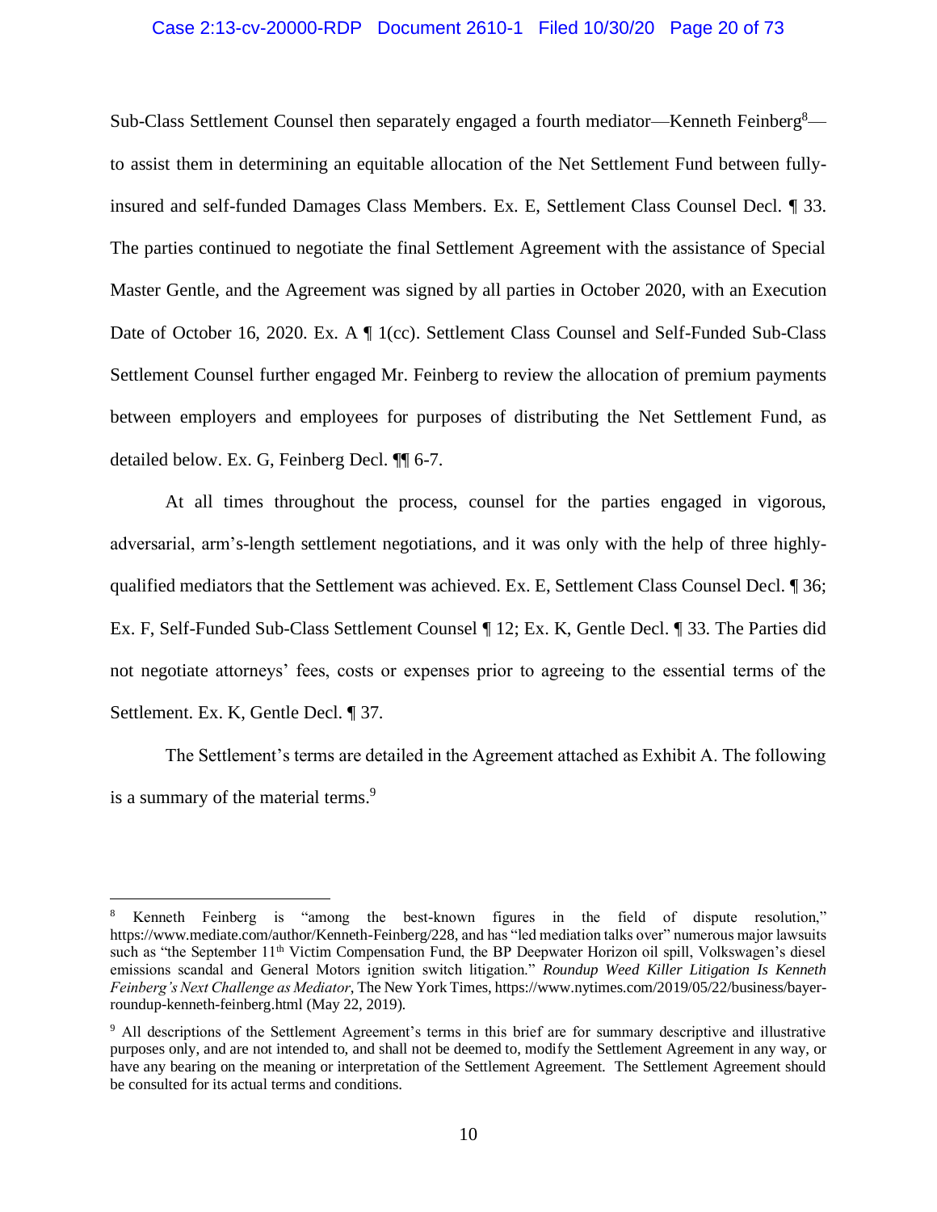Sub-Class Settlement Counsel then separately engaged a fourth mediator—Kenneth Feinberg[8]—to assist them in determining an equitable allocation of the Net Settlement Fund between fully-insured and self-funded Damages Class Members. Ex. E, Settlement Class Counsel Decl. ¶ 33. The parties continued to negotiate the final Settlement Agreement with the assistance of Special Master Gentle, and the Agreement was signed by all parties in October 2020, with an Execution Date of October 16, 2020. Ex. A ¶ 1(cc). Settlement Class Counsel and Self-Funded Sub-Class Settlement Counsel further engaged Mr. Feinberg to review the allocation of premium payments between employers and employees for purposes of distributing the Net Settlement Fund, as detailed below. Ex. G, Feinberg Decl. ¶¶ 6-7.

At all times throughout the process, counsel for the parties engaged in vigorous, adversarial, arm's-length settlement negotiations, and it was only with the help of three highly-qualified mediators that the Settlement was achieved. Ex. E, Settlement Class Counsel Decl. ¶ 36; Ex. F, Self-Funded Sub-Class Settlement Counsel ¶ 12; Ex. K, Gentle Decl. ¶ 33. The Parties did not negotiate attorneys' fees, costs or expenses prior to agreeing to the essential terms of the Settlement. Ex. K, Gentle Decl. ¶ 37.

The Settlement's terms are detailed in the Agreement attached as Exhibit A. The following is a summary of the material terms.[9]

---

[8] Kenneth Feinberg is "among the best-known figures in the field of dispute resolution," https://www.mediate.com/author/Kenneth-Feinberg/228, and has "led mediation talks over" numerous major lawsuits such as "the September 11th Victim Compensation Fund, the BP Deepwater Horizon oil spill, Volkswagen's diesel emissions scandal and General Motors ignition switch litigation." *Roundup Weed Killer Litigation Is Kenneth Feinberg's Next Challenge as Mediator*, The New York Times, https://www.nytimes.com/2019/05/22/business/bayer-roundup-kenneth-feinberg.html (May 22, 2019).

[9] All descriptions of the Settlement Agreement's terms in this brief are for summary descriptive and illustrative purposes only, and are not intended to, and shall not be deemed to, modify the Settlement Agreement in any way, or have any bearing on the meaning or interpretation of the Settlement Agreement. The Settlement Agreement should be consulted for its actual terms and conditions.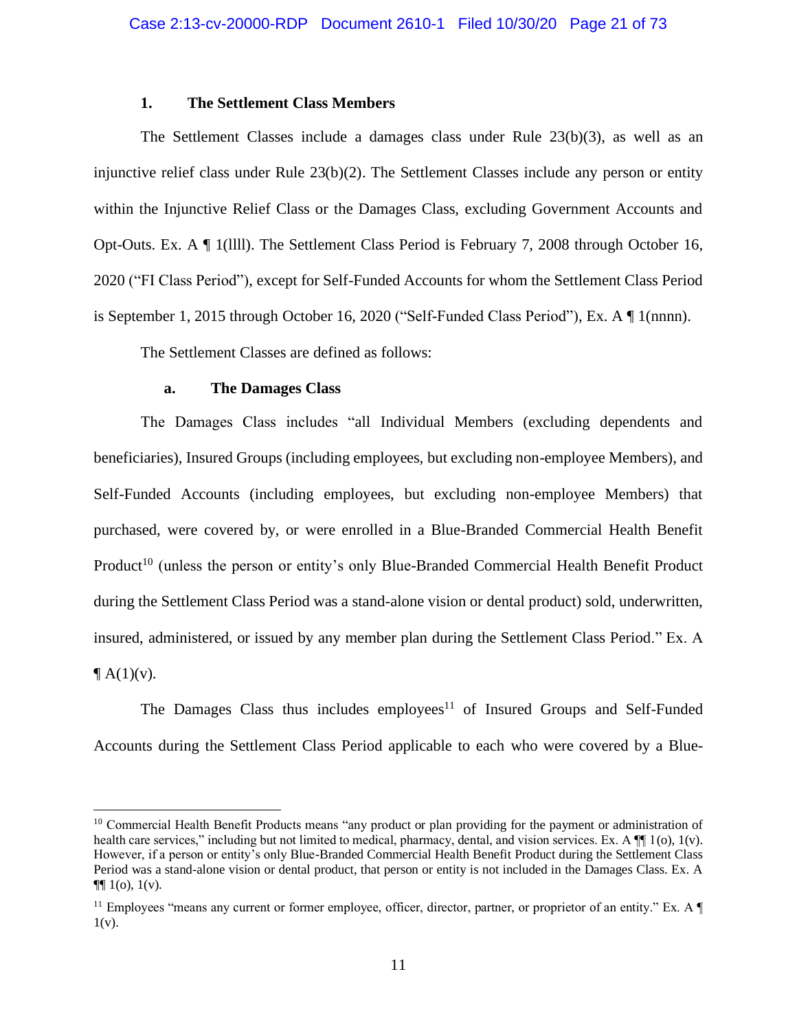### 1. The Settlement Class Members

The Settlement Classes include a damages class under Rule 23(b)(3), as well as an injunctive relief class under Rule 23(b)(2). The Settlement Classes include any person or entity within the Injunctive Relief Class or the Damages Class, excluding Government Accounts and Opt-Outs. Ex. A ¶ 1(llll). The Settlement Class Period is February 7, 2008 through October 16, 2020 ("FI Class Period"), except for Self-Funded Accounts for whom the Settlement Class Period is September 1, 2015 through October 16, 2020 ("Self-Funded Class Period"), Ex. A ¶ 1(nnnn).

The Settlement Classes are defined as follows:

#### a. The Damages Class

The Damages Class includes "all Individual Members (excluding dependents and beneficiaries), Insured Groups (including employees, but excluding non-employee Members), and Self-Funded Accounts (including employees, but excluding non-employee Members) that purchased, were covered by, or were enrolled in a Blue-Branded Commercial Health Benefit Product[10] (unless the person or entity's only Blue-Branded Commercial Health Benefit Product during the Settlement Class Period was a stand-alone vision or dental product) sold, underwritten, insured, administered, or issued by any member plan during the Settlement Class Period." Ex. A ¶ A(1)(v).

The Damages Class thus includes employees[11] of Insured Groups and Self-Funded Accounts during the Settlement Class Period applicable to each who were covered by a Blue-

---

[10] Commercial Health Benefit Products means "any product or plan providing for the payment or administration of health care services," including but not limited to medical, pharmacy, dental, and vision services. Ex. A ¶¶ 1(o), 1(v). However, if a person or entity's only Blue-Branded Commercial Health Benefit Product during the Settlement Class Period was a stand-alone vision or dental product, that person or entity is not included in the Damages Class. Ex. A ¶¶ 1(o), 1(v).

[11] Employees "means any current or former employee, officer, director, partner, or proprietor of an entity." Ex. A ¶ 1(v).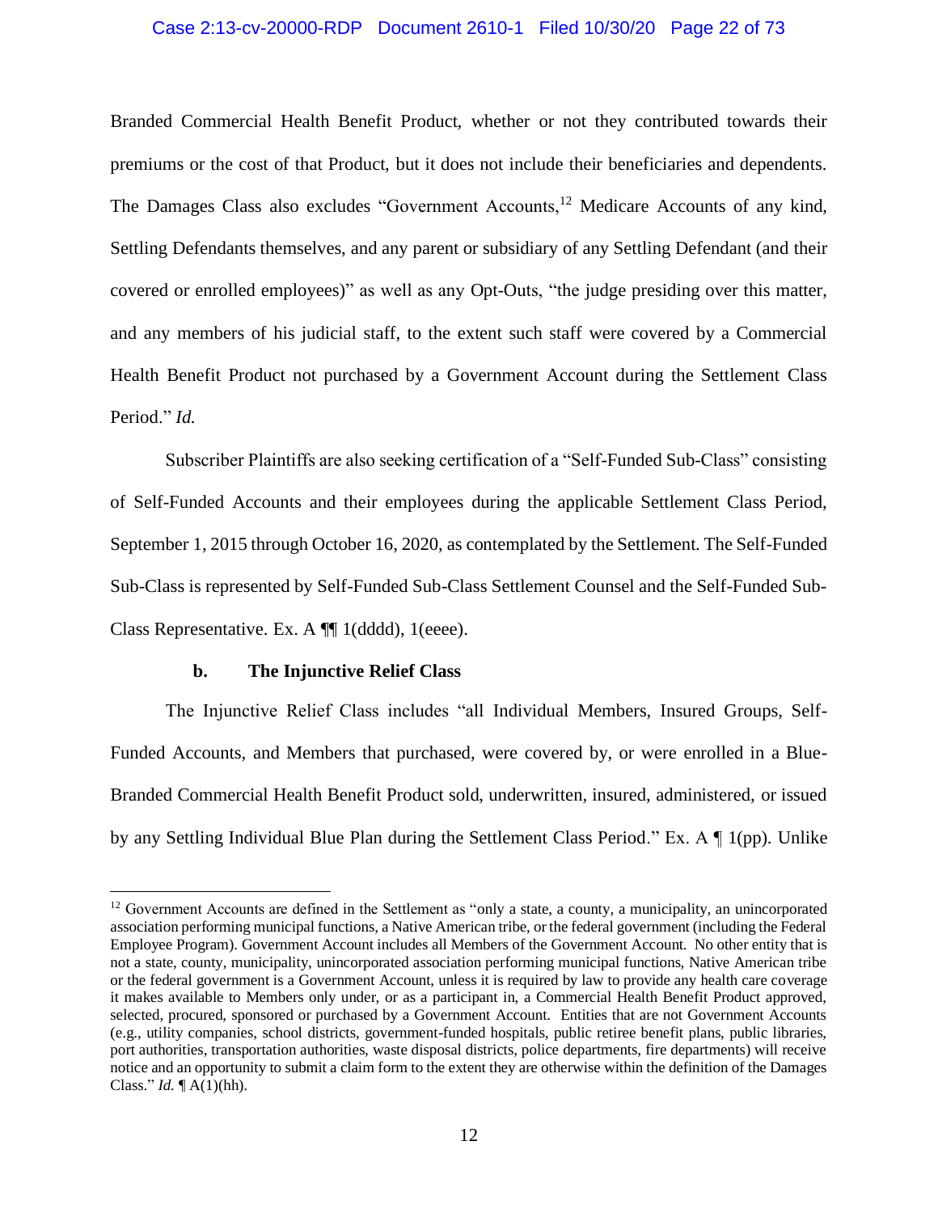Branded Commercial Health Benefit Product, whether or not they contributed towards their premiums or the cost of that Product, but it does not include their beneficiaries and dependents. The Damages Class also excludes "Government Accounts,[12] Medicare Accounts of any kind, Settling Defendants themselves, and any parent or subsidiary of any Settling Defendant (and their covered or enrolled employees)" as well as any Opt-Outs, "the judge presiding over this matter, and any members of his judicial staff, to the extent such staff were covered by a Commercial Health Benefit Product not purchased by a Government Account during the Settlement Class Period." *Id.*

Subscriber Plaintiffs are also seeking certification of a "Self-Funded Sub-Class" consisting of Self-Funded Accounts and their employees during the applicable Settlement Class Period, September 1, 2015 through October 16, 2020, as contemplated by the Settlement. The Self-Funded Sub-Class is represented by Self-Funded Sub-Class Settlement Counsel and the Self-Funded Sub-Class Representative. Ex. A ¶¶ 1(dddd), 1(eeee).

### b. The Injunctive Relief Class

The Injunctive Relief Class includes "all Individual Members, Insured Groups, Self-Funded Accounts, and Members that purchased, were covered by, or were enrolled in a Blue-Branded Commercial Health Benefit Product sold, underwritten, insured, administered, or issued by any Settling Individual Blue Plan during the Settlement Class Period." Ex. A ¶ 1(pp). Unlike

---

[12] Government Accounts are defined in the Settlement as "only a state, a county, a municipality, an unincorporated association performing municipal functions, a Native American tribe, or the federal government (including the Federal Employee Program). Government Account includes all Members of the Government Account. No other entity that is not a state, county, municipality, unincorporated association performing municipal functions, Native American tribe or the federal government is a Government Account, unless it is required by law to provide any health care coverage it makes available to Members only under, or as a participant in, a Commercial Health Benefit Product approved, selected, procured, sponsored or purchased by a Government Account. Entities that are not Government Accounts (e.g., utility companies, school districts, government-funded hospitals, public retiree benefit plans, public libraries, port authorities, transportation authorities, waste disposal districts, police departments, fire departments) will receive notice and an opportunity to submit a claim form to the extent they are otherwise within the definition of the Damages Class." *Id.* ¶ A(1)(hh).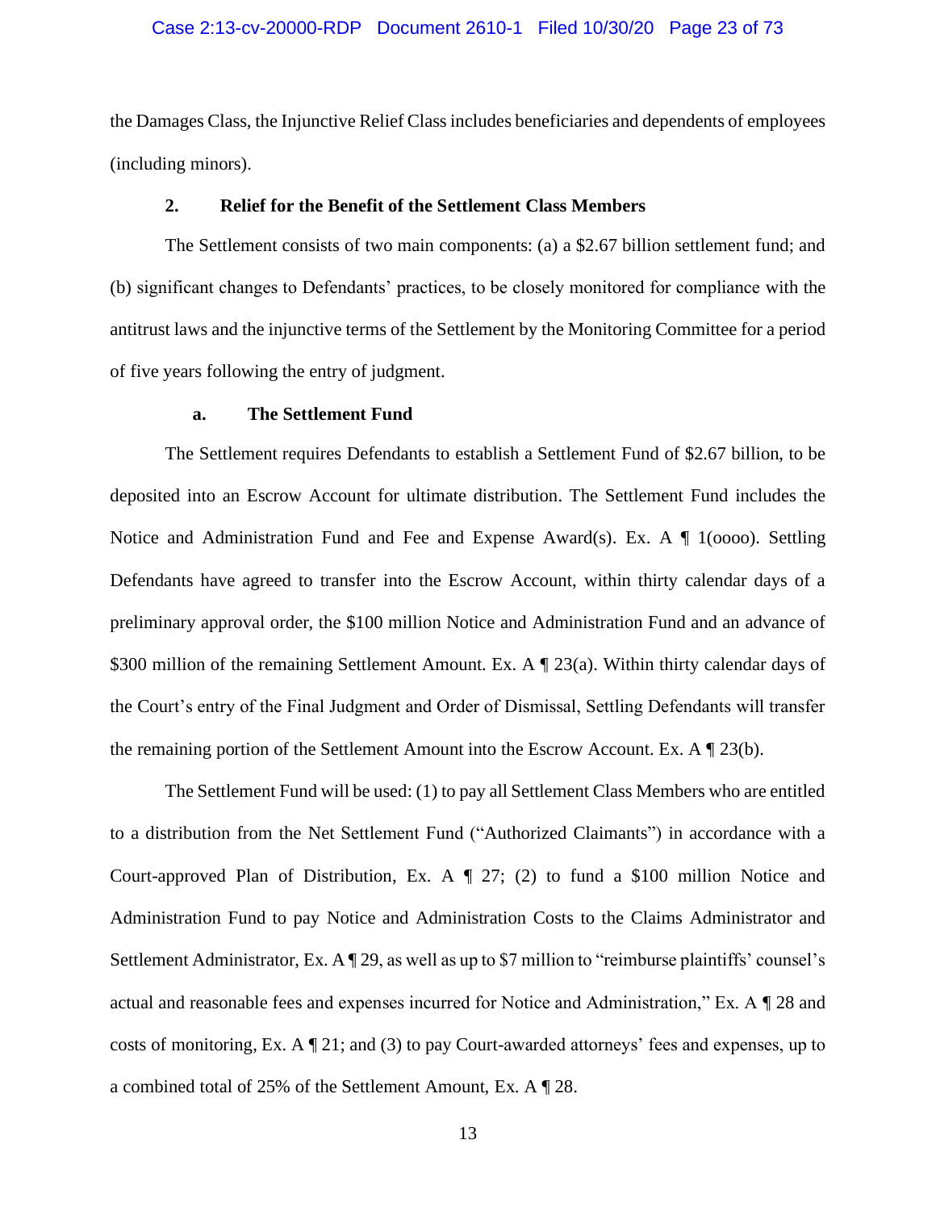the Damages Class, the Injunctive Relief Class includes beneficiaries and dependents of employees (including minors).

### 2. Relief for the Benefit of the Settlement Class Members

The Settlement consists of two main components: (a) a $2.67 billion settlement fund; and (b) significant changes to Defendants' practices, to be closely monitored for compliance with the antitrust laws and the injunctive terms of the Settlement by the Monitoring Committee for a period of five years following the entry of judgment.

#### a. The Settlement Fund

The Settlement requires Defendants to establish a Settlement Fund of $2.67 billion, to be deposited into an Escrow Account for ultimate distribution. The Settlement Fund includes the Notice and Administration Fund and Fee and Expense Award(s). Ex. A ¶ 1(oooo). Settling Defendants have agreed to transfer into the Escrow Account, within thirty calendar days of a preliminary approval order, the $100 million Notice and Administration Fund and an advance of $300 million of the remaining Settlement Amount. Ex. A ¶ 23(a). Within thirty calendar days of the Court's entry of the Final Judgment and Order of Dismissal, Settling Defendants will transfer the remaining portion of the Settlement Amount into the Escrow Account. Ex. A ¶ 23(b).

The Settlement Fund will be used: (1) to pay all Settlement Class Members who are entitled to a distribution from the Net Settlement Fund ("Authorized Claimants") in accordance with a Court-approved Plan of Distribution, Ex. A ¶ 27; (2) to fund a $100 million Notice and Administration Fund to pay Notice and Administration Costs to the Claims Administrator and Settlement Administrator, Ex. A ¶ 29, as well as up to $7 million to "reimburse plaintiffs' counsel's actual and reasonable fees and expenses incurred for Notice and Administration," Ex. A ¶ 28 and costs of monitoring, Ex. A ¶ 21; and (3) to pay Court-awarded attorneys' fees and expenses, up to a combined total of 25% of the Settlement Amount, Ex. A ¶ 28.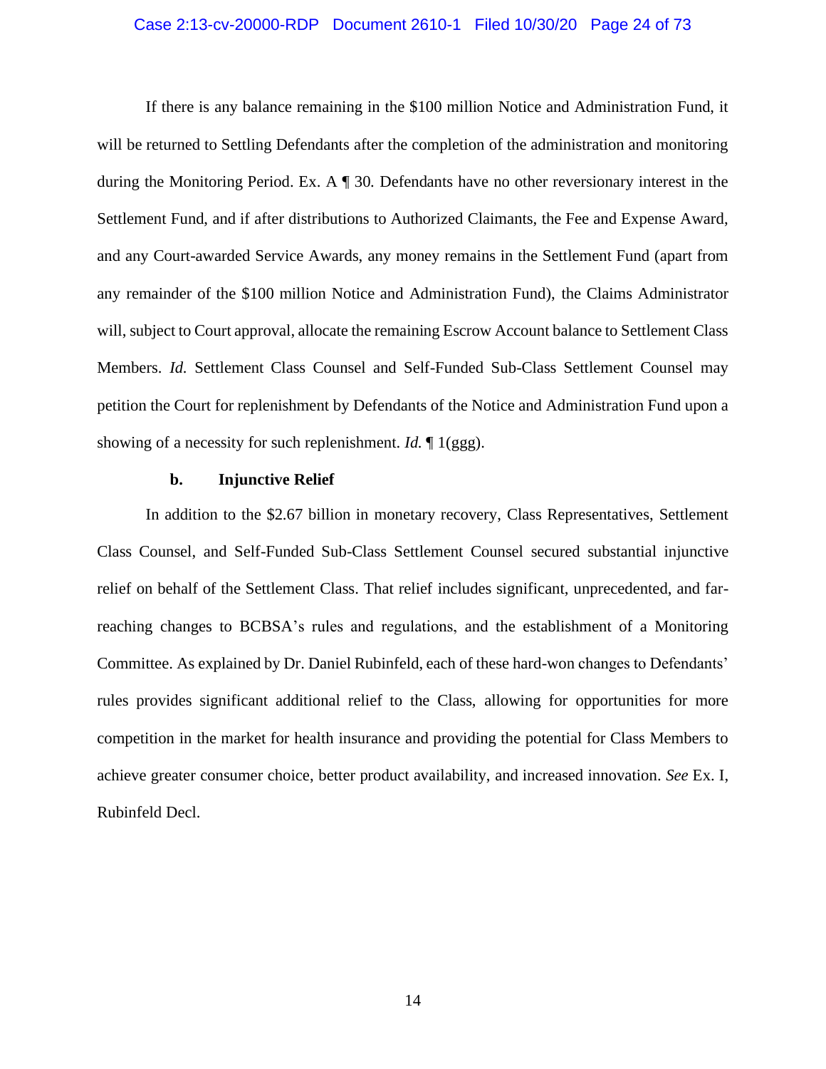If there is any balance remaining in the $100 million Notice and Administration Fund, it will be returned to Settling Defendants after the completion of the administration and monitoring during the Monitoring Period. Ex. A ¶ 30. Defendants have no other reversionary interest in the Settlement Fund, and if after distributions to Authorized Claimants, the Fee and Expense Award, and any Court-awarded Service Awards, any money remains in the Settlement Fund (apart from any remainder of the $100 million Notice and Administration Fund), the Claims Administrator will, subject to Court approval, allocate the remaining Escrow Account balance to Settlement Class Members. *Id.* Settlement Class Counsel and Self-Funded Sub-Class Settlement Counsel may petition the Court for replenishment by Defendants of the Notice and Administration Fund upon a showing of a necessity for such replenishment. *Id.* ¶ 1(ggg).

#### b. Injunctive Relief

In addition to the $2.67 billion in monetary recovery, Class Representatives, Settlement Class Counsel, and Self-Funded Sub-Class Settlement Counsel secured substantial injunctive relief on behalf of the Settlement Class. That relief includes significant, unprecedented, and far-reaching changes to BCBSA's rules and regulations, and the establishment of a Monitoring Committee. As explained by Dr. Daniel Rubinfeld, each of these hard-won changes to Defendants' rules provides significant additional relief to the Class, allowing for opportunities for more competition in the market for health insurance and providing the potential for Class Members to achieve greater consumer choice, better product availability, and increased innovation. *See* Ex. I, Rubinfeld Decl.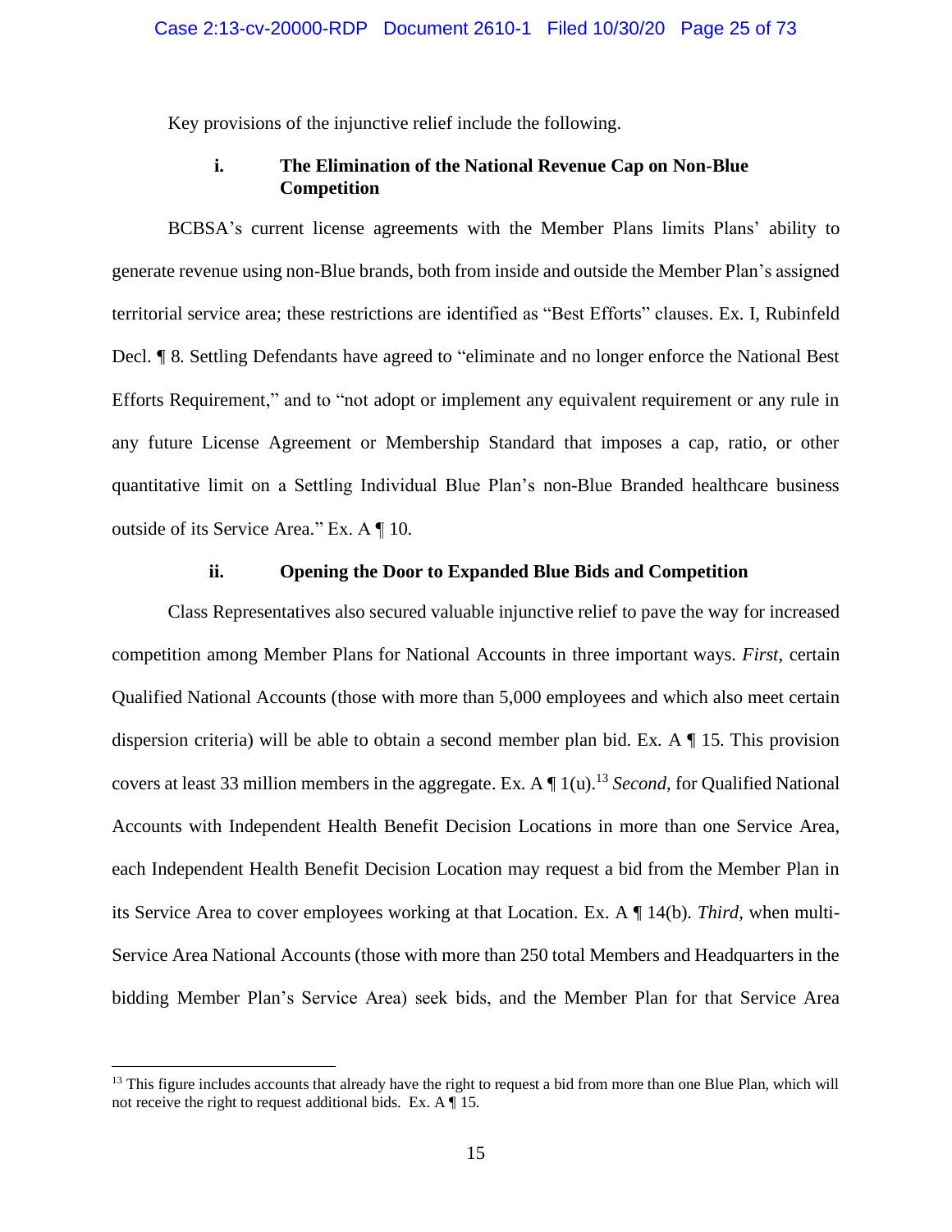Key provisions of the injunctive relief include the following.

#### i. The Elimination of the National Revenue Cap on Non-Blue Competition

BCBSA's current license agreements with the Member Plans limits Plans' ability to generate revenue using non-Blue brands, both from inside and outside the Member Plan's assigned territorial service area; these restrictions are identified as "Best Efforts" clauses. Ex. I, Rubinfeld Decl. ¶ 8. Settling Defendants have agreed to "eliminate and no longer enforce the National Best Efforts Requirement," and to "not adopt or implement any equivalent requirement or any rule in any future License Agreement or Membership Standard that imposes a cap, ratio, or other quantitative limit on a Settling Individual Blue Plan's non-Blue Branded healthcare business outside of its Service Area." Ex. A ¶ 10.

#### ii. Opening the Door to Expanded Blue Bids and Competition

Class Representatives also secured valuable injunctive relief to pave the way for increased competition among Member Plans for National Accounts in three important ways. *First*, certain Qualified National Accounts (those with more than 5,000 employees and which also meet certain dispersion criteria) will be able to obtain a second member plan bid. Ex. A ¶ 15. This provision covers at least 33 million members in the aggregate. Ex. A ¶ 1(u).[13] *Second*, for Qualified National Accounts with Independent Health Benefit Decision Locations in more than one Service Area, each Independent Health Benefit Decision Location may request a bid from the Member Plan in its Service Area to cover employees working at that Location. Ex. A ¶ 14(b). *Third*, when multi-Service Area National Accounts (those with more than 250 total Members and Headquarters in the bidding Member Plan's Service Area) seek bids, and the Member Plan for that Service Area

[13] This figure includes accounts that already have the right to request a bid from more than one Blue Plan, which will not receive the right to request additional bids. Ex. A ¶ 15.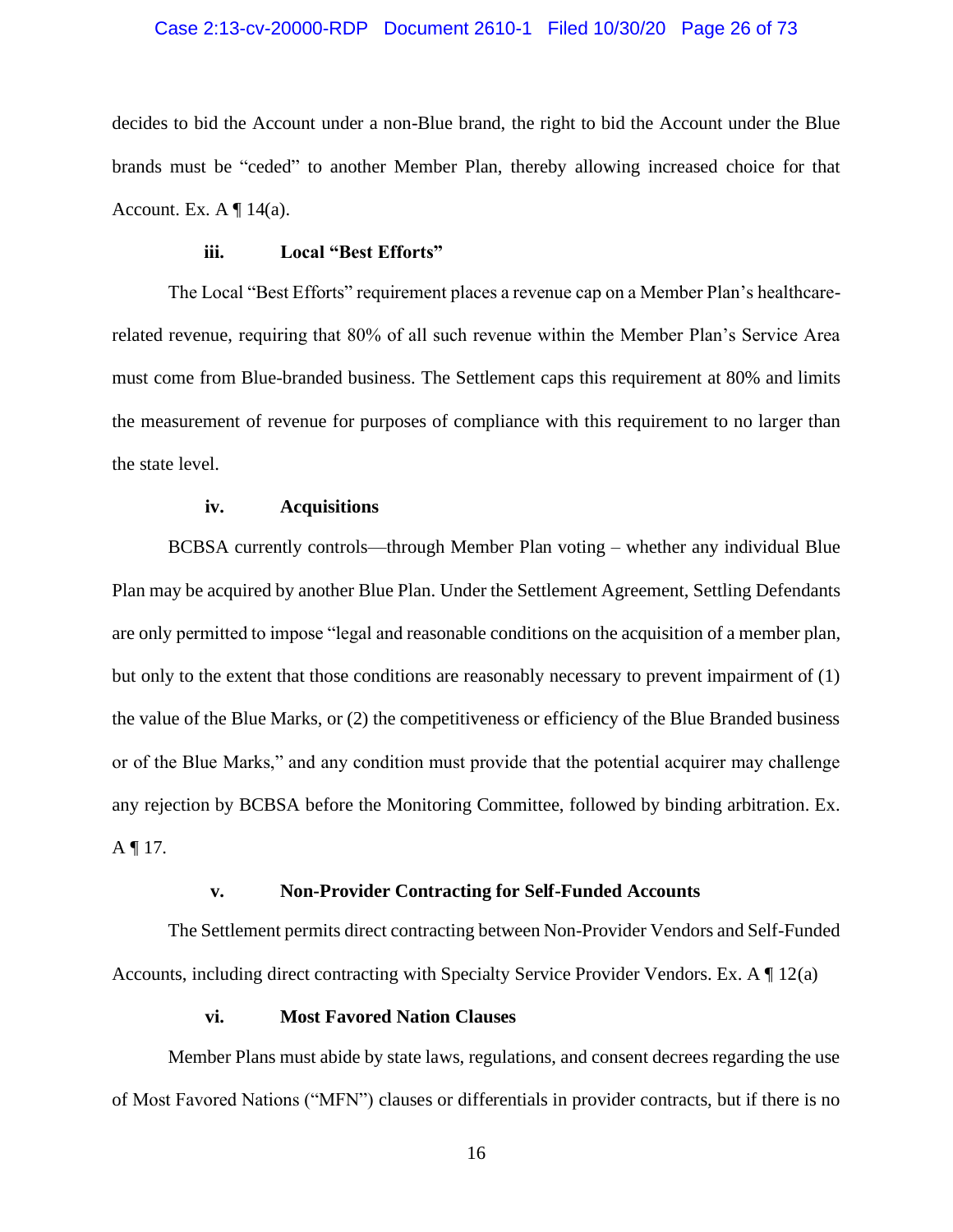decides to bid the Account under a non-Blue brand, the right to bid the Account under the Blue brands must be "ceded" to another Member Plan, thereby allowing increased choice for that Account. Ex. A ¶ 14(a).

#### iii. Local "Best Efforts"

The Local "Best Efforts" requirement places a revenue cap on a Member Plan's healthcare-related revenue, requiring that 80% of all such revenue within the Member Plan's Service Area must come from Blue-branded business. The Settlement caps this requirement at 80% and limits the measurement of revenue for purposes of compliance with this requirement to no larger than the state level.

#### iv. Acquisitions

BCBSA currently controls—through Member Plan voting – whether any individual Blue Plan may be acquired by another Blue Plan. Under the Settlement Agreement, Settling Defendants are only permitted to impose "legal and reasonable conditions on the acquisition of a member plan, but only to the extent that those conditions are reasonably necessary to prevent impairment of (1) the value of the Blue Marks, or (2) the competitiveness or efficiency of the Blue Branded business or of the Blue Marks," and any condition must provide that the potential acquirer may challenge any rejection by BCBSA before the Monitoring Committee, followed by binding arbitration. Ex. A ¶ 17.

#### v. Non-Provider Contracting for Self-Funded Accounts

The Settlement permits direct contracting between Non-Provider Vendors and Self-Funded Accounts, including direct contracting with Specialty Service Provider Vendors. Ex. A ¶ 12(a)

#### vi. Most Favored Nation Clauses

Member Plans must abide by state laws, regulations, and consent decrees regarding the use of Most Favored Nations ("MFN") clauses or differentials in provider contracts, but if there is no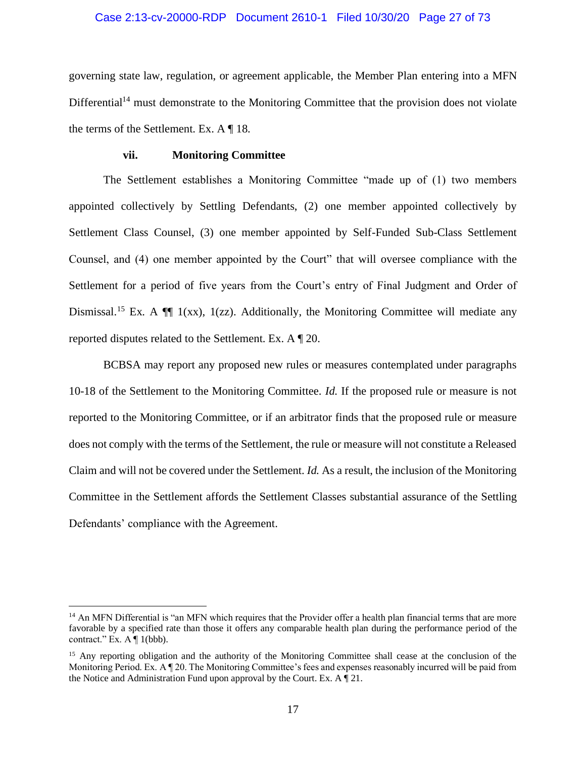governing state law, regulation, or agreement applicable, the Member Plan entering into a MFN Differential[14] must demonstrate to the Monitoring Committee that the provision does not violate the terms of the Settlement. Ex. A ¶ 18.

#### vii. Monitoring Committee

The Settlement establishes a Monitoring Committee "made up of (1) two members appointed collectively by Settling Defendants, (2) one member appointed collectively by Settlement Class Counsel, (3) one member appointed by Self-Funded Sub-Class Settlement Counsel, and (4) one member appointed by the Court" that will oversee compliance with the Settlement for a period of five years from the Court's entry of Final Judgment and Order of Dismissal.[15] Ex. A ¶¶ 1(xx), 1(zz). Additionally, the Monitoring Committee will mediate any reported disputes related to the Settlement. Ex. A ¶ 20.

BCBSA may report any proposed new rules or measures contemplated under paragraphs 10-18 of the Settlement to the Monitoring Committee. *Id.* If the proposed rule or measure is not reported to the Monitoring Committee, or if an arbitrator finds that the proposed rule or measure does not comply with the terms of the Settlement, the rule or measure will not constitute a Released Claim and will not be covered under the Settlement. *Id.* As a result, the inclusion of the Monitoring Committee in the Settlement affords the Settlement Classes substantial assurance of the Settling Defendants' compliance with the Agreement.

---

[14] An MFN Differential is "an MFN which requires that the Provider offer a health plan financial terms that are more favorable by a specified rate than those it offers any comparable health plan during the performance period of the contract." Ex. A ¶ 1(bbb).

[15] Any reporting obligation and the authority of the Monitoring Committee shall cease at the conclusion of the Monitoring Period. Ex. A ¶ 20. The Monitoring Committee's fees and expenses reasonably incurred will be paid from the Notice and Administration Fund upon approval by the Court. Ex. A ¶ 21.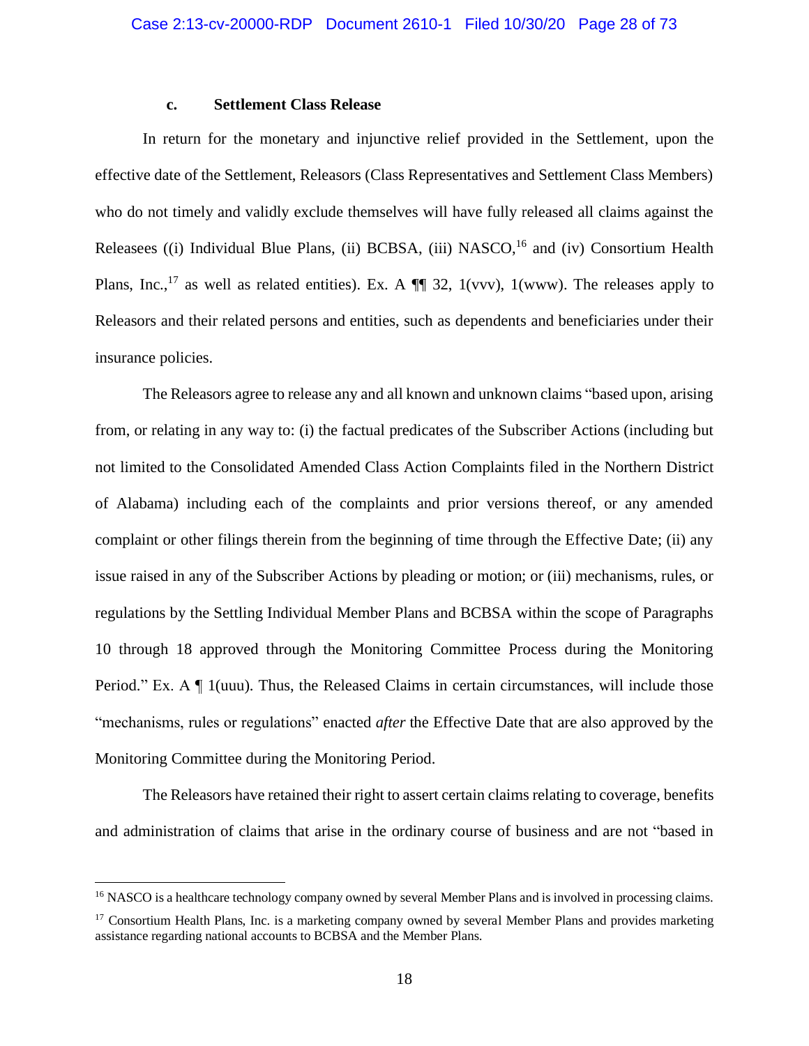### c. Settlement Class Release

In return for the monetary and injunctive relief provided in the Settlement, upon the effective date of the Settlement, Releasors (Class Representatives and Settlement Class Members) who do not timely and validly exclude themselves will have fully released all claims against the Releasees ((i) Individual Blue Plans, (ii) BCBSA, (iii) NASCO,[16] and (iv) Consortium Health Plans, Inc.,[17] as well as related entities). Ex. A ¶¶ 32, 1(vvv), 1(www). The releases apply to Releasors and their related persons and entities, such as dependents and beneficiaries under their insurance policies.

The Releasors agree to release any and all known and unknown claims "based upon, arising from, or relating in any way to: (i) the factual predicates of the Subscriber Actions (including but not limited to the Consolidated Amended Class Action Complaints filed in the Northern District of Alabama) including each of the complaints and prior versions thereof, or any amended complaint or other filings therein from the beginning of time through the Effective Date; (ii) any issue raised in any of the Subscriber Actions by pleading or motion; or (iii) mechanisms, rules, or regulations by the Settling Individual Member Plans and BCBSA within the scope of Paragraphs 10 through 18 approved through the Monitoring Committee Process during the Monitoring Period." Ex. A ¶ 1(uuu). Thus, the Released Claims in certain circumstances, will include those "mechanisms, rules or regulations" enacted *after* the Effective Date that are also approved by the Monitoring Committee during the Monitoring Period.

The Releasors have retained their right to assert certain claims relating to coverage, benefits and administration of claims that arise in the ordinary course of business and are not "based in

[16] NASCO is a healthcare technology company owned by several Member Plans and is involved in processing claims.

[17] Consortium Health Plans, Inc. is a marketing company owned by several Member Plans and provides marketing assistance regarding national accounts to BCBSA and the Member Plans.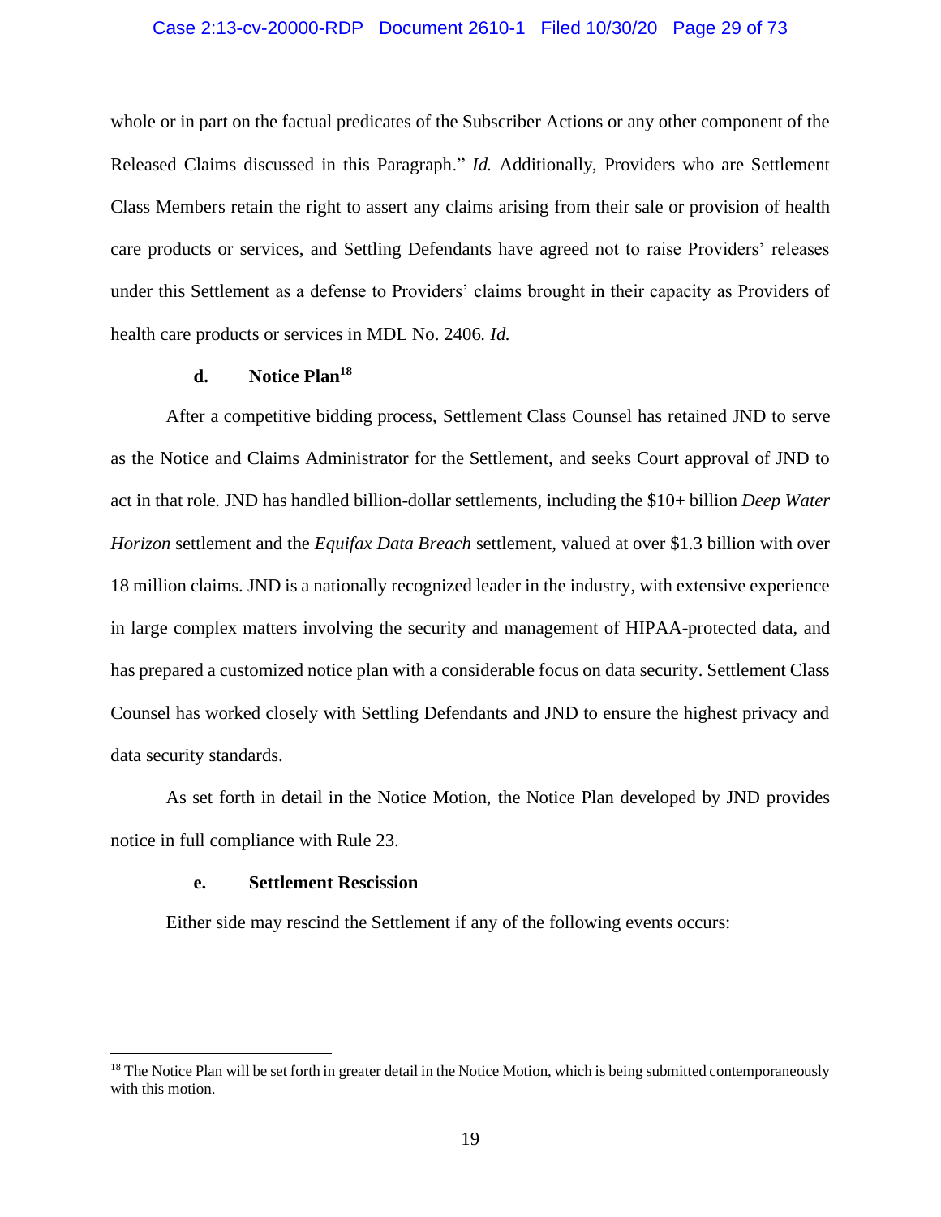whole or in part on the factual predicates of the Subscriber Actions or any other component of the Released Claims discussed in this Paragraph." *Id.* Additionally, Providers who are Settlement Class Members retain the right to assert any claims arising from their sale or provision of health care products or services, and Settling Defendants have agreed not to raise Providers' releases under this Settlement as a defense to Providers' claims brought in their capacity as Providers of health care products or services in MDL No. 2406*.* *Id.*

#### d. Notice Plan[18]

After a competitive bidding process, Settlement Class Counsel has retained JND to serve as the Notice and Claims Administrator for the Settlement, and seeks Court approval of JND to act in that role. JND has handled billion-dollar settlements, including the $10+ billion *Deep Water Horizon* settlement and the *Equifax Data Breach* settlement, valued at over $1.3 billion with over 18 million claims. JND is a nationally recognized leader in the industry, with extensive experience in large complex matters involving the security and management of HIPAA-protected data, and has prepared a customized notice plan with a considerable focus on data security. Settlement Class Counsel has worked closely with Settling Defendants and JND to ensure the highest privacy and data security standards.

As set forth in detail in the Notice Motion, the Notice Plan developed by JND provides notice in full compliance with Rule 23.

#### e. Settlement Rescission

Either side may rescind the Settlement if any of the following events occurs:

---

[18] The Notice Plan will be set forth in greater detail in the Notice Motion, which is being submitted contemporaneously with this motion.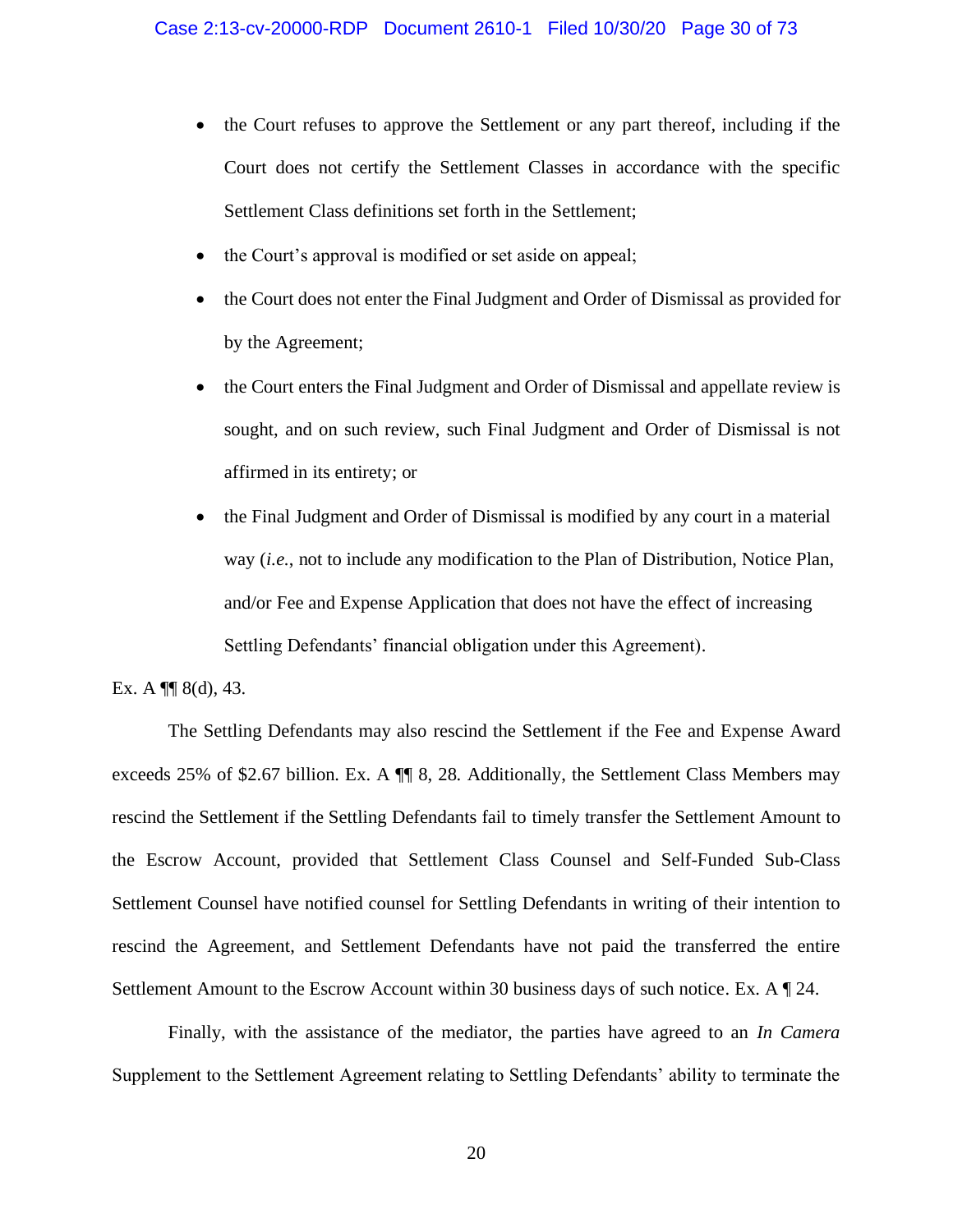- the Court refuses to approve the Settlement or any part thereof, including if the Court does not certify the Settlement Classes in accordance with the specific Settlement Class definitions set forth in the Settlement;
- the Court's approval is modified or set aside on appeal;
- the Court does not enter the Final Judgment and Order of Dismissal as provided for by the Agreement;
- the Court enters the Final Judgment and Order of Dismissal and appellate review is sought, and on such review, such Final Judgment and Order of Dismissal is not affirmed in its entirety; or
- the Final Judgment and Order of Dismissal is modified by any court in a material way (*i.e.*, not to include any modification to the Plan of Distribution, Notice Plan, and/or Fee and Expense Application that does not have the effect of increasing Settling Defendants' financial obligation under this Agreement).

Ex. A ¶¶ 8(d), 43.

The Settling Defendants may also rescind the Settlement if the Fee and Expense Award exceeds 25% of $2.67 billion. Ex. A ¶¶ 8, 28. Additionally, the Settlement Class Members may rescind the Settlement if the Settling Defendants fail to timely transfer the Settlement Amount to the Escrow Account, provided that Settlement Class Counsel and Self-Funded Sub-Class Settlement Counsel have notified counsel for Settling Defendants in writing of their intention to rescind the Agreement, and Settlement Defendants have not paid the transferred the entire Settlement Amount to the Escrow Account within 30 business days of such notice. Ex. A ¶ 24.

Finally, with the assistance of the mediator, the parties have agreed to an *In Camera* Supplement to the Settlement Agreement relating to Settling Defendants' ability to terminate the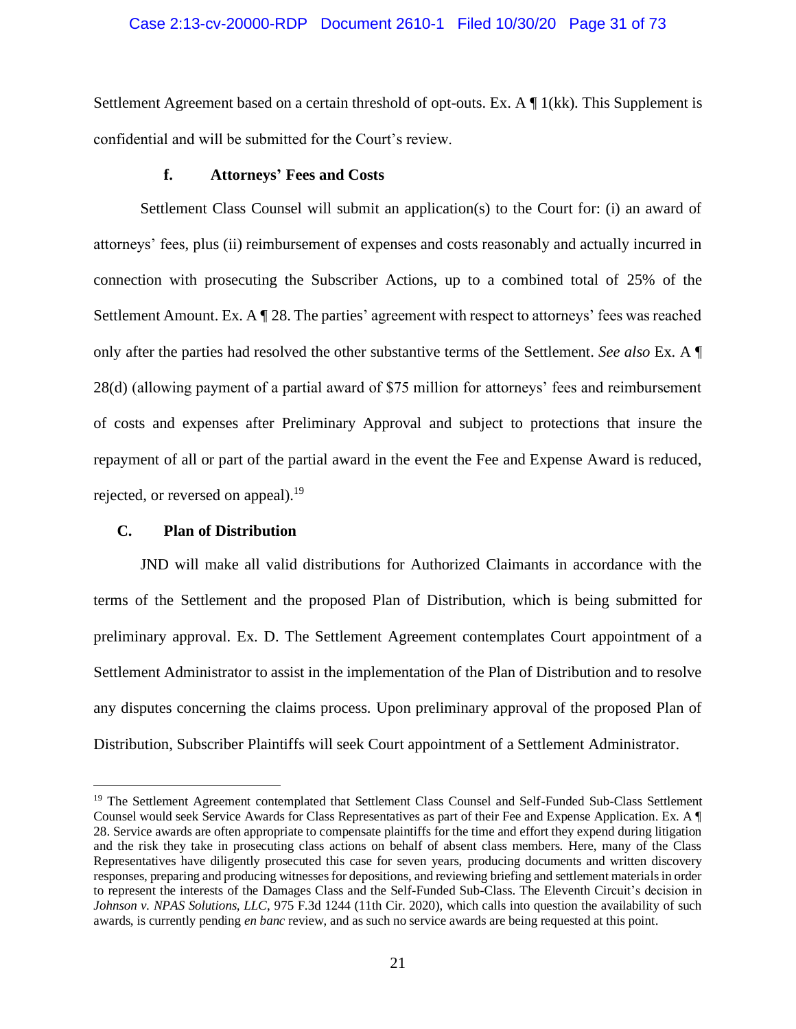Settlement Agreement based on a certain threshold of opt-outs. Ex. A ¶ 1(kk). This Supplement is confidential and will be submitted for the Court's review.

#### f. Attorneys' Fees and Costs

Settlement Class Counsel will submit an application(s) to the Court for: (i) an award of attorneys' fees, plus (ii) reimbursement of expenses and costs reasonably and actually incurred in connection with prosecuting the Subscriber Actions, up to a combined total of 25% of the Settlement Amount. Ex. A ¶ 28. The parties' agreement with respect to attorneys' fees was reached only after the parties had resolved the other substantive terms of the Settlement. *See also* Ex. A ¶ 28(d) (allowing payment of a partial award of $75 million for attorneys' fees and reimbursement of costs and expenses after Preliminary Approval and subject to protections that insure the repayment of all or part of the partial award in the event the Fee and Expense Award is reduced, rejected, or reversed on appeal).[19]

### C. Plan of Distribution

JND will make all valid distributions for Authorized Claimants in accordance with the terms of the Settlement and the proposed Plan of Distribution, which is being submitted for preliminary approval. Ex. D. The Settlement Agreement contemplates Court appointment of a Settlement Administrator to assist in the implementation of the Plan of Distribution and to resolve any disputes concerning the claims process. Upon preliminary approval of the proposed Plan of Distribution, Subscriber Plaintiffs will seek Court appointment of a Settlement Administrator.

---

[19] The Settlement Agreement contemplated that Settlement Class Counsel and Self-Funded Sub-Class Settlement Counsel would seek Service Awards for Class Representatives as part of their Fee and Expense Application. Ex. A ¶ 28. Service awards are often appropriate to compensate plaintiffs for the time and effort they expend during litigation and the risk they take in prosecuting class actions on behalf of absent class members. Here, many of the Class Representatives have diligently prosecuted this case for seven years, producing documents and written discovery responses, preparing and producing witnesses for depositions, and reviewing briefing and settlement materials in order to represent the interests of the Damages Class and the Self-Funded Sub-Class. The Eleventh Circuit's decision in *Johnson v. NPAS Solutions, LLC*, 975 F.3d 1244 (11th Cir. 2020), which calls into question the availability of such awards, is currently pending *en banc* review, and as such no service awards are being requested at this point.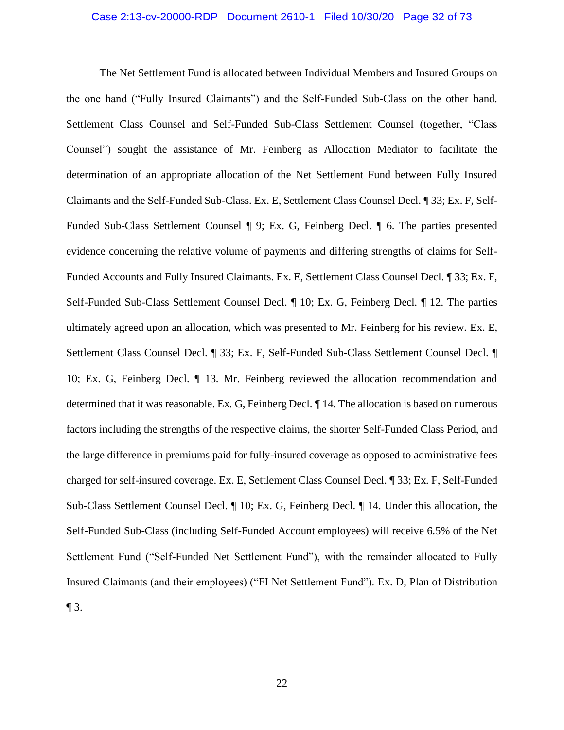The Net Settlement Fund is allocated between Individual Members and Insured Groups on the one hand ("Fully Insured Claimants") and the Self-Funded Sub-Class on the other hand. Settlement Class Counsel and Self-Funded Sub-Class Settlement Counsel (together, "Class Counsel") sought the assistance of Mr. Feinberg as Allocation Mediator to facilitate the determination of an appropriate allocation of the Net Settlement Fund between Fully Insured Claimants and the Self-Funded Sub-Class. Ex. E, Settlement Class Counsel Decl. ¶ 33; Ex. F, Self-Funded Sub-Class Settlement Counsel ¶ 9; Ex. G, Feinberg Decl. ¶ 6. The parties presented evidence concerning the relative volume of payments and differing strengths of claims for Self-Funded Accounts and Fully Insured Claimants. Ex. E, Settlement Class Counsel Decl. ¶ 33; Ex. F, Self-Funded Sub-Class Settlement Counsel Decl. ¶ 10; Ex. G, Feinberg Decl. ¶ 12. The parties ultimately agreed upon an allocation, which was presented to Mr. Feinberg for his review. Ex. E, Settlement Class Counsel Decl. ¶ 33; Ex. F, Self-Funded Sub-Class Settlement Counsel Decl. ¶ 10; Ex. G, Feinberg Decl. ¶ 13. Mr. Feinberg reviewed the allocation recommendation and determined that it was reasonable. Ex. G, Feinberg Decl. ¶ 14. The allocation is based on numerous factors including the strengths of the respective claims, the shorter Self-Funded Class Period, and the large difference in premiums paid for fully-insured coverage as opposed to administrative fees charged for self-insured coverage. Ex. E, Settlement Class Counsel Decl. ¶ 33; Ex. F, Self-Funded Sub-Class Settlement Counsel Decl. ¶ 10; Ex. G, Feinberg Decl. ¶ 14. Under this allocation, the Self-Funded Sub-Class (including Self-Funded Account employees) will receive 6.5% of the Net Settlement Fund ("Self-Funded Net Settlement Fund"), with the remainder allocated to Fully Insured Claimants (and their employees) ("FI Net Settlement Fund"). Ex. D, Plan of Distribution ¶ 3.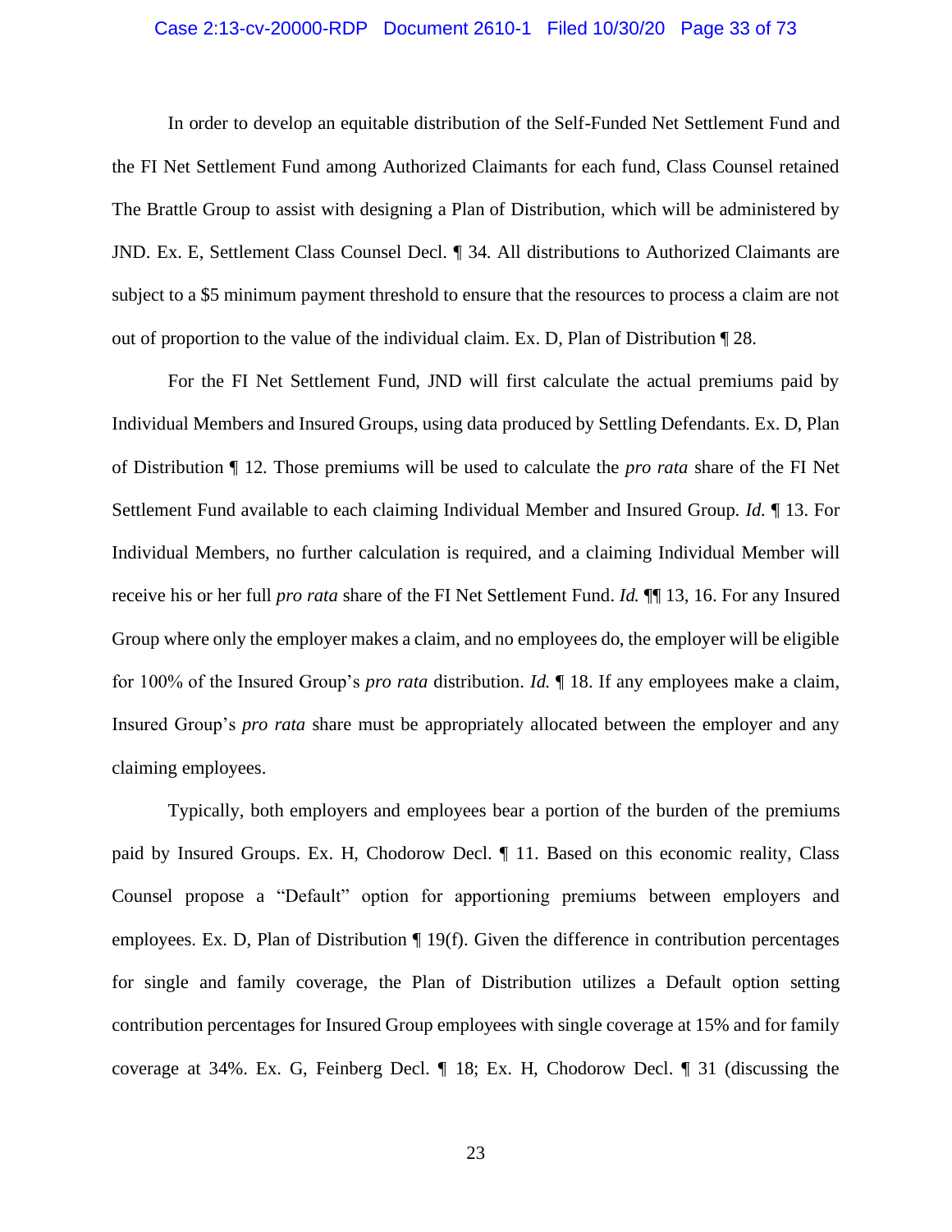In order to develop an equitable distribution of the Self-Funded Net Settlement Fund and the FI Net Settlement Fund among Authorized Claimants for each fund, Class Counsel retained The Brattle Group to assist with designing a Plan of Distribution, which will be administered by JND. Ex. E, Settlement Class Counsel Decl. ¶ 34. All distributions to Authorized Claimants are subject to a $5 minimum payment threshold to ensure that the resources to process a claim are not out of proportion to the value of the individual claim. Ex. D, Plan of Distribution ¶ 28.

For the FI Net Settlement Fund, JND will first calculate the actual premiums paid by Individual Members and Insured Groups, using data produced by Settling Defendants. Ex. D, Plan of Distribution ¶ 12. Those premiums will be used to calculate the *pro rata* share of the FI Net Settlement Fund available to each claiming Individual Member and Insured Group. *Id.* ¶ 13. For Individual Members, no further calculation is required, and a claiming Individual Member will receive his or her full *pro rata* share of the FI Net Settlement Fund. *Id.* ¶¶ 13, 16. For any Insured Group where only the employer makes a claim, and no employees do, the employer will be eligible for 100% of the Insured Group's *pro rata* distribution. *Id.* ¶ 18. If any employees make a claim, Insured Group's *pro rata* share must be appropriately allocated between the employer and any claiming employees.

Typically, both employers and employees bear a portion of the burden of the premiums paid by Insured Groups. Ex. H, Chodorow Decl. ¶ 11. Based on this economic reality, Class Counsel propose a "Default" option for apportioning premiums between employers and employees. Ex. D, Plan of Distribution ¶ 19(f). Given the difference in contribution percentages for single and family coverage, the Plan of Distribution utilizes a Default option setting contribution percentages for Insured Group employees with single coverage at 15% and for family coverage at 34%. Ex. G, Feinberg Decl. ¶ 18; Ex. H, Chodorow Decl. ¶ 31 (discussing the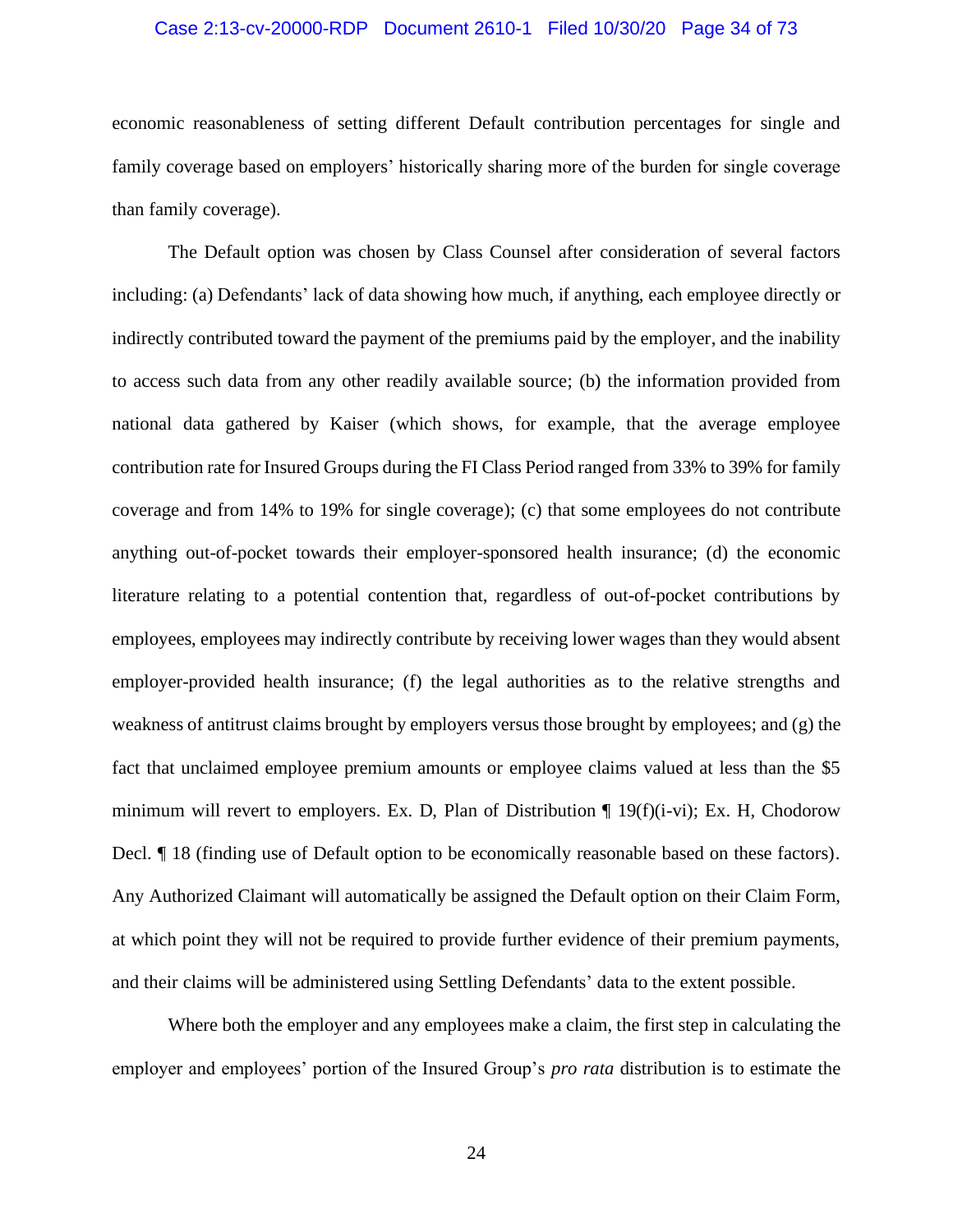economic reasonableness of setting different Default contribution percentages for single and family coverage based on employers' historically sharing more of the burden for single coverage than family coverage).

The Default option was chosen by Class Counsel after consideration of several factors including: (a) Defendants' lack of data showing how much, if anything, each employee directly or indirectly contributed toward the payment of the premiums paid by the employer, and the inability to access such data from any other readily available source; (b) the information provided from national data gathered by Kaiser (which shows, for example, that the average employee contribution rate for Insured Groups during the FI Class Period ranged from 33% to 39% for family coverage and from 14% to 19% for single coverage); (c) that some employees do not contribute anything out-of-pocket towards their employer-sponsored health insurance; (d) the economic literature relating to a potential contention that, regardless of out-of-pocket contributions by employees, employees may indirectly contribute by receiving lower wages than they would absent employer-provided health insurance; (f) the legal authorities as to the relative strengths and weakness of antitrust claims brought by employers versus those brought by employees; and (g) the fact that unclaimed employee premium amounts or employee claims valued at less than the $5 minimum will revert to employers. Ex. D, Plan of Distribution ¶ 19(f)(i-vi); Ex. H, Chodorow Decl. ¶ 18 (finding use of Default option to be economically reasonable based on these factors). Any Authorized Claimant will automatically be assigned the Default option on their Claim Form, at which point they will not be required to provide further evidence of their premium payments, and their claims will be administered using Settling Defendants' data to the extent possible.

Where both the employer and any employees make a claim, the first step in calculating the employer and employees' portion of the Insured Group's *pro rata* distribution is to estimate the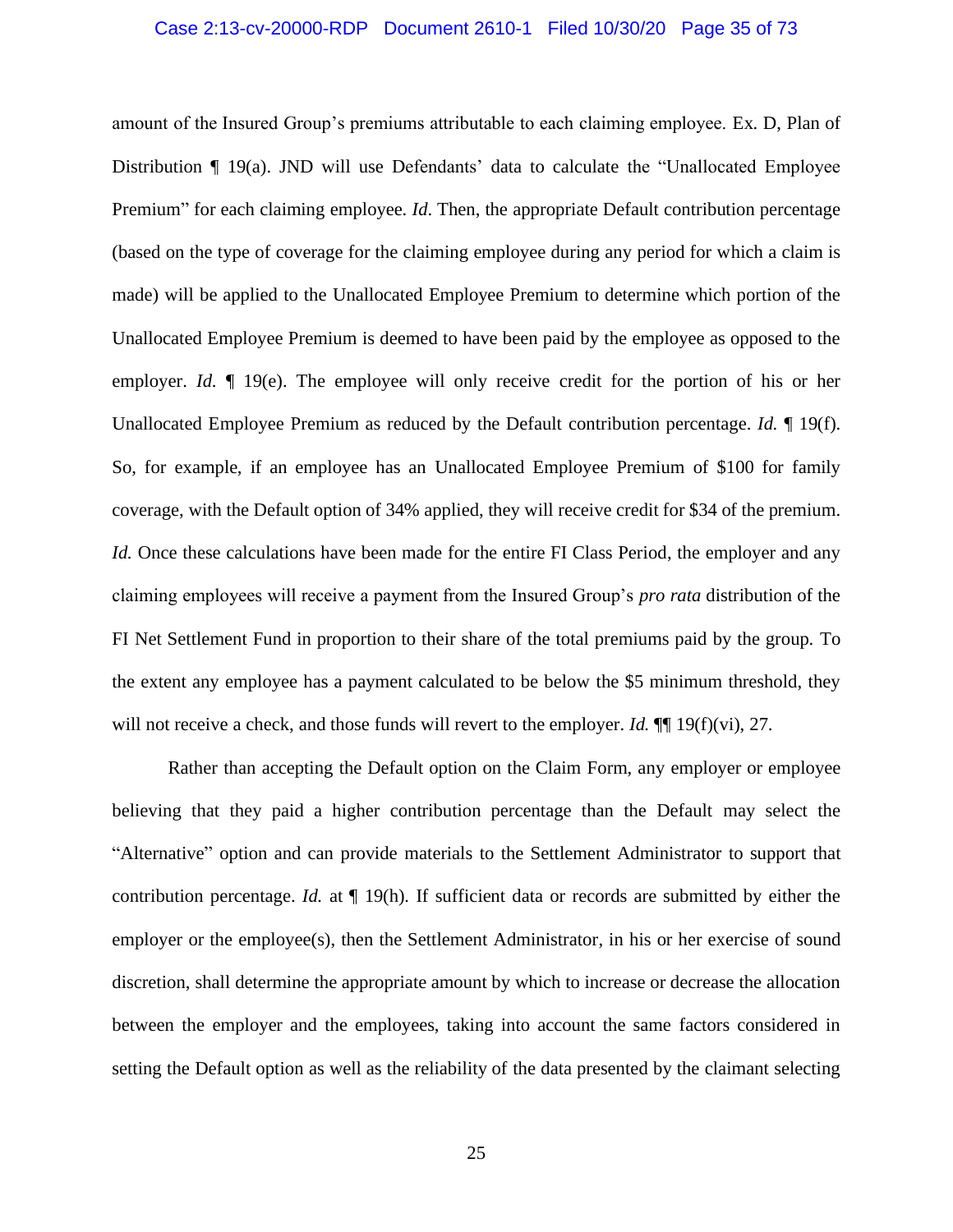amount of the Insured Group's premiums attributable to each claiming employee. Ex. D, Plan of Distribution ¶ 19(a). JND will use Defendants' data to calculate the "Unallocated Employee Premium" for each claiming employee. *Id*. Then, the appropriate Default contribution percentage (based on the type of coverage for the claiming employee during any period for which a claim is made) will be applied to the Unallocated Employee Premium to determine which portion of the Unallocated Employee Premium is deemed to have been paid by the employee as opposed to the employer. *Id.* ¶ 19(e). The employee will only receive credit for the portion of his or her Unallocated Employee Premium as reduced by the Default contribution percentage. *Id.* ¶ 19(f). So, for example, if an employee has an Unallocated Employee Premium of $100 for family coverage, with the Default option of 34% applied, they will receive credit for $34 of the premium. *Id.* Once these calculations have been made for the entire FI Class Period, the employer and any claiming employees will receive a payment from the Insured Group's *pro rata* distribution of the FI Net Settlement Fund in proportion to their share of the total premiums paid by the group. To the extent any employee has a payment calculated to be below the $5 minimum threshold, they will not receive a check, and those funds will revert to the employer. *Id.* ¶¶ 19(f)(vi), 27.

Rather than accepting the Default option on the Claim Form, any employer or employee believing that they paid a higher contribution percentage than the Default may select the "Alternative" option and can provide materials to the Settlement Administrator to support that contribution percentage. *Id.* at ¶ 19(h). If sufficient data or records are submitted by either the employer or the employee(s), then the Settlement Administrator, in his or her exercise of sound discretion, shall determine the appropriate amount by which to increase or decrease the allocation between the employer and the employees, taking into account the same factors considered in setting the Default option as well as the reliability of the data presented by the claimant selecting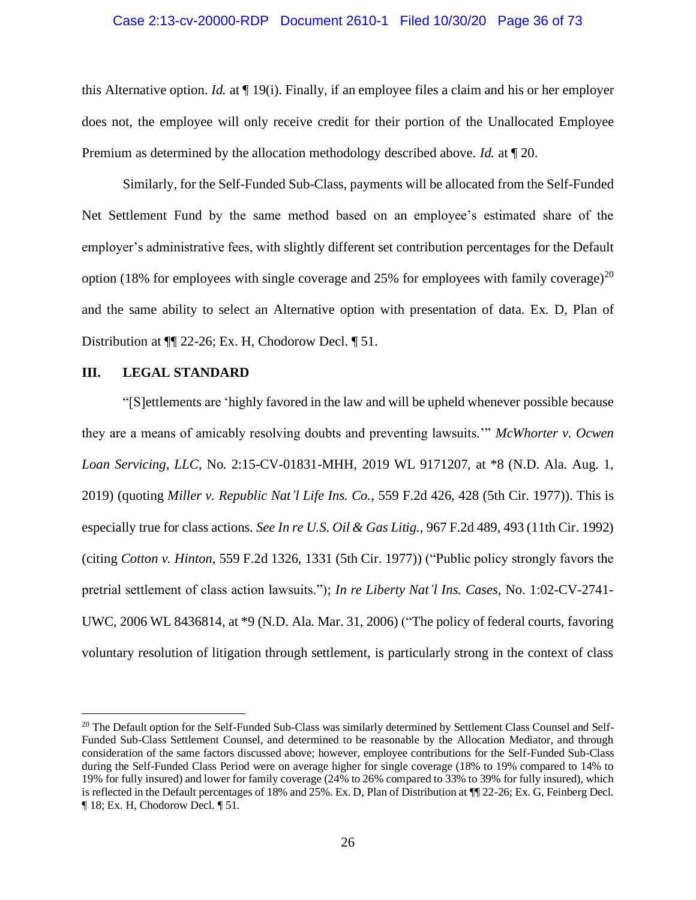this Alternative option. *Id.* at ¶ 19(i). Finally, if an employee files a claim and his or her employer does not, the employee will only receive credit for their portion of the Unallocated Employee Premium as determined by the allocation methodology described above. *Id.* at ¶ 20.

Similarly, for the Self-Funded Sub-Class, payments will be allocated from the Self-Funded Net Settlement Fund by the same method based on an employee's estimated share of the employer's administrative fees, with slightly different set contribution percentages for the Default option (18% for employees with single coverage and 25% for employees with family coverage)[20] and the same ability to select an Alternative option with presentation of data. Ex. D, Plan of Distribution at ¶¶ 22-26; Ex. H, Chodorow Decl. ¶ 51.

## III. LEGAL STANDARD

"[S]ettlements are 'highly favored in the law and will be upheld whenever possible because they are a means of amicably resolving doubts and preventing lawsuits.'" *McWhorter v. Ocwen Loan Servicing, LLC*, No. 2:15-CV-01831-MHH, 2019 WL 9171207, at *8 (N.D. Ala. Aug. 1, 2019) (quoting *Miller v. Republic Nat'l Life Ins. Co.*, 559 F.2d 426, 428 (5th Cir. 1977)). This is especially true for class actions. *See In re U.S. Oil & Gas Litig.*, 967 F.2d 489, 493 (11th Cir. 1992) (citing *Cotton v. Hinton*, 559 F.2d 1326, 1331 (5th Cir. 1977)) ("Public policy strongly favors the pretrial settlement of class action lawsuits."); *In re Liberty Nat'l Ins. Cases*, No. 1:02-CV-2741-UWC, 2006 WL 8436814, at *9 (N.D. Ala. Mar. 31, 2006) ("The policy of federal courts, favoring voluntary resolution of litigation through settlement, is particularly strong in the context of class

---

[20] The Default option for the Self-Funded Sub-Class was similarly determined by Settlement Class Counsel and Self-Funded Sub-Class Settlement Counsel, and determined to be reasonable by the Allocation Mediator, and through consideration of the same factors discussed above; however, employee contributions for the Self-Funded Sub-Class during the Self-Funded Class Period were on average higher for single coverage (18% to 19% compared to 14% to 19% for fully insured) and lower for family coverage (24% to 26% compared to 33% to 39% for fully insured), which is reflected in the Default percentages of 18% and 25%. Ex. D, Plan of Distribution at ¶¶ 22-26; Ex. G, Feinberg Decl. ¶ 18; Ex. H, Chodorow Decl. ¶ 51.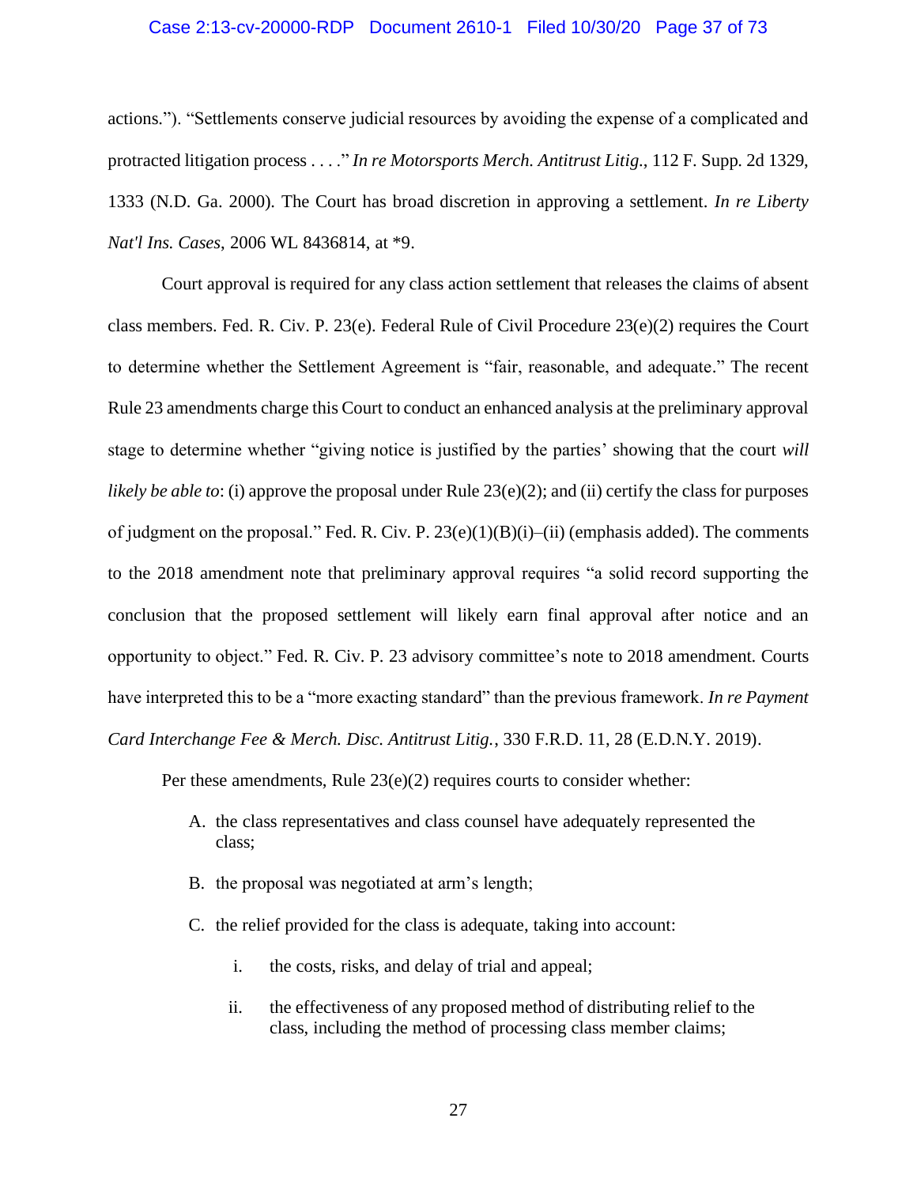actions."). "Settlements conserve judicial resources by avoiding the expense of a complicated and protracted litigation process . . . ." *In re Motorsports Merch. Antitrust Litig.*, 112 F. Supp. 2d 1329, 1333 (N.D. Ga. 2000). The Court has broad discretion in approving a settlement. *In re Liberty Nat'l Ins. Cases*, 2006 WL 8436814, at *9.

Court approval is required for any class action settlement that releases the claims of absent class members. Fed. R. Civ. P. 23(e). Federal Rule of Civil Procedure 23(e)(2) requires the Court to determine whether the Settlement Agreement is "fair, reasonable, and adequate." The recent Rule 23 amendments charge this Court to conduct an enhanced analysis at the preliminary approval stage to determine whether "giving notice is justified by the parties' showing that the court *will likely be able to*: (i) approve the proposal under Rule 23(e)(2); and (ii) certify the class for purposes of judgment on the proposal." Fed. R. Civ. P. 23(e)(1)(B)(i)–(ii) (emphasis added). The comments to the 2018 amendment note that preliminary approval requires "a solid record supporting the conclusion that the proposed settlement will likely earn final approval after notice and an opportunity to object." Fed. R. Civ. P. 23 advisory committee's note to 2018 amendment. Courts have interpreted this to be a "more exacting standard" than the previous framework. *In re Payment Card Interchange Fee & Merch. Disc. Antitrust Litig.*, 330 F.R.D. 11, 28 (E.D.N.Y. 2019).

Per these amendments, Rule 23(e)(2) requires courts to consider whether:

A. the class representatives and class counsel have adequately represented the class;

B. the proposal was negotiated at arm's length;

C. the relief provided for the class is adequate, taking into account:

   i. the costs, risks, and delay of trial and appeal;

   ii. the effectiveness of any proposed method of distributing relief to the class, including the method of processing class member claims;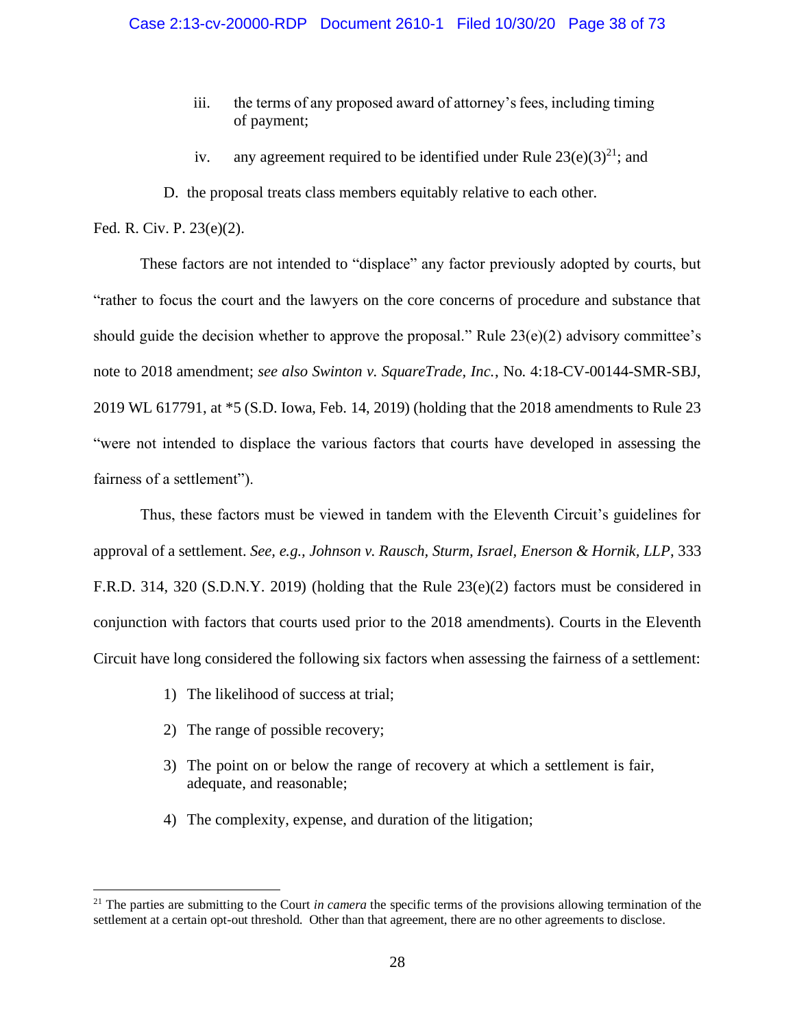iii. the terms of any proposed award of attorney's fees, including timing of payment;

iv. any agreement required to be identified under Rule 23(e)(3)[21]; and

D. the proposal treats class members equitably relative to each other.

Fed. R. Civ. P. 23(e)(2).

These factors are not intended to "displace" any factor previously adopted by courts, but "rather to focus the court and the lawyers on the core concerns of procedure and substance that should guide the decision whether to approve the proposal." Rule 23(e)(2) advisory committee's note to 2018 amendment; *see also Swinton v. SquareTrade, Inc.*, No. 4:18-CV-00144-SMR-SBJ, 2019 WL 617791, at *5 (S.D. Iowa, Feb. 14, 2019) (holding that the 2018 amendments to Rule 23 "were not intended to displace the various factors that courts have developed in assessing the fairness of a settlement").

Thus, these factors must be viewed in tandem with the Eleventh Circuit's guidelines for approval of a settlement. *See, e.g., Johnson v. Rausch, Sturm, Israel, Enerson & Hornik, LLP*, 333 F.R.D. 314, 320 (S.D.N.Y. 2019) (holding that the Rule 23(e)(2) factors must be considered in conjunction with factors that courts used prior to the 2018 amendments). Courts in the Eleventh Circuit have long considered the following six factors when assessing the fairness of a settlement:

1) The likelihood of success at trial;
2) The range of possible recovery;
3) The point on or below the range of recovery at which a settlement is fair, adequate, and reasonable;
4) The complexity, expense, and duration of the litigation;

---

[21] The parties are submitting to the Court *in camera* the specific terms of the provisions allowing termination of the settlement at a certain opt-out threshold. Other than that agreement, there are no other agreements to disclose.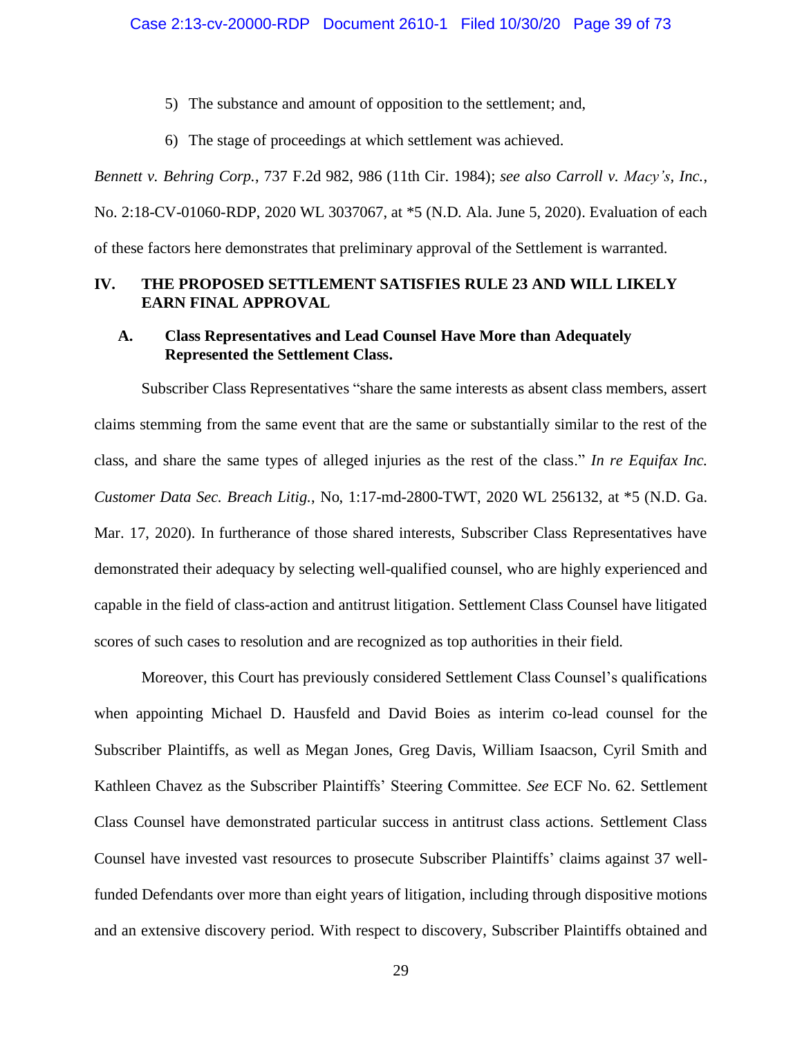5) The substance and amount of opposition to the settlement; and,

6) The stage of proceedings at which settlement was achieved.

*Bennett v. Behring Corp.*, 737 F.2d 982, 986 (11th Cir. 1984); *see also Carroll v. Macy's, Inc.*, No. 2:18-CV-01060-RDP, 2020 WL 3037067, at *5 (N.D. Ala. June 5, 2020). Evaluation of each of these factors here demonstrates that preliminary approval of the Settlement is warranted.

## IV. THE PROPOSED SETTLEMENT SATISFIES RULE 23 AND WILL LIKELY EARN FINAL APPROVAL

### A. Class Representatives and Lead Counsel Have More than Adequately Represented the Settlement Class.

Subscriber Class Representatives "share the same interests as absent class members, assert claims stemming from the same event that are the same or substantially similar to the rest of the class, and share the same types of alleged injuries as the rest of the class." *In re Equifax Inc. Customer Data Sec. Breach Litig.*, No, 1:17-md-2800-TWT, 2020 WL 256132, at *5 (N.D. Ga. Mar. 17, 2020). In furtherance of those shared interests, Subscriber Class Representatives have demonstrated their adequacy by selecting well-qualified counsel, who are highly experienced and capable in the field of class-action and antitrust litigation. Settlement Class Counsel have litigated scores of such cases to resolution and are recognized as top authorities in their field.

Moreover, this Court has previously considered Settlement Class Counsel's qualifications when appointing Michael D. Hausfeld and David Boies as interim co-lead counsel for the Subscriber Plaintiffs, as well as Megan Jones, Greg Davis, William Isaacson, Cyril Smith and Kathleen Chavez as the Subscriber Plaintiffs' Steering Committee. *See* ECF No. 62. Settlement Class Counsel have demonstrated particular success in antitrust class actions. Settlement Class Counsel have invested vast resources to prosecute Subscriber Plaintiffs' claims against 37 well-funded Defendants over more than eight years of litigation, including through dispositive motions and an extensive discovery period. With respect to discovery, Subscriber Plaintiffs obtained and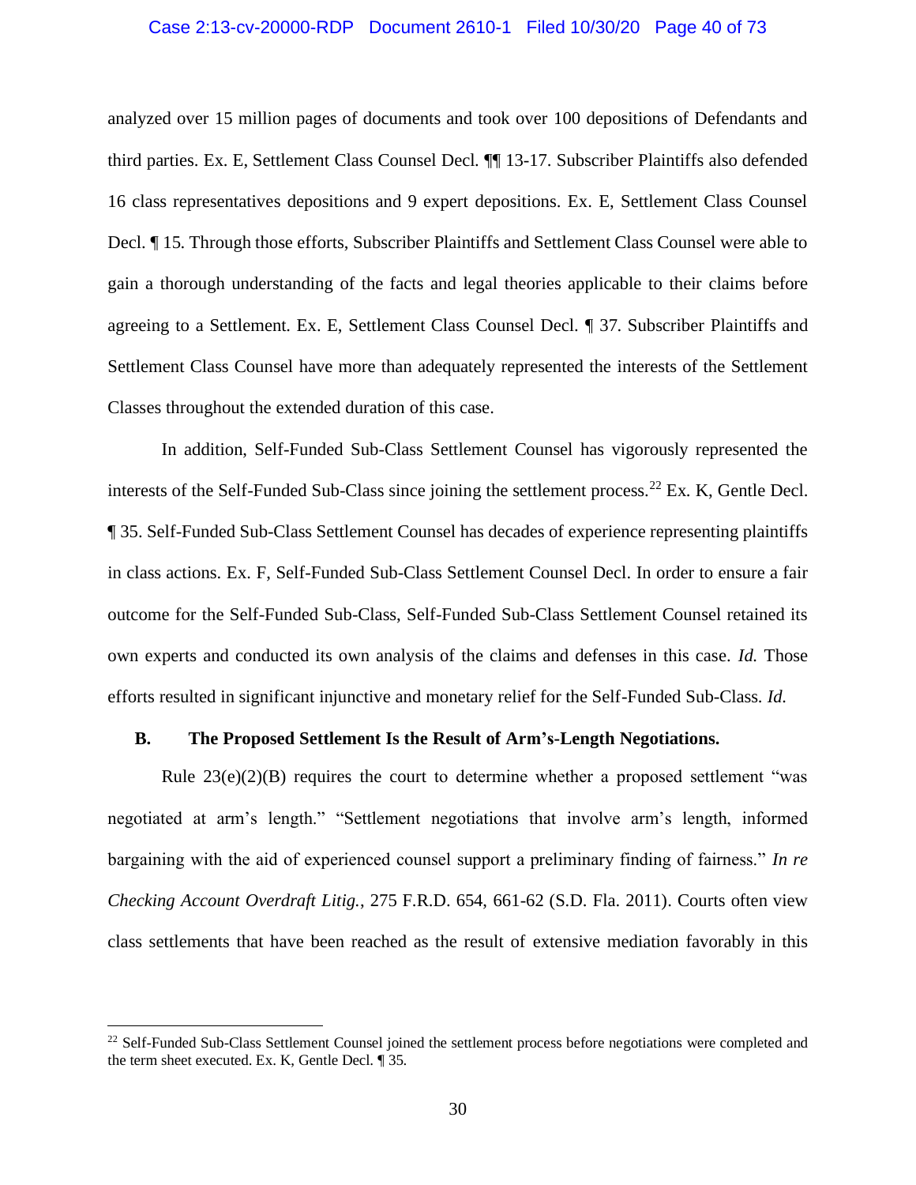analyzed over 15 million pages of documents and took over 100 depositions of Defendants and third parties. Ex. E, Settlement Class Counsel Decl. ¶¶ 13-17. Subscriber Plaintiffs also defended 16 class representatives depositions and 9 expert depositions. Ex. E, Settlement Class Counsel Decl. ¶ 15. Through those efforts, Subscriber Plaintiffs and Settlement Class Counsel were able to gain a thorough understanding of the facts and legal theories applicable to their claims before agreeing to a Settlement. Ex. E, Settlement Class Counsel Decl. ¶ 37. Subscriber Plaintiffs and Settlement Class Counsel have more than adequately represented the interests of the Settlement Classes throughout the extended duration of this case.

In addition, Self-Funded Sub-Class Settlement Counsel has vigorously represented the interests of the Self-Funded Sub-Class since joining the settlement process.[22] Ex. K, Gentle Decl. ¶ 35. Self-Funded Sub-Class Settlement Counsel has decades of experience representing plaintiffs in class actions. Ex. F, Self-Funded Sub-Class Settlement Counsel Decl. In order to ensure a fair outcome for the Self-Funded Sub-Class, Self-Funded Sub-Class Settlement Counsel retained its own experts and conducted its own analysis of the claims and defenses in this case. *Id.* Those efforts resulted in significant injunctive and monetary relief for the Self-Funded Sub-Class. *Id.*

### B. The Proposed Settlement Is the Result of Arm's-Length Negotiations.

Rule 23(e)(2)(B) requires the court to determine whether a proposed settlement "was negotiated at arm's length." "Settlement negotiations that involve arm's length, informed bargaining with the aid of experienced counsel support a preliminary finding of fairness." *In re Checking Account Overdraft Litig.*, 275 F.R.D. 654, 661-62 (S.D. Fla. 2011). Courts often view class settlements that have been reached as the result of extensive mediation favorably in this

---

[22] Self-Funded Sub-Class Settlement Counsel joined the settlement process before negotiations were completed and the term sheet executed. Ex. K, Gentle Decl. ¶ 35.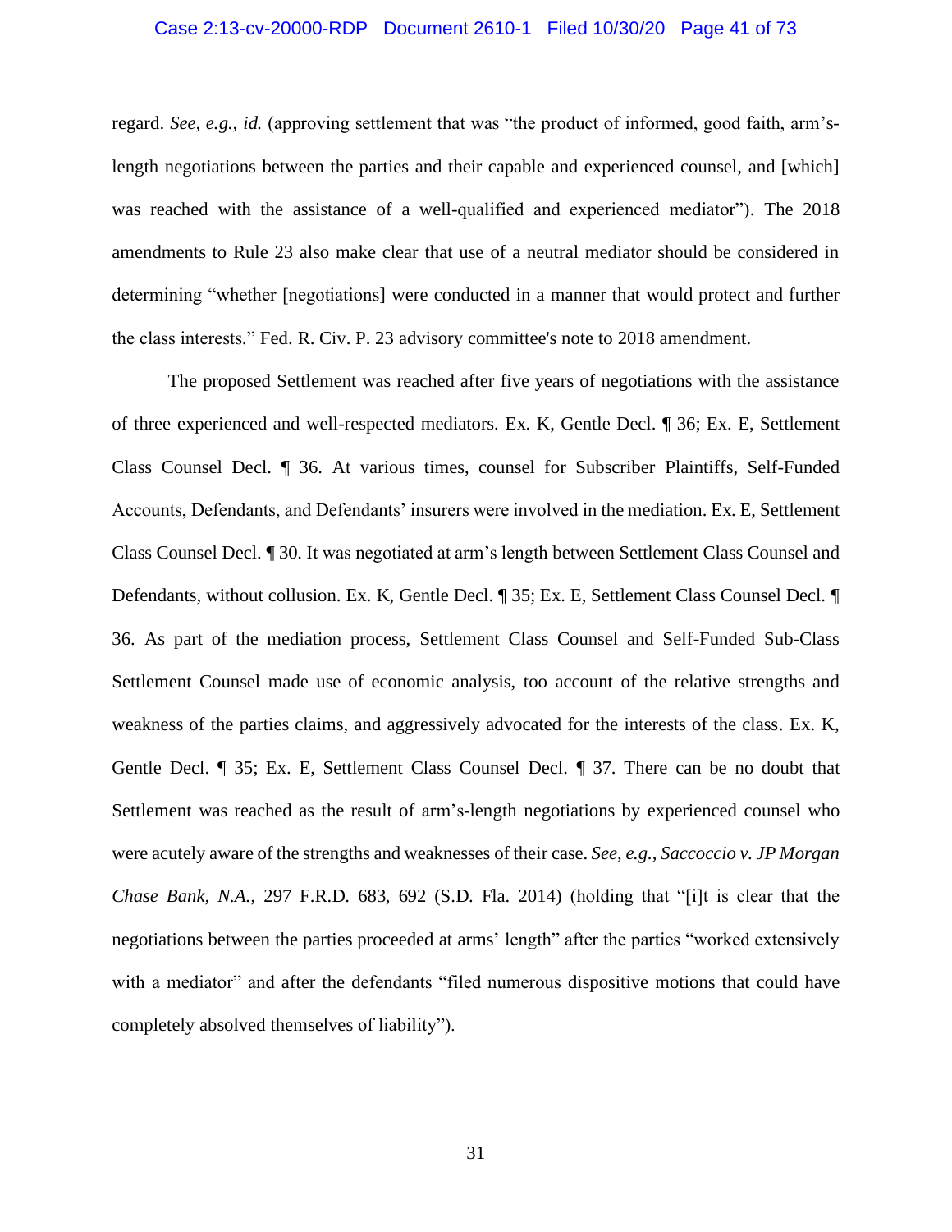regard. *See, e.g.*, *id.* (approving settlement that was "the product of informed, good faith, arm's-length negotiations between the parties and their capable and experienced counsel, and [which] was reached with the assistance of a well-qualified and experienced mediator"). The 2018 amendments to Rule 23 also make clear that use of a neutral mediator should be considered in determining "whether [negotiations] were conducted in a manner that would protect and further the class interests." Fed. R. Civ. P. 23 advisory committee's note to 2018 amendment.

The proposed Settlement was reached after five years of negotiations with the assistance of three experienced and well-respected mediators. Ex. K, Gentle Decl. ¶ 36; Ex. E, Settlement Class Counsel Decl. ¶ 36. At various times, counsel for Subscriber Plaintiffs, Self-Funded Accounts, Defendants, and Defendants' insurers were involved in the mediation. Ex. E, Settlement Class Counsel Decl. ¶ 30. It was negotiated at arm's length between Settlement Class Counsel and Defendants, without collusion. Ex. K, Gentle Decl. ¶ 35; Ex. E, Settlement Class Counsel Decl. ¶ 36. As part of the mediation process, Settlement Class Counsel and Self-Funded Sub-Class Settlement Counsel made use of economic analysis, too account of the relative strengths and weakness of the parties claims, and aggressively advocated for the interests of the class. Ex. K, Gentle Decl. ¶ 35; Ex. E, Settlement Class Counsel Decl. ¶ 37. There can be no doubt that Settlement was reached as the result of arm's-length negotiations by experienced counsel who were acutely aware of the strengths and weaknesses of their case. *See, e.g.*, *Saccoccio v. JP Morgan Chase Bank, N.A.*, 297 F.R.D. 683, 692 (S.D. Fla. 2014) (holding that "[i]t is clear that the negotiations between the parties proceeded at arms' length" after the parties "worked extensively with a mediator" and after the defendants "filed numerous dispositive motions that could have completely absolved themselves of liability").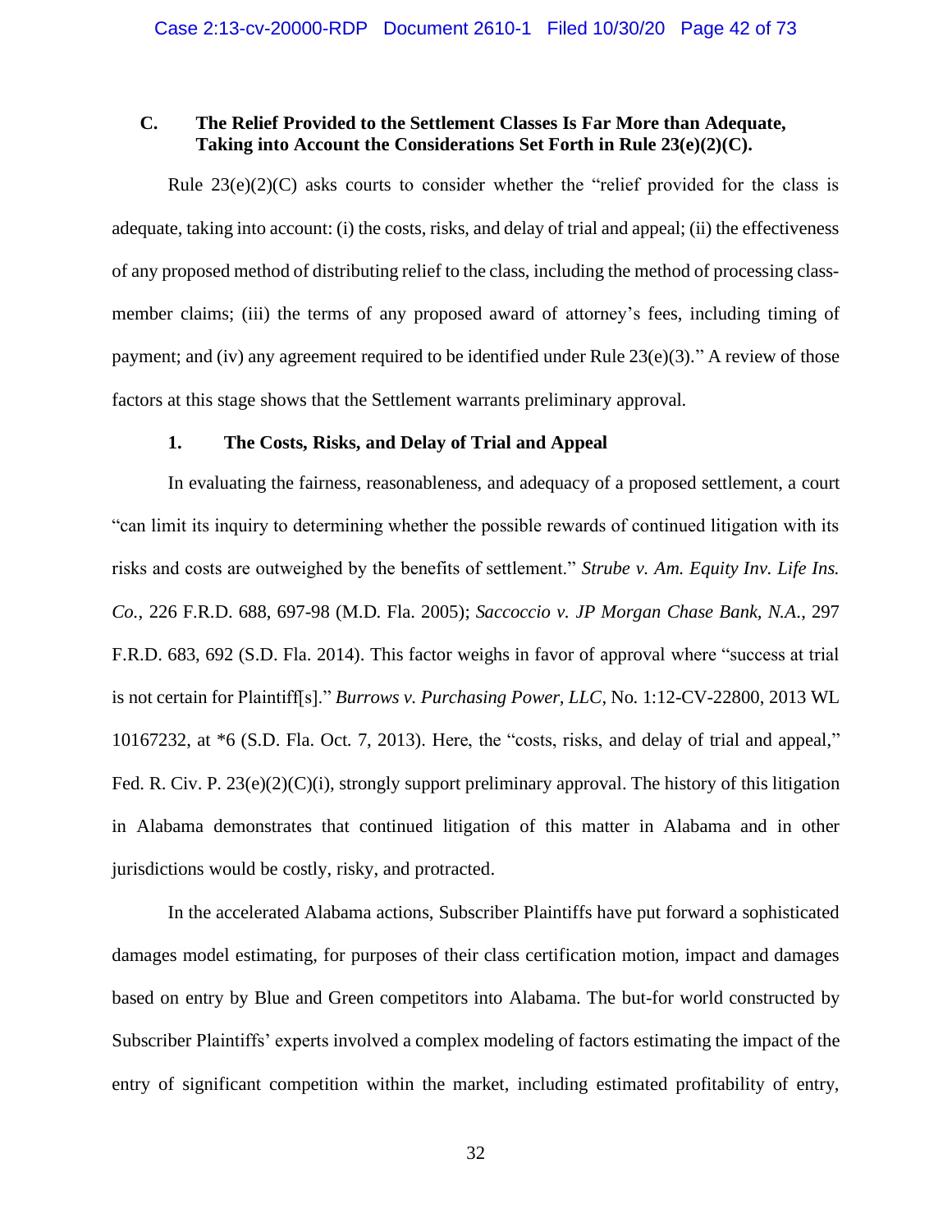### C. The Relief Provided to the Settlement Classes Is Far More than Adequate, Taking into Account the Considerations Set Forth in Rule 23(e)(2)(C).

Rule 23(e)(2)(C) asks courts to consider whether the "relief provided for the class is adequate, taking into account: (i) the costs, risks, and delay of trial and appeal; (ii) the effectiveness of any proposed method of distributing relief to the class, including the method of processing class-member claims; (iii) the terms of any proposed award of attorney's fees, including timing of payment; and (iv) any agreement required to be identified under Rule 23(e)(3)." A review of those factors at this stage shows that the Settlement warrants preliminary approval.

#### 1. The Costs, Risks, and Delay of Trial and Appeal

In evaluating the fairness, reasonableness, and adequacy of a proposed settlement, a court "can limit its inquiry to determining whether the possible rewards of continued litigation with its risks and costs are outweighed by the benefits of settlement." *Strube v. Am. Equity Inv. Life Ins. Co.*, 226 F.R.D. 688, 697-98 (M.D. Fla. 2005); *Saccoccio v. JP Morgan Chase Bank, N.A.*, 297 F.R.D. 683, 692 (S.D. Fla. 2014). This factor weighs in favor of approval where "success at trial is not certain for Plaintiff[s]." *Burrows v. Purchasing Power, LLC*, No. 1:12-CV-22800, 2013 WL 10167232, at *6 (S.D. Fla. Oct. 7, 2013). Here, the "costs, risks, and delay of trial and appeal," Fed. R. Civ. P. 23(e)(2)(C)(i), strongly support preliminary approval. The history of this litigation in Alabama demonstrates that continued litigation of this matter in Alabama and in other jurisdictions would be costly, risky, and protracted.

In the accelerated Alabama actions, Subscriber Plaintiffs have put forward a sophisticated damages model estimating, for purposes of their class certification motion, impact and damages based on entry by Blue and Green competitors into Alabama. The but-for world constructed by Subscriber Plaintiffs' experts involved a complex modeling of factors estimating the impact of the entry of significant competition within the market, including estimated profitability of entry,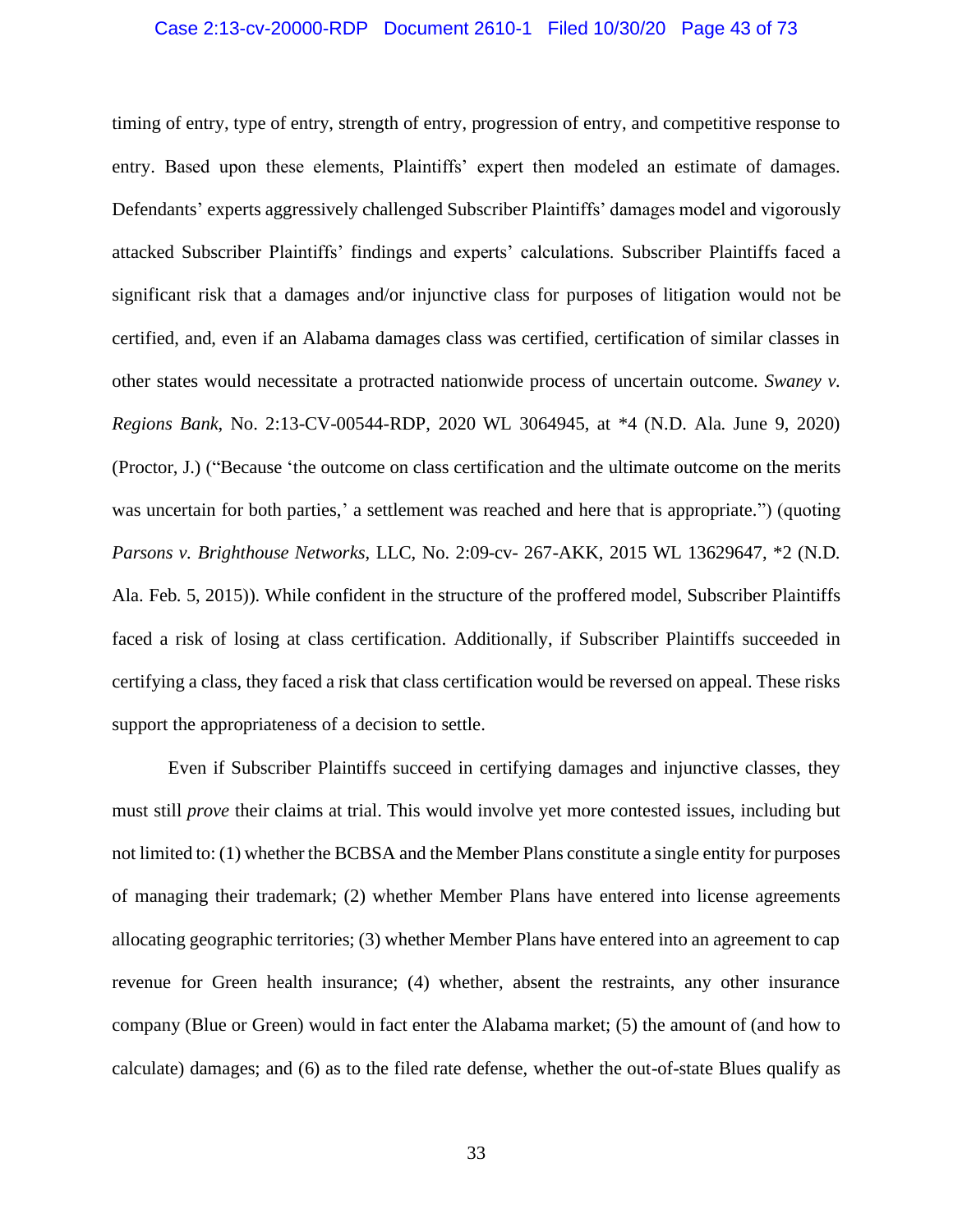timing of entry, type of entry, strength of entry, progression of entry, and competitive response to entry. Based upon these elements, Plaintiffs' expert then modeled an estimate of damages. Defendants' experts aggressively challenged Subscriber Plaintiffs' damages model and vigorously attacked Subscriber Plaintiffs' findings and experts' calculations. Subscriber Plaintiffs faced a significant risk that a damages and/or injunctive class for purposes of litigation would not be certified, and, even if an Alabama damages class was certified, certification of similar classes in other states would necessitate a protracted nationwide process of uncertain outcome. *Swaney v. Regions Bank*, No. 2:13-CV-00544-RDP, 2020 WL 3064945, at *4 (N.D. Ala. June 9, 2020) (Proctor, J.) ("Because 'the outcome on class certification and the ultimate outcome on the merits was uncertain for both parties,' a settlement was reached and here that is appropriate.") (quoting *Parsons v. Brighthouse Networks*, LLC, No. 2:09-cv- 267-AKK, 2015 WL 13629647, *2 (N.D. Ala. Feb. 5, 2015)). While confident in the structure of the proffered model, Subscriber Plaintiffs faced a risk of losing at class certification. Additionally, if Subscriber Plaintiffs succeeded in certifying a class, they faced a risk that class certification would be reversed on appeal. These risks support the appropriateness of a decision to settle.

Even if Subscriber Plaintiffs succeed in certifying damages and injunctive classes, they must still *prove* their claims at trial. This would involve yet more contested issues, including but not limited to: (1) whether the BCBSA and the Member Plans constitute a single entity for purposes of managing their trademark; (2) whether Member Plans have entered into license agreements allocating geographic territories; (3) whether Member Plans have entered into an agreement to cap revenue for Green health insurance; (4) whether, absent the restraints, any other insurance company (Blue or Green) would in fact enter the Alabama market; (5) the amount of (and how to calculate) damages; and (6) as to the filed rate defense, whether the out-of-state Blues qualify as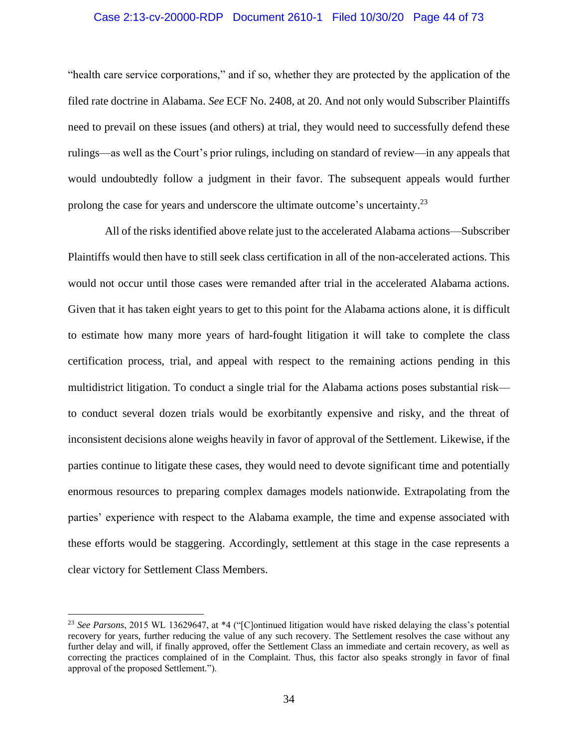"health care service corporations," and if so, whether they are protected by the application of the filed rate doctrine in Alabama. *See* ECF No. 2408, at 20. And not only would Subscriber Plaintiffs need to prevail on these issues (and others) at trial, they would need to successfully defend these rulings—as well as the Court's prior rulings, including on standard of review—in any appeals that would undoubtedly follow a judgment in their favor. The subsequent appeals would further prolong the case for years and underscore the ultimate outcome's uncertainty.[23]

All of the risks identified above relate just to the accelerated Alabama actions—Subscriber Plaintiffs would then have to still seek class certification in all of the non-accelerated actions. This would not occur until those cases were remanded after trial in the accelerated Alabama actions. Given that it has taken eight years to get to this point for the Alabama actions alone, it is difficult to estimate how many more years of hard-fought litigation it will take to complete the class certification process, trial, and appeal with respect to the remaining actions pending in this multidistrict litigation. To conduct a single trial for the Alabama actions poses substantial risk—to conduct several dozen trials would be exorbitantly expensive and risky, and the threat of inconsistent decisions alone weighs heavily in favor of approval of the Settlement. Likewise, if the parties continue to litigate these cases, they would need to devote significant time and potentially enormous resources to preparing complex damages models nationwide. Extrapolating from the parties' experience with respect to the Alabama example, the time and expense associated with these efforts would be staggering. Accordingly, settlement at this stage in the case represents a clear victory for Settlement Class Members.

---

[23] *See Parsons*, 2015 WL 13629647, at *4 ("[C]ontinued litigation would have risked delaying the class's potential recovery for years, further reducing the value of any such recovery. The Settlement resolves the case without any further delay and will, if finally approved, offer the Settlement Class an immediate and certain recovery, as well as correcting the practices complained of in the Complaint. Thus, this factor also speaks strongly in favor of final approval of the proposed Settlement.").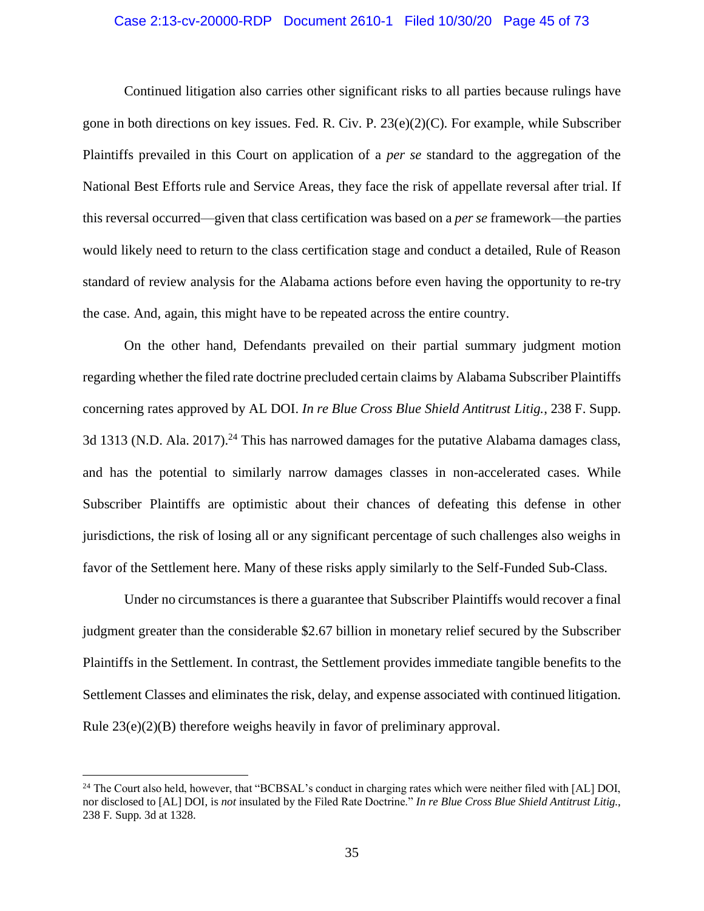Continued litigation also carries other significant risks to all parties because rulings have gone in both directions on key issues. Fed. R. Civ. P. 23(e)(2)(C). For example, while Subscriber Plaintiffs prevailed in this Court on application of a *per se* standard to the aggregation of the National Best Efforts rule and Service Areas, they face the risk of appellate reversal after trial. If this reversal occurred—given that class certification was based on a *per se* framework—the parties would likely need to return to the class certification stage and conduct a detailed, Rule of Reason standard of review analysis for the Alabama actions before even having the opportunity to re-try the case. And, again, this might have to be repeated across the entire country.

On the other hand, Defendants prevailed on their partial summary judgment motion regarding whether the filed rate doctrine precluded certain claims by Alabama Subscriber Plaintiffs concerning rates approved by AL DOI. *In re Blue Cross Blue Shield Antitrust Litig.*, 238 F. Supp. 3d 1313 (N.D. Ala. 2017).[24] This has narrowed damages for the putative Alabama damages class, and has the potential to similarly narrow damages classes in non-accelerated cases. While Subscriber Plaintiffs are optimistic about their chances of defeating this defense in other jurisdictions, the risk of losing all or any significant percentage of such challenges also weighs in favor of the Settlement here. Many of these risks apply similarly to the Self-Funded Sub-Class.

Under no circumstances is there a guarantee that Subscriber Plaintiffs would recover a final judgment greater than the considerable $2.67 billion in monetary relief secured by the Subscriber Plaintiffs in the Settlement. In contrast, the Settlement provides immediate tangible benefits to the Settlement Classes and eliminates the risk, delay, and expense associated with continued litigation. Rule 23(e)(2)(B) therefore weighs heavily in favor of preliminary approval.

---

[24] The Court also held, however, that "BCBSAL's conduct in charging rates which were neither filed with [AL] DOI, nor disclosed to [AL] DOI, is *not* insulated by the Filed Rate Doctrine." *In re Blue Cross Blue Shield Antitrust Litig.*, 238 F. Supp. 3d at 1328.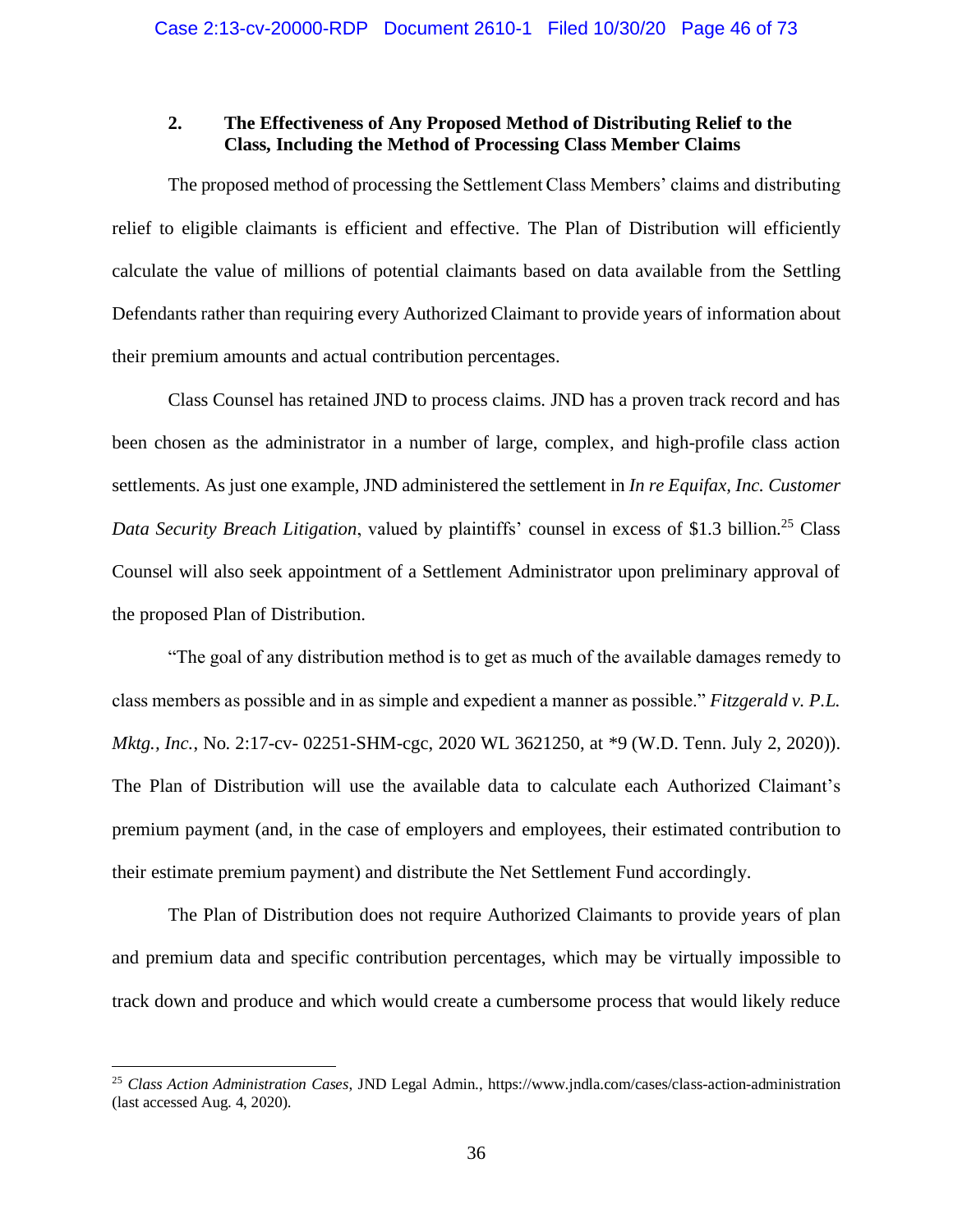### 2. The Effectiveness of Any Proposed Method of Distributing Relief to the Class, Including the Method of Processing Class Member Claims

The proposed method of processing the Settlement Class Members' claims and distributing relief to eligible claimants is efficient and effective. The Plan of Distribution will efficiently calculate the value of millions of potential claimants based on data available from the Settling Defendants rather than requiring every Authorized Claimant to provide years of information about their premium amounts and actual contribution percentages.

Class Counsel has retained JND to process claims. JND has a proven track record and has been chosen as the administrator in a number of large, complex, and high-profile class action settlements. As just one example, JND administered the settlement in *In re Equifax, Inc. Customer Data Security Breach Litigation*, valued by plaintiffs' counsel in excess of $1.3 billion.[25] Class Counsel will also seek appointment of a Settlement Administrator upon preliminary approval of the proposed Plan of Distribution.

"The goal of any distribution method is to get as much of the available damages remedy to class members as possible and in as simple and expedient a manner as possible." *Fitzgerald v. P.L. Mktg., Inc.*, No. 2:17-cv- 02251-SHM-cgc, 2020 WL 3621250, at *9 (W.D. Tenn. July 2, 2020)). The Plan of Distribution will use the available data to calculate each Authorized Claimant's premium payment (and, in the case of employers and employees, their estimated contribution to their estimate premium payment) and distribute the Net Settlement Fund accordingly.

The Plan of Distribution does not require Authorized Claimants to provide years of plan and premium data and specific contribution percentages, which may be virtually impossible to track down and produce and which would create a cumbersome process that would likely reduce

---

[25] *Class Action Administration Cases*, JND Legal Admin., https://www.jndla.com/cases/class-action-administration (last accessed Aug. 4, 2020).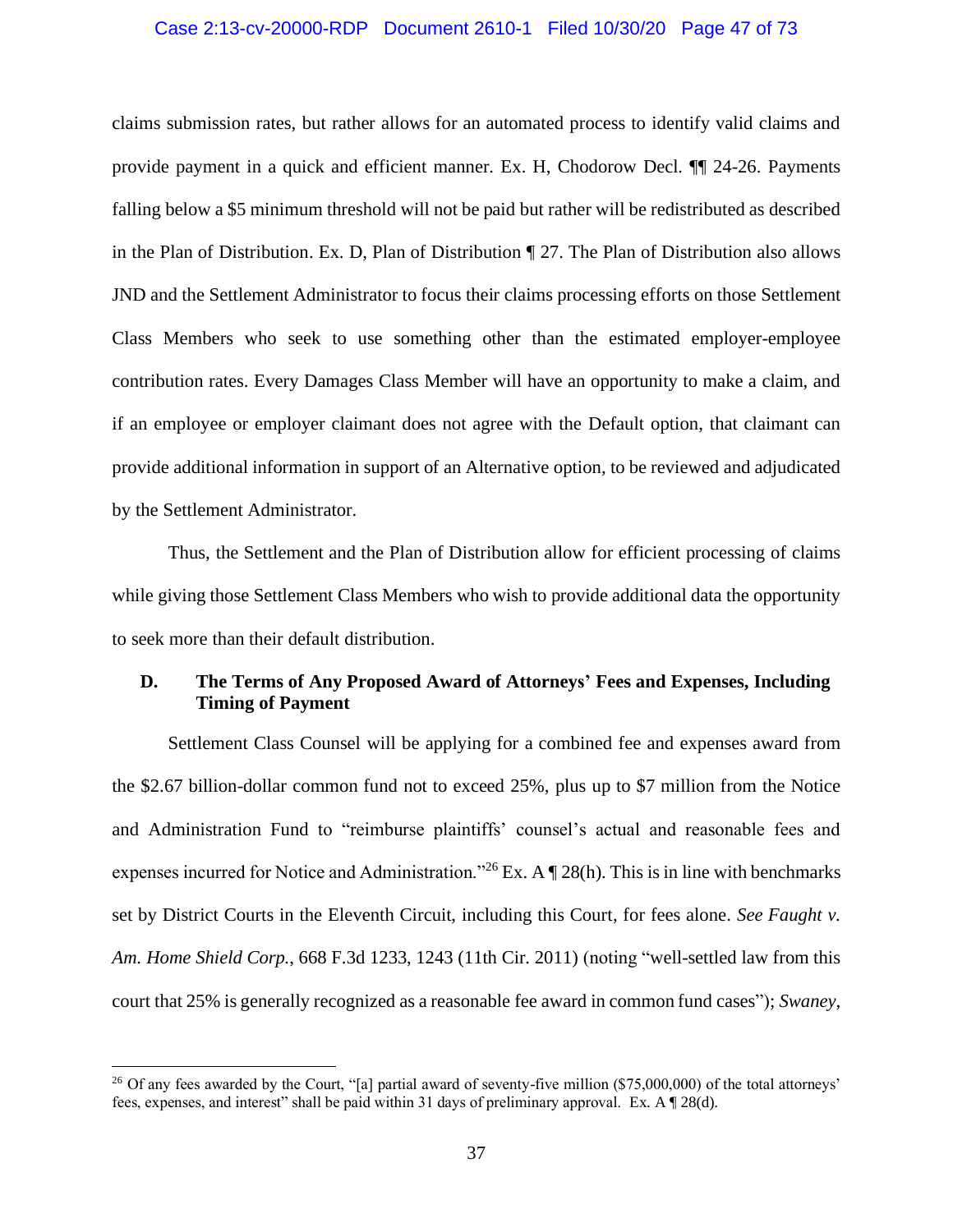claims submission rates, but rather allows for an automated process to identify valid claims and provide payment in a quick and efficient manner. Ex. H, Chodorow Decl. ¶¶ 24-26. Payments falling below a $5 minimum threshold will not be paid but rather will be redistributed as described in the Plan of Distribution. Ex. D, Plan of Distribution ¶ 27. The Plan of Distribution also allows JND and the Settlement Administrator to focus their claims processing efforts on those Settlement Class Members who seek to use something other than the estimated employer-employee contribution rates. Every Damages Class Member will have an opportunity to make a claim, and if an employee or employer claimant does not agree with the Default option, that claimant can provide additional information in support of an Alternative option, to be reviewed and adjudicated by the Settlement Administrator.

Thus, the Settlement and the Plan of Distribution allow for efficient processing of claims while giving those Settlement Class Members who wish to provide additional data the opportunity to seek more than their default distribution.

### D. The Terms of Any Proposed Award of Attorneys' Fees and Expenses, Including Timing of Payment

Settlement Class Counsel will be applying for a combined fee and expenses award from the $2.67 billion-dollar common fund not to exceed 25%, plus up to $7 million from the Notice and Administration Fund to "reimburse plaintiffs' counsel's actual and reasonable fees and expenses incurred for Notice and Administration."[26] Ex. A ¶ 28(h). This is in line with benchmarks set by District Courts in the Eleventh Circuit, including this Court, for fees alone. *See Faught v. Am. Home Shield Corp.*, 668 F.3d 1233, 1243 (11th Cir. 2011) (noting "well-settled law from this court that 25% is generally recognized as a reasonable fee award in common fund cases"); *Swaney*,

---

[26] Of any fees awarded by the Court, "[a] partial award of seventy-five million ($75,000,000) of the total attorneys' fees, expenses, and interest" shall be paid within 31 days of preliminary approval. Ex. A ¶ 28(d).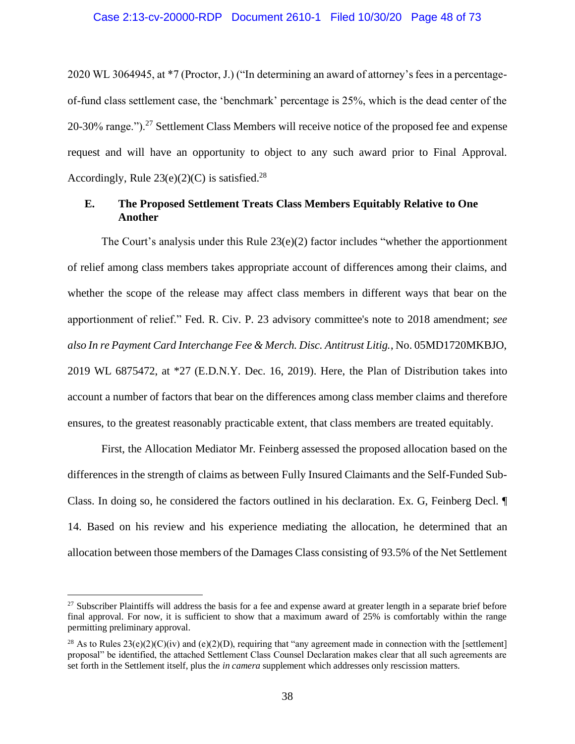2020 WL 3064945, at *7 (Proctor, J.) ("In determining an award of attorney's fees in a percentage-of-fund class settlement case, the 'benchmark' percentage is 25%, which is the dead center of the 20-30% range.").[27] Settlement Class Members will receive notice of the proposed fee and expense request and will have an opportunity to object to any such award prior to Final Approval. Accordingly, Rule 23(e)(2)(C) is satisfied.[28]

### E. The Proposed Settlement Treats Class Members Equitably Relative to One Another

The Court's analysis under this Rule 23(e)(2) factor includes "whether the apportionment of relief among class members takes appropriate account of differences among their claims, and whether the scope of the release may affect class members in different ways that bear on the apportionment of relief." Fed. R. Civ. P. 23 advisory committee's note to 2018 amendment; *see also In re Payment Card Interchange Fee & Merch. Disc. Antitrust Litig.*, No. 05MD1720MKBJO, 2019 WL 6875472, at *27 (E.D.N.Y. Dec. 16, 2019). Here, the Plan of Distribution takes into account a number of factors that bear on the differences among class member claims and therefore ensures, to the greatest reasonably practicable extent, that class members are treated equitably.

First, the Allocation Mediator Mr. Feinberg assessed the proposed allocation based on the differences in the strength of claims as between Fully Insured Claimants and the Self-Funded Sub-Class. In doing so, he considered the factors outlined in his declaration. Ex. G, Feinberg Decl. ¶ 14. Based on his review and his experience mediating the allocation, he determined that an allocation between those members of the Damages Class consisting of 93.5% of the Net Settlement

---

[27] Subscriber Plaintiffs will address the basis for a fee and expense award at greater length in a separate brief before final approval. For now, it is sufficient to show that a maximum award of 25% is comfortably within the range permitting preliminary approval.

[28] As to Rules 23(e)(2)(C)(iv) and (e)(2)(D), requiring that "any agreement made in connection with the [settlement] proposal" be identified, the attached Settlement Class Counsel Declaration makes clear that all such agreements are set forth in the Settlement itself, plus the *in camera* supplement which addresses only rescission matters.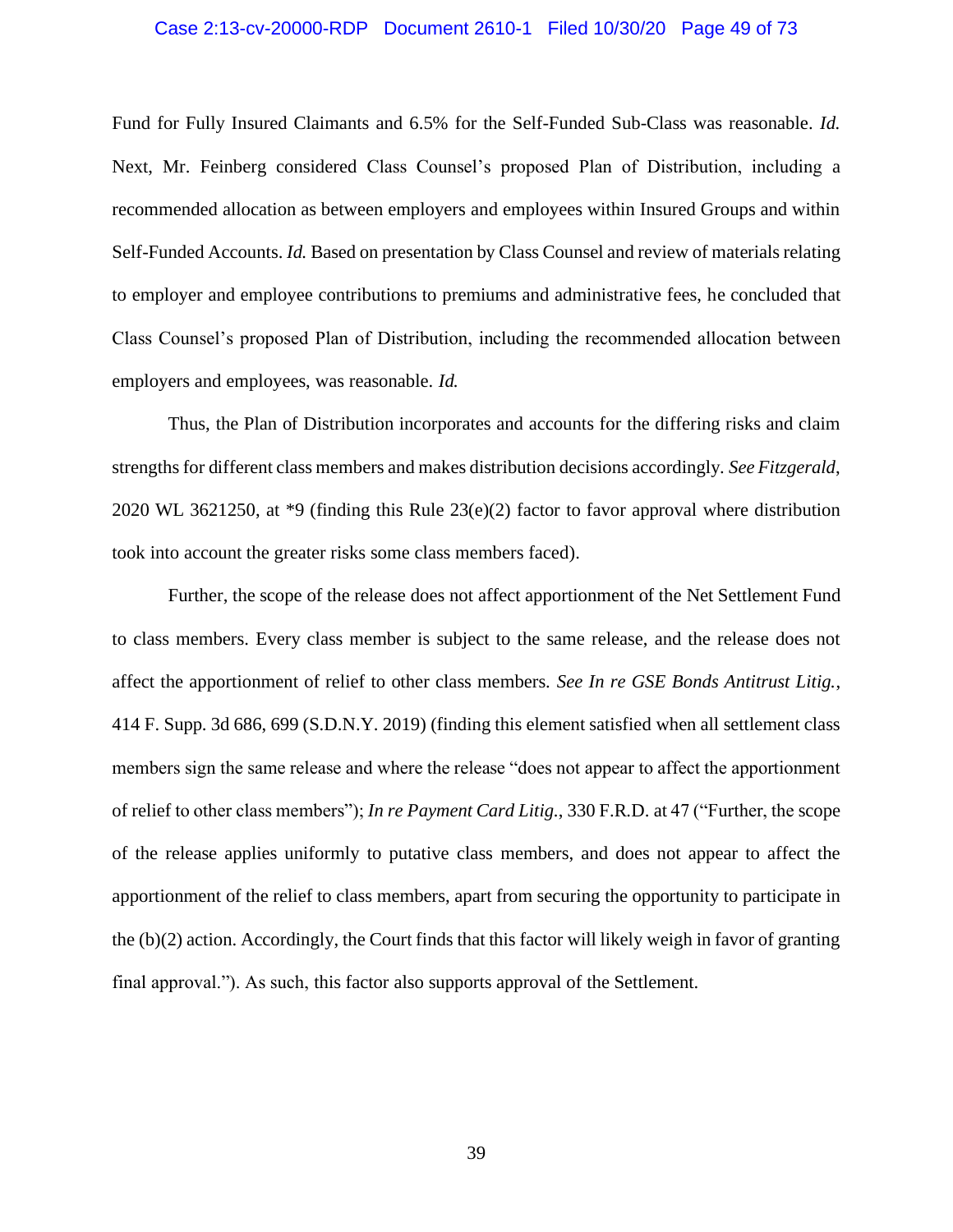Fund for Fully Insured Claimants and 6.5% for the Self-Funded Sub-Class was reasonable. *Id.* Next, Mr. Feinberg considered Class Counsel's proposed Plan of Distribution, including a recommended allocation as between employers and employees within Insured Groups and within Self-Funded Accounts. *Id.* Based on presentation by Class Counsel and review of materials relating to employer and employee contributions to premiums and administrative fees, he concluded that Class Counsel's proposed Plan of Distribution, including the recommended allocation between employers and employees, was reasonable. *Id.*

Thus, the Plan of Distribution incorporates and accounts for the differing risks and claim strengths for different class members and makes distribution decisions accordingly. *See Fitzgerald*, 2020 WL 3621250, at *9 (finding this Rule 23(e)(2) factor to favor approval where distribution took into account the greater risks some class members faced).

Further, the scope of the release does not affect apportionment of the Net Settlement Fund to class members. Every class member is subject to the same release, and the release does not affect the apportionment of relief to other class members. *See In re GSE Bonds Antitrust Litig.*, 414 F. Supp. 3d 686, 699 (S.D.N.Y. 2019) (finding this element satisfied when all settlement class members sign the same release and where the release "does not appear to affect the apportionment of relief to other class members"); *In re Payment Card Litig.*, 330 F.R.D. at 47 ("Further, the scope of the release applies uniformly to putative class members, and does not appear to affect the apportionment of the relief to class members, apart from securing the opportunity to participate in the (b)(2) action. Accordingly, the Court finds that this factor will likely weigh in favor of granting final approval."). As such, this factor also supports approval of the Settlement.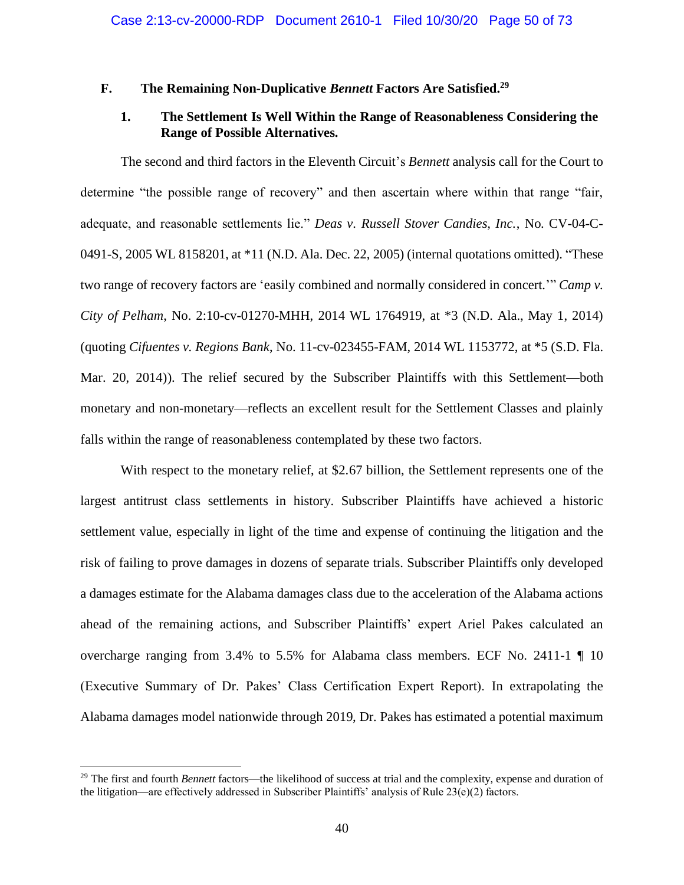### F. The Remaining Non-Duplicative *Bennett* Factors Are Satisfied.[29]

#### 1. The Settlement Is Well Within the Range of Reasonableness Considering the Range of Possible Alternatives.

The second and third factors in the Eleventh Circuit's *Bennett* analysis call for the Court to determine "the possible range of recovery" and then ascertain where within that range "fair, adequate, and reasonable settlements lie." *Deas v. Russell Stover Candies, Inc.*, No. CV-04-C-0491-S, 2005 WL 8158201, at *11 (N.D. Ala. Dec. 22, 2005) (internal quotations omitted). "These two range of recovery factors are 'easily combined and normally considered in concert.'" *Camp v. City of Pelham*, No. 2:10-cv-01270-MHH, 2014 WL 1764919, at *3 (N.D. Ala., May 1, 2014) (quoting *Cifuentes v. Regions Bank*, No. 11-cv-023455-FAM, 2014 WL 1153772, at *5 (S.D. Fla. Mar. 20, 2014)). The relief secured by the Subscriber Plaintiffs with this Settlement—both monetary and non-monetary—reflects an excellent result for the Settlement Classes and plainly falls within the range of reasonableness contemplated by these two factors.

With respect to the monetary relief, at $2.67 billion, the Settlement represents one of the largest antitrust class settlements in history. Subscriber Plaintiffs have achieved a historic settlement value, especially in light of the time and expense of continuing the litigation and the risk of failing to prove damages in dozens of separate trials. Subscriber Plaintiffs only developed a damages estimate for the Alabama damages class due to the acceleration of the Alabama actions ahead of the remaining actions, and Subscriber Plaintiffs' expert Ariel Pakes calculated an overcharge ranging from 3.4% to 5.5% for Alabama class members. ECF No. 2411-1 ¶ 10 (Executive Summary of Dr. Pakes' Class Certification Expert Report). In extrapolating the Alabama damages model nationwide through 2019, Dr. Pakes has estimated a potential maximum

[29] The first and fourth *Bennett* factors—the likelihood of success at trial and the complexity, expense and duration of the litigation—are effectively addressed in Subscriber Plaintiffs' analysis of Rule 23(e)(2) factors.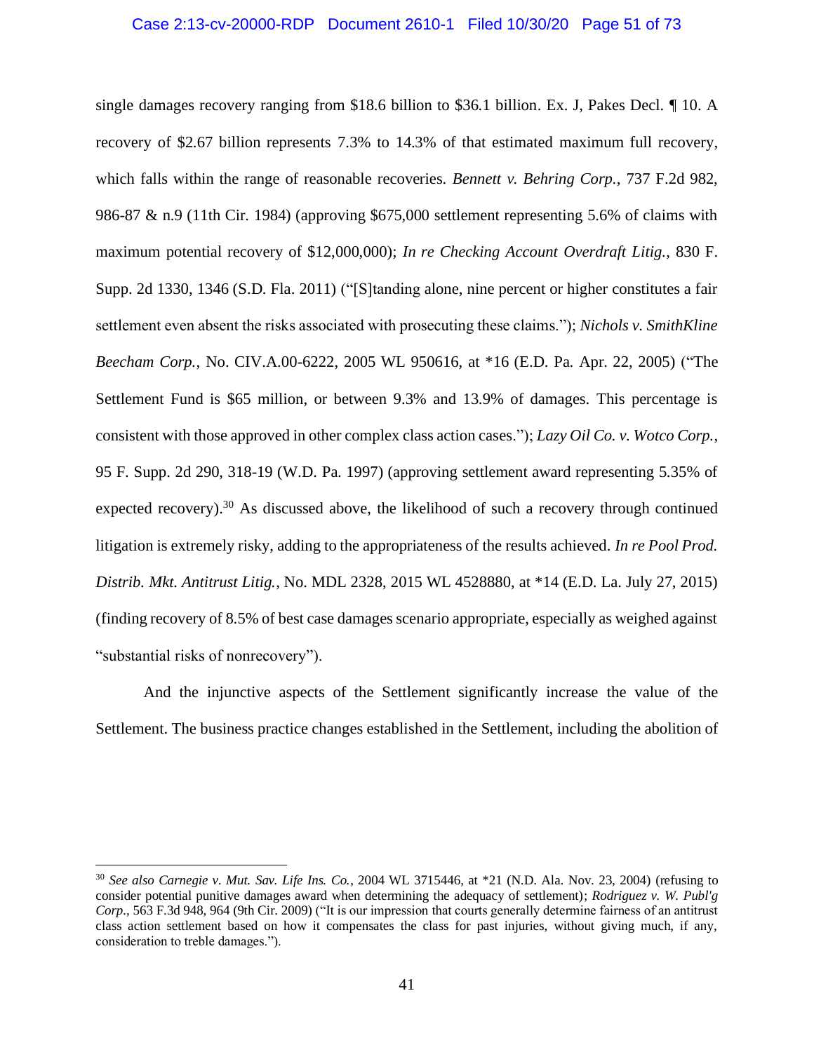single damages recovery ranging from $18.6 billion to $36.1 billion. Ex. J, Pakes Decl. ¶ 10. A recovery of $2.67 billion represents 7.3% to 14.3% of that estimated maximum full recovery, which falls within the range of reasonable recoveries. *Bennett v. Behring Corp.*, 737 F.2d 982, 986-87 & n.9 (11th Cir. 1984) (approving $675,000 settlement representing 5.6% of claims with maximum potential recovery of $12,000,000); *In re Checking Account Overdraft Litig.*, 830 F. Supp. 2d 1330, 1346 (S.D. Fla. 2011) ("[S]tanding alone, nine percent or higher constitutes a fair settlement even absent the risks associated with prosecuting these claims."); *Nichols v. SmithKline Beecham Corp.*, No. CIV.A.00-6222, 2005 WL 950616, at *16 (E.D. Pa. Apr. 22, 2005) ("The Settlement Fund is $65 million, or between 9.3% and 13.9% of damages. This percentage is consistent with those approved in other complex class action cases."); *Lazy Oil Co. v. Wotco Corp.*, 95 F. Supp. 2d 290, 318-19 (W.D. Pa. 1997) (approving settlement award representing 5.35% of expected recovery).[30] As discussed above, the likelihood of such a recovery through continued litigation is extremely risky, adding to the appropriateness of the results achieved. *In re Pool Prod. Distrib. Mkt. Antitrust Litig.*, No. MDL 2328, 2015 WL 4528880, at *14 (E.D. La. July 27, 2015) (finding recovery of 8.5% of best case damages scenario appropriate, especially as weighed against "substantial risks of nonrecovery").

And the injunctive aspects of the Settlement significantly increase the value of the Settlement. The business practice changes established in the Settlement, including the abolition of

---

[30] *See also Carnegie v. Mut. Sav. Life Ins. Co.*, 2004 WL 3715446, at *21 (N.D. Ala. Nov. 23, 2004) (refusing to consider potential punitive damages award when determining the adequacy of settlement); *Rodriguez v. W. Publ'g Corp.*, 563 F.3d 948, 964 (9th Cir. 2009) ("It is our impression that courts generally determine fairness of an antitrust class action settlement based on how it compensates the class for past injuries, without giving much, if any, consideration to treble damages.").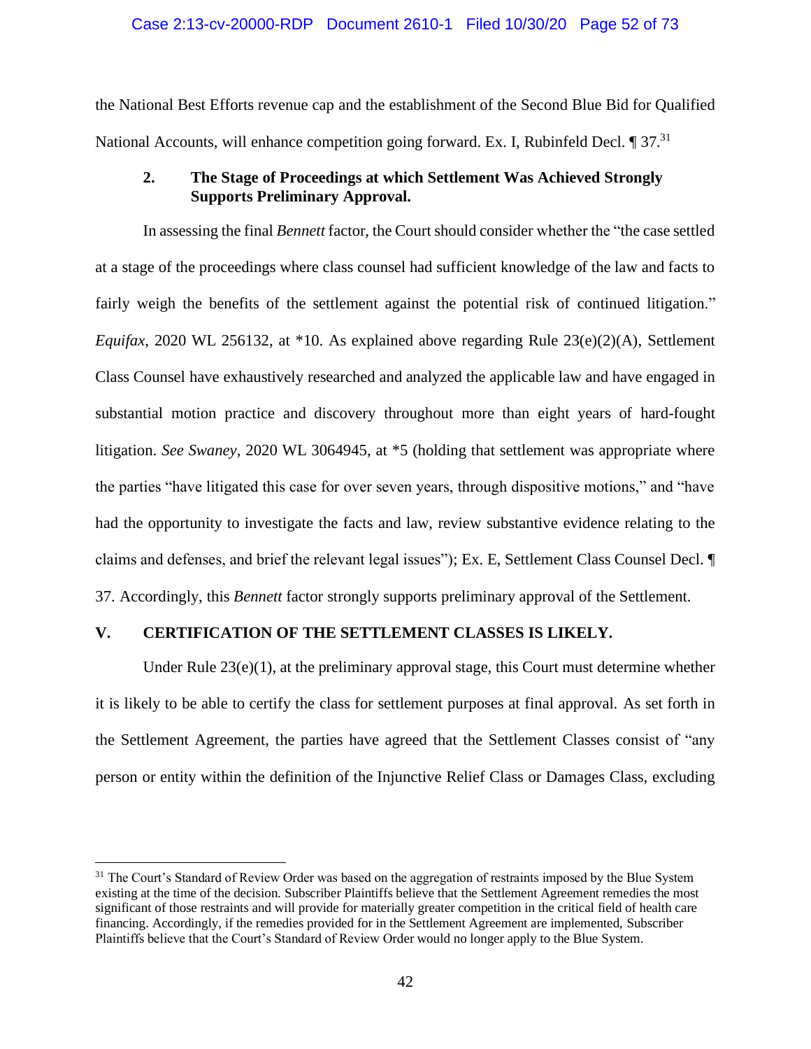the National Best Efforts revenue cap and the establishment of the Second Blue Bid for Qualified National Accounts, will enhance competition going forward. Ex. I, Rubinfeld Decl. ¶ 37.[31]

### 2. The Stage of Proceedings at which Settlement Was Achieved Strongly Supports Preliminary Approval.

In assessing the final *Bennett* factor, the Court should consider whether the "the case settled at a stage of the proceedings where class counsel had sufficient knowledge of the law and facts to fairly weigh the benefits of the settlement against the potential risk of continued litigation." *Equifax*, 2020 WL 256132, at *10. As explained above regarding Rule 23(e)(2)(A), Settlement Class Counsel have exhaustively researched and analyzed the applicable law and have engaged in substantial motion practice and discovery throughout more than eight years of hard-fought litigation. *See Swaney*, 2020 WL 3064945, at *5 (holding that settlement was appropriate where the parties "have litigated this case for over seven years, through dispositive motions," and "have had the opportunity to investigate the facts and law, review substantive evidence relating to the claims and defenses, and brief the relevant legal issues"); Ex. E, Settlement Class Counsel Decl. ¶ 37. Accordingly, this *Bennett* factor strongly supports preliminary approval of the Settlement.

## V. CERTIFICATION OF THE SETTLEMENT CLASSES IS LIKELY.

Under Rule 23(e)(1), at the preliminary approval stage, this Court must determine whether it is likely to be able to certify the class for settlement purposes at final approval. As set forth in the Settlement Agreement, the parties have agreed that the Settlement Classes consist of "any person or entity within the definition of the Injunctive Relief Class or Damages Class, excluding

---

[31] The Court's Standard of Review Order was based on the aggregation of restraints imposed by the Blue System existing at the time of the decision. Subscriber Plaintiffs believe that the Settlement Agreement remedies the most significant of those restraints and will provide for materially greater competition in the critical field of health care financing. Accordingly, if the remedies provided for in the Settlement Agreement are implemented, Subscriber Plaintiffs believe that the Court's Standard of Review Order would no longer apply to the Blue System.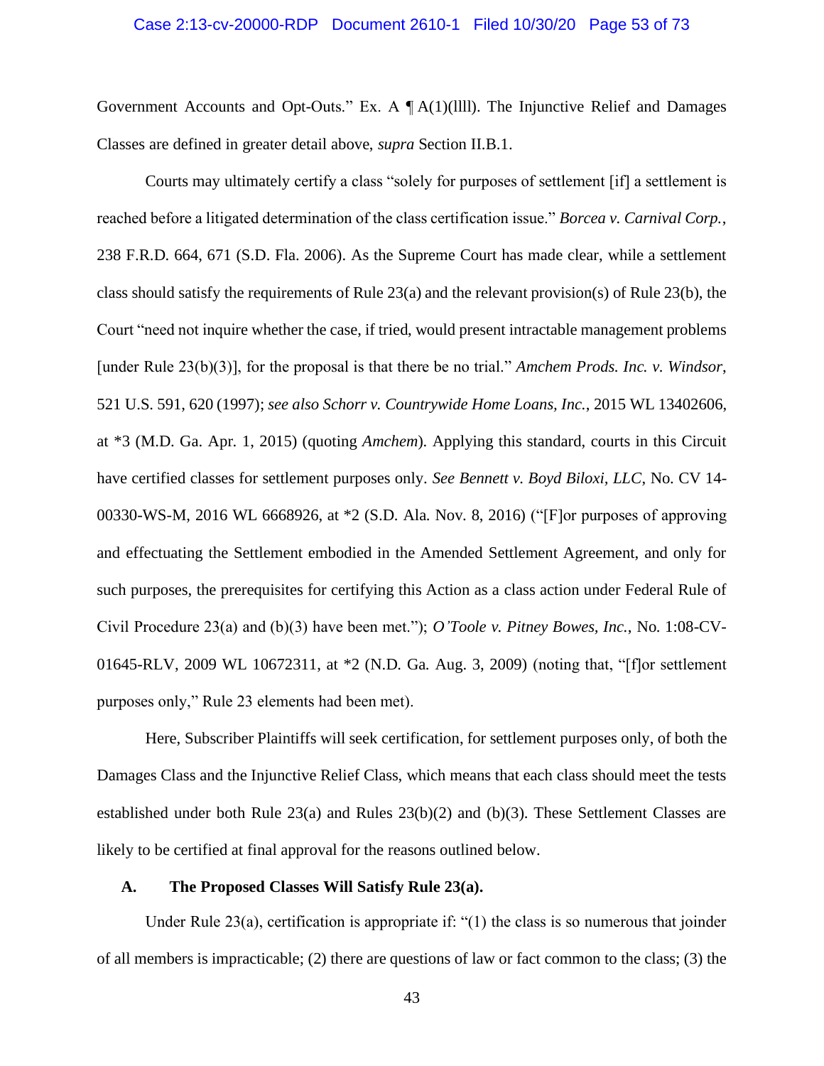Government Accounts and Opt-Outs." Ex. A ¶ A(1)(llll). The Injunctive Relief and Damages Classes are defined in greater detail above, *supra* Section II.B.1.

Courts may ultimately certify a class "solely for purposes of settlement [if] a settlement is reached before a litigated determination of the class certification issue." *Borcea v. Carnival Corp.*, 238 F.R.D. 664, 671 (S.D. Fla. 2006). As the Supreme Court has made clear, while a settlement class should satisfy the requirements of Rule 23(a) and the relevant provision(s) of Rule 23(b), the Court "need not inquire whether the case, if tried, would present intractable management problems [under Rule 23(b)(3)], for the proposal is that there be no trial." *Amchem Prods. Inc. v. Windsor*, 521 U.S. 591, 620 (1997); *see also Schorr v. Countrywide Home Loans, Inc.*, 2015 WL 13402606, at *3 (M.D. Ga. Apr. 1, 2015) (quoting *Amchem*). Applying this standard, courts in this Circuit have certified classes for settlement purposes only. *See Bennett v. Boyd Biloxi, LLC*, No. CV 14-00330-WS-M, 2016 WL 6668926, at *2 (S.D. Ala. Nov. 8, 2016) ("[F]or purposes of approving and effectuating the Settlement embodied in the Amended Settlement Agreement, and only for such purposes, the prerequisites for certifying this Action as a class action under Federal Rule of Civil Procedure 23(a) and (b)(3) have been met."); *O'Toole v. Pitney Bowes, Inc.*, No. 1:08-CV-01645-RLV, 2009 WL 10672311, at *2 (N.D. Ga. Aug. 3, 2009) (noting that, "[f]or settlement purposes only," Rule 23 elements had been met).

Here, Subscriber Plaintiffs will seek certification, for settlement purposes only, of both the Damages Class and the Injunctive Relief Class, which means that each class should meet the tests established under both Rule 23(a) and Rules 23(b)(2) and (b)(3). These Settlement Classes are likely to be certified at final approval for the reasons outlined below.

### A. The Proposed Classes Will Satisfy Rule 23(a).

Under Rule 23(a), certification is appropriate if: "(1) the class is so numerous that joinder of all members is impracticable; (2) there are questions of law or fact common to the class; (3) the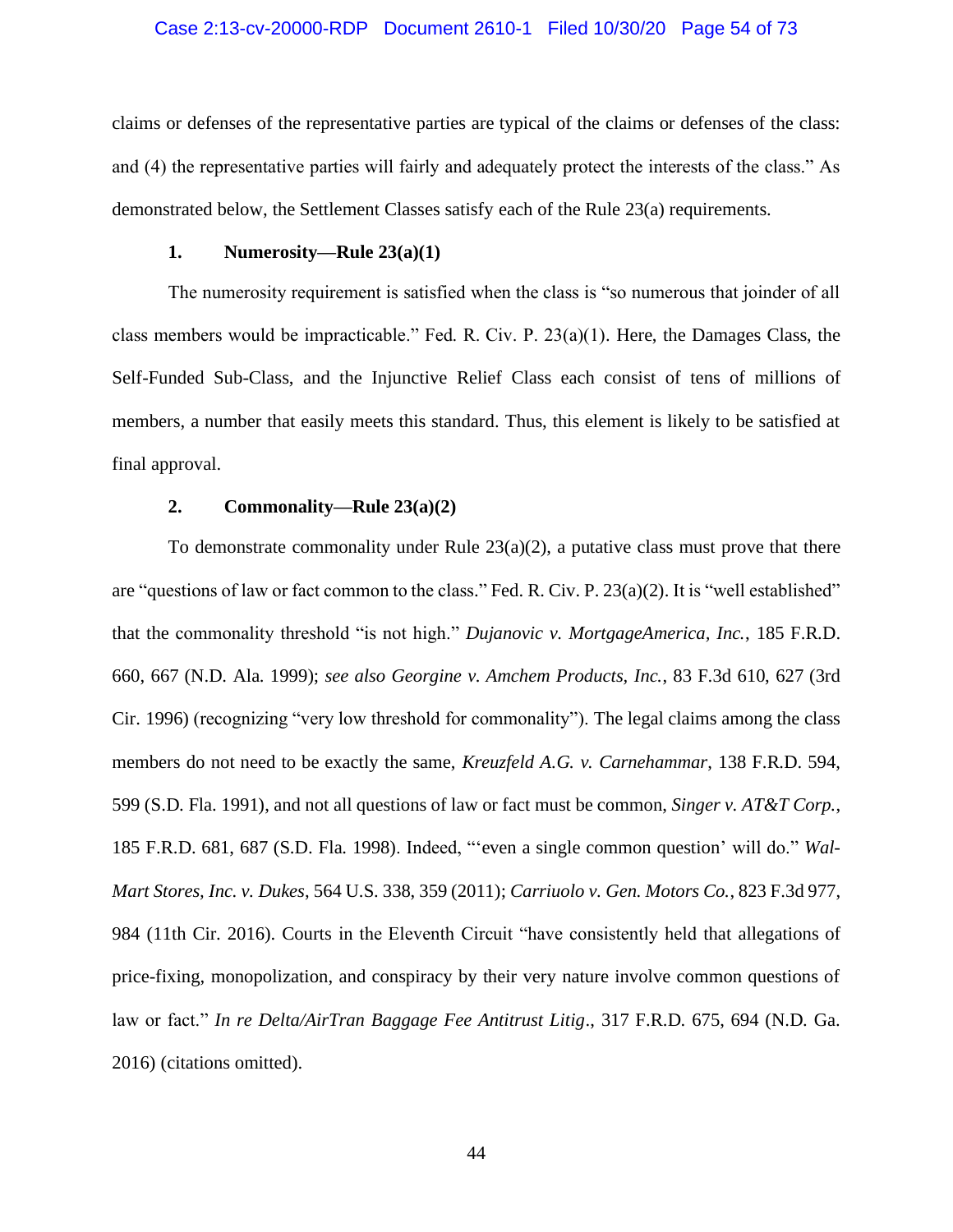claims or defenses of the representative parties are typical of the claims or defenses of the class: and (4) the representative parties will fairly and adequately protect the interests of the class." As demonstrated below, the Settlement Classes satisfy each of the Rule 23(a) requirements.

### 1. Numerosity—Rule 23(a)(1)

The numerosity requirement is satisfied when the class is "so numerous that joinder of all class members would be impracticable." Fed. R. Civ. P. 23(a)(1). Here, the Damages Class, the Self-Funded Sub-Class, and the Injunctive Relief Class each consist of tens of millions of members, a number that easily meets this standard. Thus, this element is likely to be satisfied at final approval.

### 2. Commonality—Rule 23(a)(2)

To demonstrate commonality under Rule 23(a)(2), a putative class must prove that there are "questions of law or fact common to the class." Fed. R. Civ. P. 23(a)(2). It is "well established" that the commonality threshold "is not high." *Dujanovic v. MortgageAmerica, Inc.*, 185 F.R.D. 660, 667 (N.D. Ala. 1999); *see also Georgine v. Amchem Products, Inc.*, 83 F.3d 610, 627 (3rd Cir. 1996) (recognizing "very low threshold for commonality"). The legal claims among the class members do not need to be exactly the same, *Kreuzfeld A.G. v. Carnehammar*, 138 F.R.D. 594, 599 (S.D. Fla. 1991), and not all questions of law or fact must be common, *Singer v. AT&T Corp.*, 185 F.R.D. 681, 687 (S.D. Fla. 1998). Indeed, "'even a single common question' will do." *Wal-Mart Stores, Inc. v. Dukes*, 564 U.S. 338, 359 (2011); *Carriuolo v. Gen. Motors Co.*, 823 F.3d 977, 984 (11th Cir. 2016). Courts in the Eleventh Circuit "have consistently held that allegations of price-fixing, monopolization, and conspiracy by their very nature involve common questions of law or fact." *In re Delta/AirTran Baggage Fee Antitrust Litig*., 317 F.R.D. 675, 694 (N.D. Ga. 2016) (citations omitted).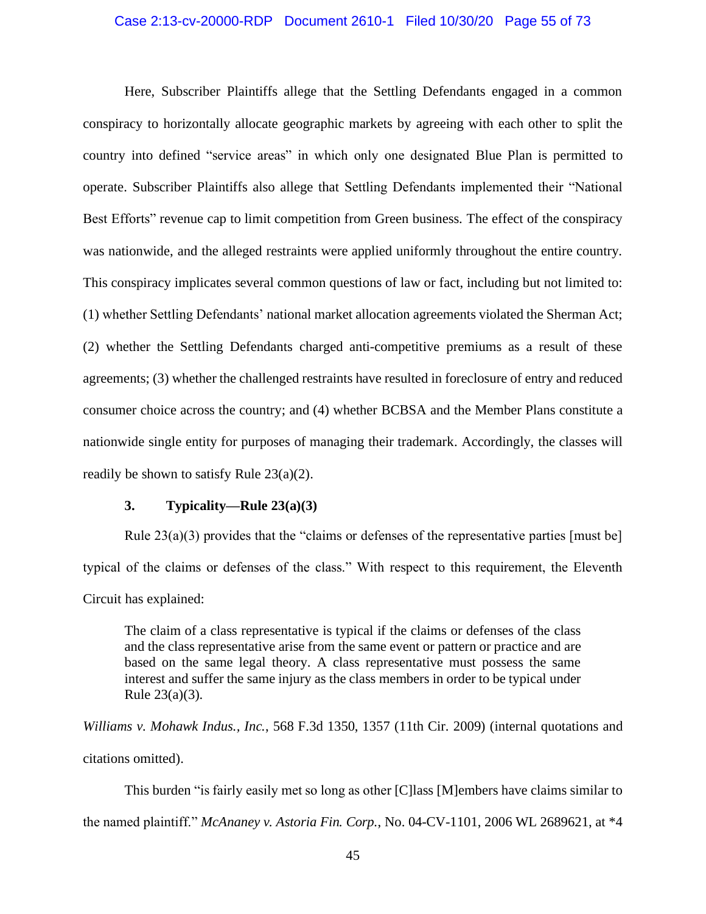Here, Subscriber Plaintiffs allege that the Settling Defendants engaged in a common conspiracy to horizontally allocate geographic markets by agreeing with each other to split the country into defined "service areas" in which only one designated Blue Plan is permitted to operate. Subscriber Plaintiffs also allege that Settling Defendants implemented their "National Best Efforts" revenue cap to limit competition from Green business. The effect of the conspiracy was nationwide, and the alleged restraints were applied uniformly throughout the entire country. This conspiracy implicates several common questions of law or fact, including but not limited to: (1) whether Settling Defendants' national market allocation agreements violated the Sherman Act; (2) whether the Settling Defendants charged anti-competitive premiums as a result of these agreements; (3) whether the challenged restraints have resulted in foreclosure of entry and reduced consumer choice across the country; and (4) whether BCBSA and the Member Plans constitute a nationwide single entity for purposes of managing their trademark. Accordingly, the classes will readily be shown to satisfy Rule 23(a)(2).

### 3. Typicality—Rule 23(a)(3)

Rule 23(a)(3) provides that the "claims or defenses of the representative parties [must be] typical of the claims or defenses of the class." With respect to this requirement, the Eleventh Circuit has explained:

> The claim of a class representative is typical if the claims or defenses of the class and the class representative arise from the same event or pattern or practice and are based on the same legal theory. A class representative must possess the same interest and suffer the same injury as the class members in order to be typical under Rule 23(a)(3).

*Williams v. Mohawk Indus., Inc.*, 568 F.3d 1350, 1357 (11th Cir. 2009) (internal quotations and citations omitted).

This burden "is fairly easily met so long as other [C]lass [M]embers have claims similar to the named plaintiff." *McAnaney v. Astoria Fin. Corp.*, No. 04-CV-1101, 2006 WL 2689621, at *4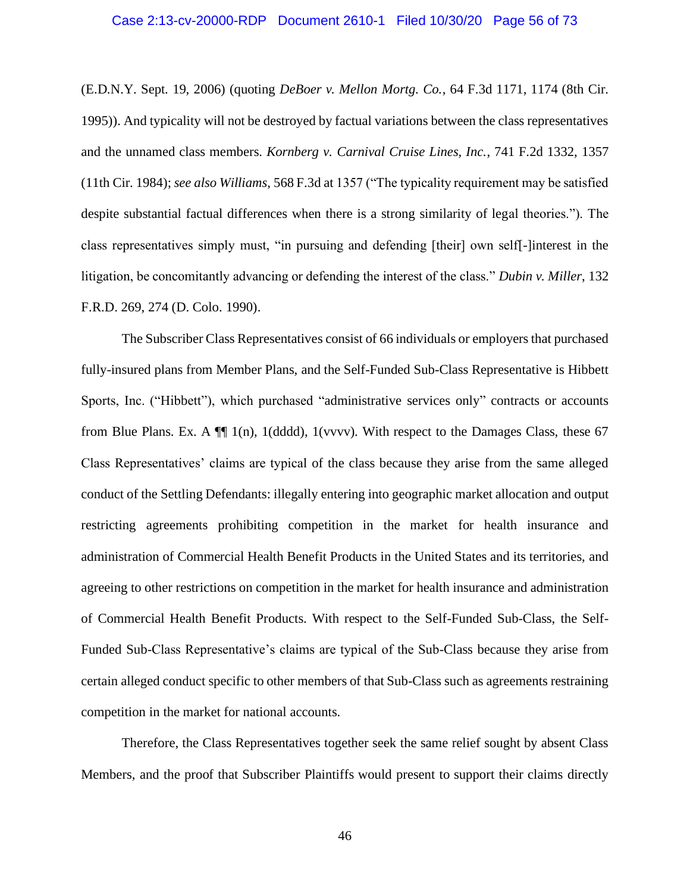(E.D.N.Y. Sept. 19, 2006) (quoting *DeBoer v. Mellon Mortg. Co.*, 64 F.3d 1171, 1174 (8th Cir. 1995)). And typicality will not be destroyed by factual variations between the class representatives and the unnamed class members. *Kornberg v. Carnival Cruise Lines, Inc.*, 741 F.2d 1332, 1357 (11th Cir. 1984); *see also Williams*, 568 F.3d at 1357 ("The typicality requirement may be satisfied despite substantial factual differences when there is a strong similarity of legal theories."). The class representatives simply must, "in pursuing and defending [their] own self[-]interest in the litigation, be concomitantly advancing or defending the interest of the class." *Dubin v. Miller*, 132 F.R.D. 269, 274 (D. Colo. 1990).

The Subscriber Class Representatives consist of 66 individuals or employers that purchased fully-insured plans from Member Plans, and the Self-Funded Sub-Class Representative is Hibbett Sports, Inc. ("Hibbett"), which purchased "administrative services only" contracts or accounts from Blue Plans. Ex. A ¶¶ 1(n), 1(dddd), 1(vvvv). With respect to the Damages Class, these 67 Class Representatives' claims are typical of the class because they arise from the same alleged conduct of the Settling Defendants: illegally entering into geographic market allocation and output restricting agreements prohibiting competition in the market for health insurance and administration of Commercial Health Benefit Products in the United States and its territories, and agreeing to other restrictions on competition in the market for health insurance and administration of Commercial Health Benefit Products. With respect to the Self-Funded Sub-Class, the Self-Funded Sub-Class Representative's claims are typical of the Sub-Class because they arise from certain alleged conduct specific to other members of that Sub-Class such as agreements restraining competition in the market for national accounts.

Therefore, the Class Representatives together seek the same relief sought by absent Class Members, and the proof that Subscriber Plaintiffs would present to support their claims directly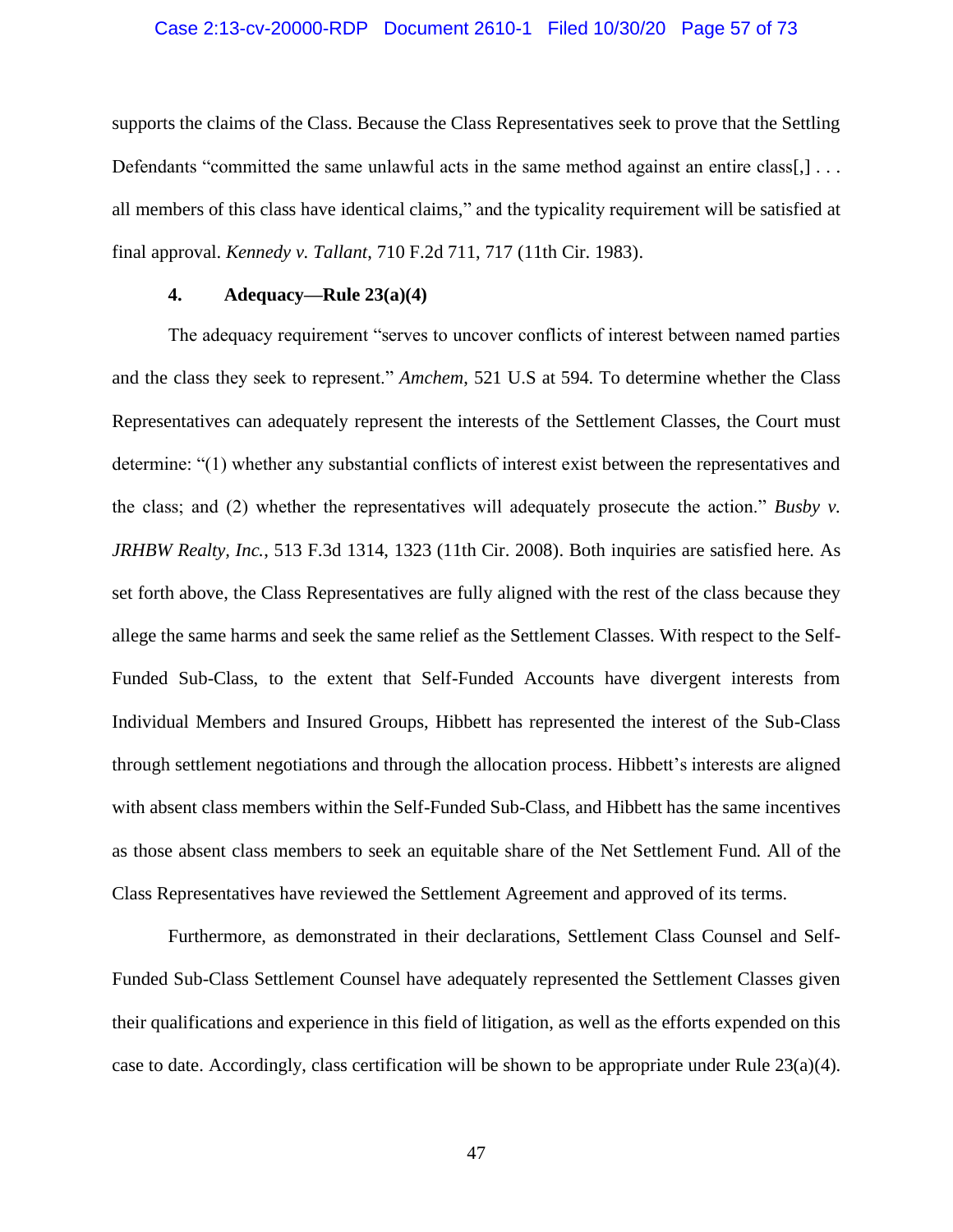supports the claims of the Class. Because the Class Representatives seek to prove that the Settling Defendants "committed the same unlawful acts in the same method against an entire class[,] . . . all members of this class have identical claims," and the typicality requirement will be satisfied at final approval. *Kennedy v. Tallant*, 710 F.2d 711, 717 (11th Cir. 1983).

### 4. Adequacy—Rule 23(a)(4)

The adequacy requirement "serves to uncover conflicts of interest between named parties and the class they seek to represent." *Amchem*, 521 U.S at 594. To determine whether the Class Representatives can adequately represent the interests of the Settlement Classes, the Court must determine: "(1) whether any substantial conflicts of interest exist between the representatives and the class; and (2) whether the representatives will adequately prosecute the action." *Busby v. JRHBW Realty, Inc.*, 513 F.3d 1314, 1323 (11th Cir. 2008). Both inquiries are satisfied here. As set forth above, the Class Representatives are fully aligned with the rest of the class because they allege the same harms and seek the same relief as the Settlement Classes. With respect to the Self-Funded Sub-Class, to the extent that Self-Funded Accounts have divergent interests from Individual Members and Insured Groups, Hibbett has represented the interest of the Sub-Class through settlement negotiations and through the allocation process. Hibbett's interests are aligned with absent class members within the Self-Funded Sub-Class, and Hibbett has the same incentives as those absent class members to seek an equitable share of the Net Settlement Fund. All of the Class Representatives have reviewed the Settlement Agreement and approved of its terms.

Furthermore, as demonstrated in their declarations, Settlement Class Counsel and Self-Funded Sub-Class Settlement Counsel have adequately represented the Settlement Classes given their qualifications and experience in this field of litigation, as well as the efforts expended on this case to date. Accordingly, class certification will be shown to be appropriate under Rule 23(a)(4).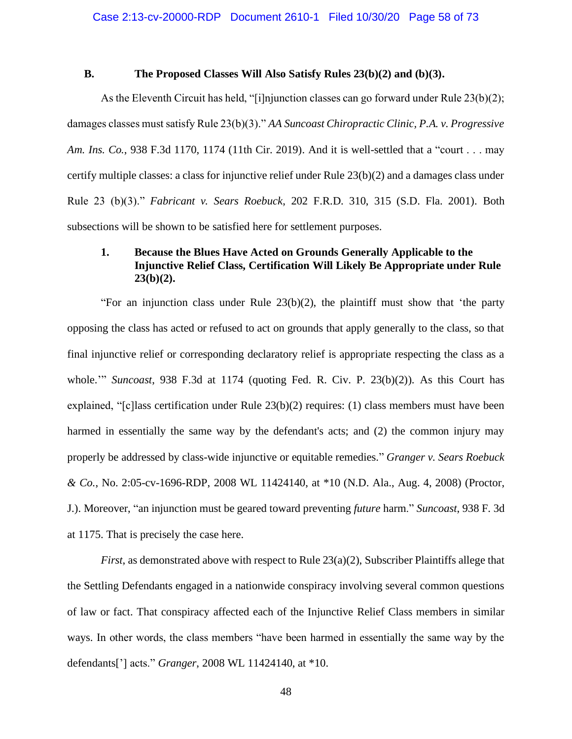### B. The Proposed Classes Will Also Satisfy Rules 23(b)(2) and (b)(3).

As the Eleventh Circuit has held, "[i]njunction classes can go forward under Rule 23(b)(2); damages classes must satisfy Rule 23(b)(3)." *AA Suncoast Chiropractic Clinic, P.A. v. Progressive Am. Ins. Co.*, 938 F.3d 1170, 1174 (11th Cir. 2019). And it is well-settled that a "court . . . may certify multiple classes: a class for injunctive relief under Rule 23(b)(2) and a damages class under Rule 23 (b)(3)." *Fabricant v. Sears Roebuck*, 202 F.R.D. 310, 315 (S.D. Fla. 2001). Both subsections will be shown to be satisfied here for settlement purposes.

#### 1. Because the Blues Have Acted on Grounds Generally Applicable to the Injunctive Relief Class, Certification Will Likely Be Appropriate under Rule 23(b)(2).

"For an injunction class under Rule 23(b)(2), the plaintiff must show that 'the party opposing the class has acted or refused to act on grounds that apply generally to the class, so that final injunctive relief or corresponding declaratory relief is appropriate respecting the class as a whole.'" *Suncoast*, 938 F.3d at 1174 (quoting Fed. R. Civ. P. 23(b)(2)). As this Court has explained, "[c]lass certification under Rule 23(b)(2) requires: (1) class members must have been harmed in essentially the same way by the defendant's acts; and (2) the common injury may properly be addressed by class-wide injunctive or equitable remedies." *Granger v. Sears Roebuck & Co.*, No. 2:05-cv-1696-RDP, 2008 WL 11424140, at *10 (N.D. Ala., Aug. 4, 2008) (Proctor, J.). Moreover, "an injunction must be geared toward preventing *future* harm." *Suncoast*, 938 F. 3d at 1175. That is precisely the case here.

*First*, as demonstrated above with respect to Rule 23(a)(2), Subscriber Plaintiffs allege that the Settling Defendants engaged in a nationwide conspiracy involving several common questions of law or fact. That conspiracy affected each of the Injunctive Relief Class members in similar ways. In other words, the class members "have been harmed in essentially the same way by the defendants['] acts." *Granger*, 2008 WL 11424140, at *10.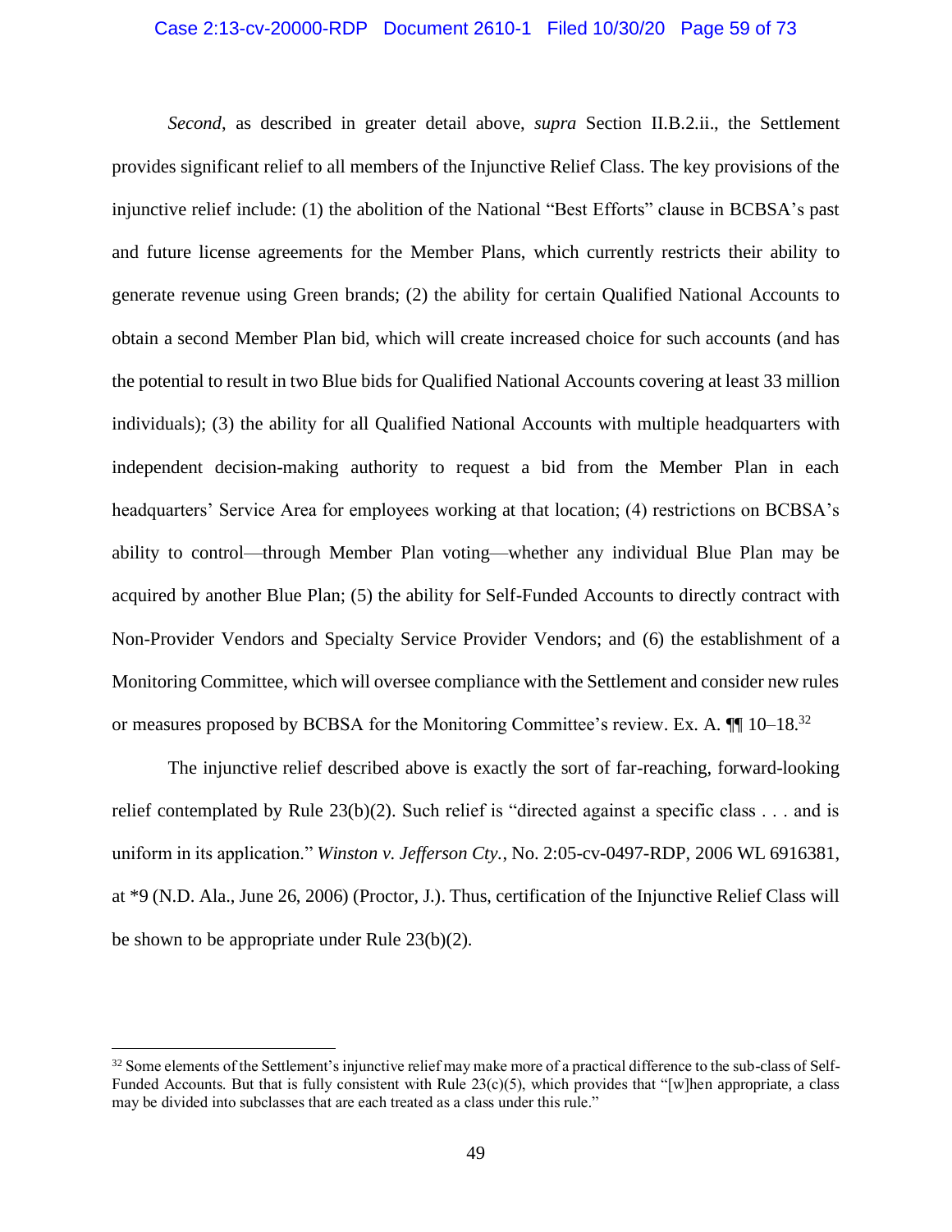*Second*, as described in greater detail above, *supra* Section II.B.2.ii., the Settlement provides significant relief to all members of the Injunctive Relief Class. The key provisions of the injunctive relief include: (1) the abolition of the National "Best Efforts" clause in BCBSA's past and future license agreements for the Member Plans, which currently restricts their ability to generate revenue using Green brands; (2) the ability for certain Qualified National Accounts to obtain a second Member Plan bid, which will create increased choice for such accounts (and has the potential to result in two Blue bids for Qualified National Accounts covering at least 33 million individuals); (3) the ability for all Qualified National Accounts with multiple headquarters with independent decision-making authority to request a bid from the Member Plan in each headquarters' Service Area for employees working at that location; (4) restrictions on BCBSA's ability to control—through Member Plan voting—whether any individual Blue Plan may be acquired by another Blue Plan; (5) the ability for Self-Funded Accounts to directly contract with Non-Provider Vendors and Specialty Service Provider Vendors; and (6) the establishment of a Monitoring Committee, which will oversee compliance with the Settlement and consider new rules or measures proposed by BCBSA for the Monitoring Committee's review. Ex. A. ¶¶ 10–18.[32]

The injunctive relief described above is exactly the sort of far-reaching, forward-looking relief contemplated by Rule 23(b)(2). Such relief is "directed against a specific class . . . and is uniform in its application." *Winston v. Jefferson Cty.*, No. 2:05-cv-0497-RDP, 2006 WL 6916381, at *9 (N.D. Ala., June 26, 2006) (Proctor, J.). Thus, certification of the Injunctive Relief Class will be shown to be appropriate under Rule 23(b)(2).

---

[32] Some elements of the Settlement's injunctive relief may make more of a practical difference to the sub-class of Self-Funded Accounts. But that is fully consistent with Rule 23(c)(5), which provides that "[w]hen appropriate, a class may be divided into subclasses that are each treated as a class under this rule."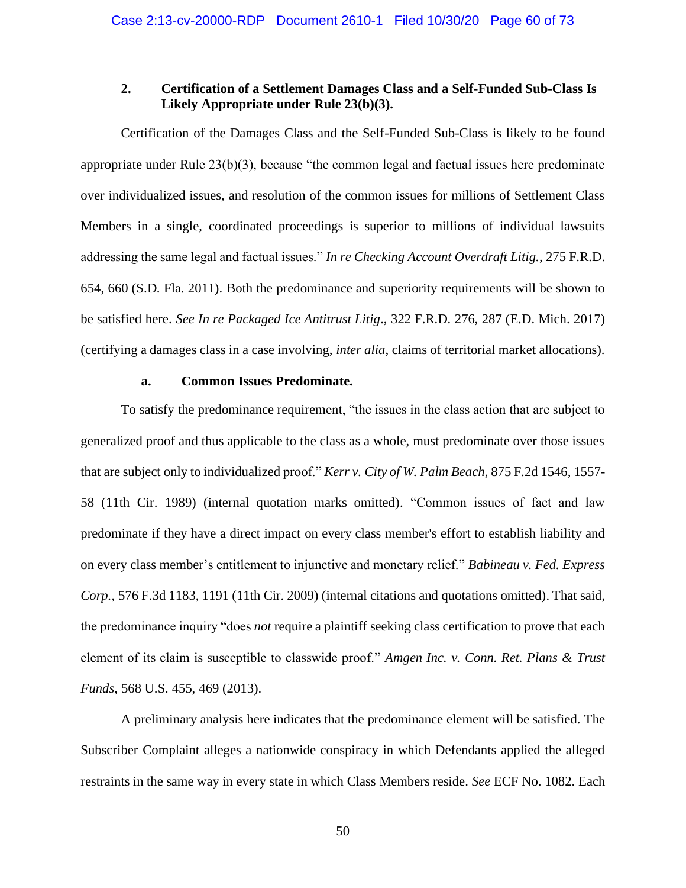### 2. Certification of a Settlement Damages Class and a Self-Funded Sub-Class Is Likely Appropriate under Rule 23(b)(3).

Certification of the Damages Class and the Self-Funded Sub-Class is likely to be found appropriate under Rule 23(b)(3), because "the common legal and factual issues here predominate over individualized issues, and resolution of the common issues for millions of Settlement Class Members in a single, coordinated proceedings is superior to millions of individual lawsuits addressing the same legal and factual issues." *In re Checking Account Overdraft Litig.*, 275 F.R.D. 654, 660 (S.D. Fla. 2011). Both the predominance and superiority requirements will be shown to be satisfied here. *See In re Packaged Ice Antitrust Litig*., 322 F.R.D. 276, 287 (E.D. Mich. 2017) (certifying a damages class in a case involving, *inter alia*, claims of territorial market allocations).

#### a. Common Issues Predominate.

To satisfy the predominance requirement, "the issues in the class action that are subject to generalized proof and thus applicable to the class as a whole, must predominate over those issues that are subject only to individualized proof." *Kerr v. City of W. Palm Beach*, 875 F.2d 1546, 1557-58 (11th Cir. 1989) (internal quotation marks omitted). "Common issues of fact and law predominate if they have a direct impact on every class member's effort to establish liability and on every class member's entitlement to injunctive and monetary relief." *Babineau v. Fed. Express Corp.*, 576 F.3d 1183, 1191 (11th Cir. 2009) (internal citations and quotations omitted). That said, the predominance inquiry "does *not* require a plaintiff seeking class certification to prove that each element of its claim is susceptible to classwide proof." *Amgen Inc. v. Conn. Ret. Plans & Trust Funds*, 568 U.S. 455, 469 (2013).

A preliminary analysis here indicates that the predominance element will be satisfied. The Subscriber Complaint alleges a nationwide conspiracy in which Defendants applied the alleged restraints in the same way in every state in which Class Members reside. *See* ECF No. 1082. Each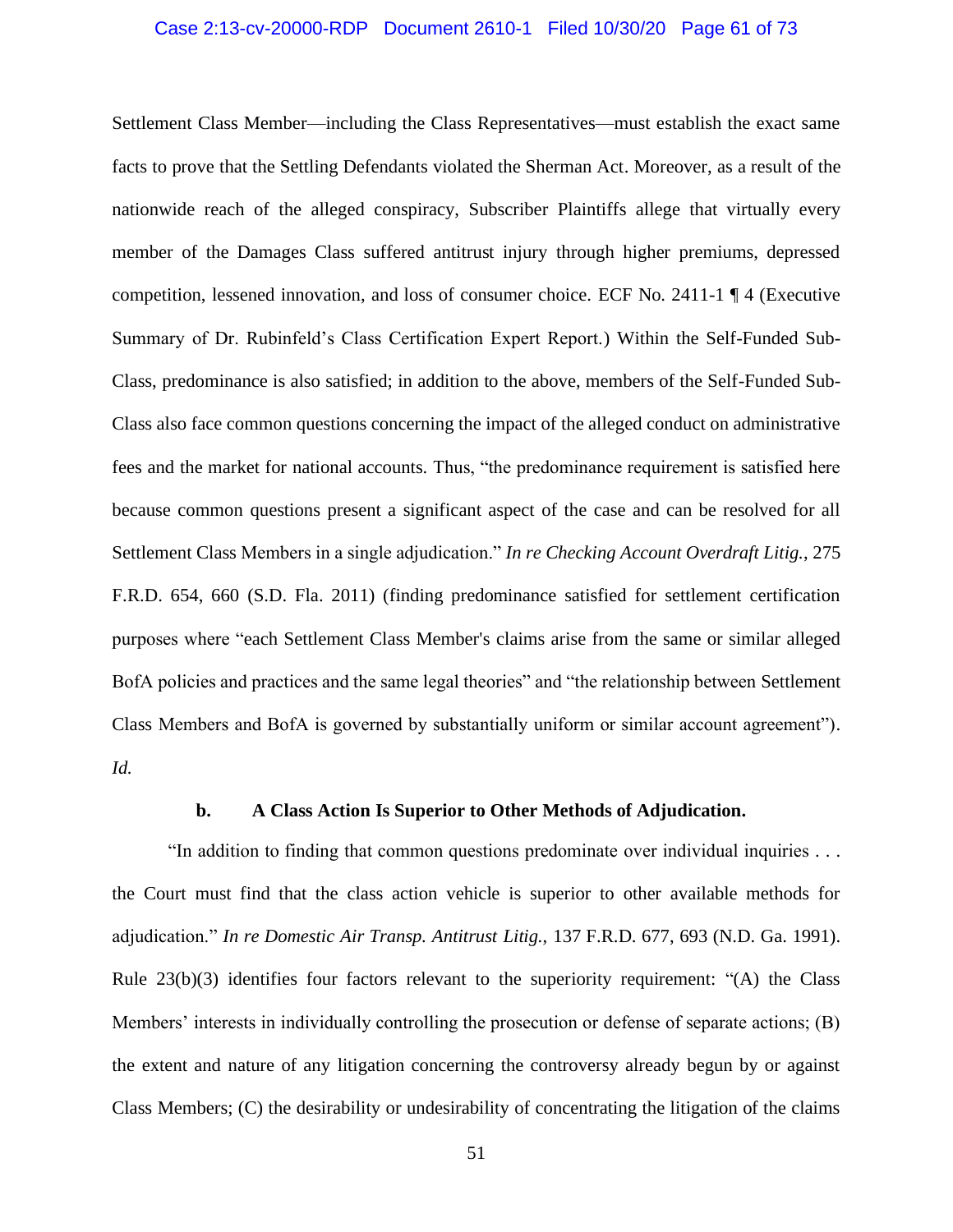Settlement Class Member—including the Class Representatives—must establish the exact same facts to prove that the Settling Defendants violated the Sherman Act. Moreover, as a result of the nationwide reach of the alleged conspiracy, Subscriber Plaintiffs allege that virtually every member of the Damages Class suffered antitrust injury through higher premiums, depressed competition, lessened innovation, and loss of consumer choice. ECF No. 2411-1 ¶ 4 (Executive Summary of Dr. Rubinfeld's Class Certification Expert Report.) Within the Self-Funded Sub-Class, predominance is also satisfied; in addition to the above, members of the Self-Funded Sub-Class also face common questions concerning the impact of the alleged conduct on administrative fees and the market for national accounts. Thus, "the predominance requirement is satisfied here because common questions present a significant aspect of the case and can be resolved for all Settlement Class Members in a single adjudication." *In re Checking Account Overdraft Litig.*, 275 F.R.D. 654, 660 (S.D. Fla. 2011) (finding predominance satisfied for settlement certification purposes where "each Settlement Class Member's claims arise from the same or similar alleged BofA policies and practices and the same legal theories" and "the relationship between Settlement Class Members and BofA is governed by substantially uniform or similar account agreement"). *Id.*

**b. A Class Action Is Superior to Other Methods of Adjudication.**

"In addition to finding that common questions predominate over individual inquiries . . . the Court must find that the class action vehicle is superior to other available methods for adjudication." *In re Domestic Air Transp. Antitrust Litig.*, 137 F.R.D. 677, 693 (N.D. Ga. 1991). Rule 23(b)(3) identifies four factors relevant to the superiority requirement: "(A) the Class Members' interests in individually controlling the prosecution or defense of separate actions; (B) the extent and nature of any litigation concerning the controversy already begun by or against Class Members; (C) the desirability or undesirability of concentrating the litigation of the claims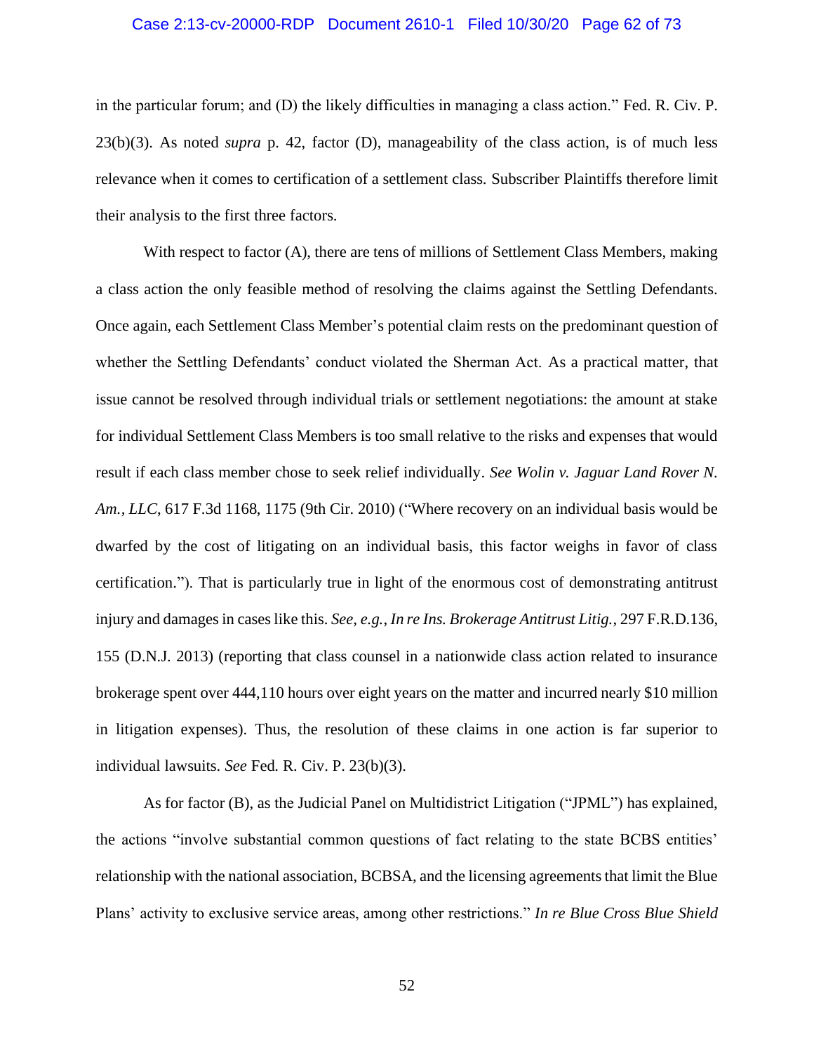in the particular forum; and (D) the likely difficulties in managing a class action." Fed. R. Civ. P. 23(b)(3). As noted *supra* p. 42, factor (D), manageability of the class action, is of much less relevance when it comes to certification of a settlement class. Subscriber Plaintiffs therefore limit their analysis to the first three factors.

With respect to factor (A), there are tens of millions of Settlement Class Members, making a class action the only feasible method of resolving the claims against the Settling Defendants. Once again, each Settlement Class Member's potential claim rests on the predominant question of whether the Settling Defendants' conduct violated the Sherman Act. As a practical matter, that issue cannot be resolved through individual trials or settlement negotiations: the amount at stake for individual Settlement Class Members is too small relative to the risks and expenses that would result if each class member chose to seek relief individually. *See Wolin v. Jaguar Land Rover N. Am., LLC*, 617 F.3d 1168, 1175 (9th Cir. 2010) ("Where recovery on an individual basis would be dwarfed by the cost of litigating on an individual basis, this factor weighs in favor of class certification."). That is particularly true in light of the enormous cost of demonstrating antitrust injury and damages in cases like this. *See, e.g.*, *In re Ins. Brokerage Antitrust Litig.*, 297 F.R.D.136, 155 (D.N.J. 2013) (reporting that class counsel in a nationwide class action related to insurance brokerage spent over 444,110 hours over eight years on the matter and incurred nearly $10 million in litigation expenses). Thus, the resolution of these claims in one action is far superior to individual lawsuits. *See* Fed. R. Civ. P. 23(b)(3).

As for factor (B), as the Judicial Panel on Multidistrict Litigation ("JPML") has explained, the actions "involve substantial common questions of fact relating to the state BCBS entities' relationship with the national association, BCBSA, and the licensing agreements that limit the Blue Plans' activity to exclusive service areas, among other restrictions." *In re Blue Cross Blue Shield*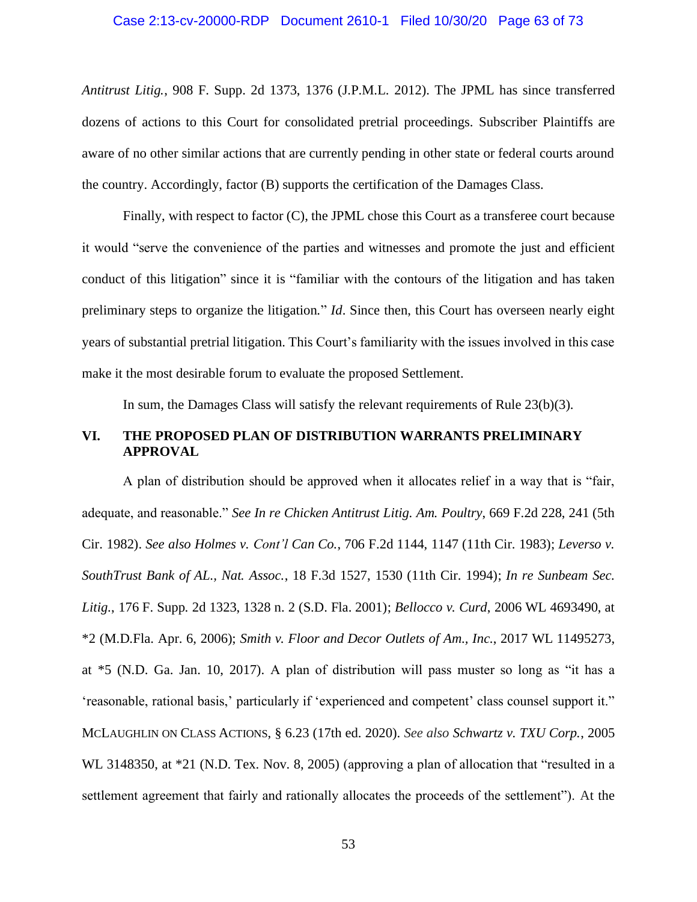*Antitrust Litig.*, 908 F. Supp. 2d 1373, 1376 (J.P.M.L. 2012). The JPML has since transferred dozens of actions to this Court for consolidated pretrial proceedings. Subscriber Plaintiffs are aware of no other similar actions that are currently pending in other state or federal courts around the country. Accordingly, factor (B) supports the certification of the Damages Class.

Finally, with respect to factor (C), the JPML chose this Court as a transferee court because it would "serve the convenience of the parties and witnesses and promote the just and efficient conduct of this litigation" since it is "familiar with the contours of the litigation and has taken preliminary steps to organize the litigation." *Id*. Since then, this Court has overseen nearly eight years of substantial pretrial litigation. This Court's familiarity with the issues involved in this case make it the most desirable forum to evaluate the proposed Settlement.

In sum, the Damages Class will satisfy the relevant requirements of Rule 23(b)(3).

## VI. THE PROPOSED PLAN OF DISTRIBUTION WARRANTS PRELIMINARY APPROVAL

A plan of distribution should be approved when it allocates relief in a way that is "fair, adequate, and reasonable." *See In re Chicken Antitrust Litig. Am. Poultry*, 669 F.2d 228, 241 (5th Cir. 1982). *See also Holmes v. Cont'l Can Co.*, 706 F.2d 1144, 1147 (11th Cir. 1983); *Leverso v. SouthTrust Bank of AL., Nat. Assoc.*, 18 F.3d 1527, 1530 (11th Cir. 1994); *In re Sunbeam Sec. Litig.*, 176 F. Supp. 2d 1323, 1328 n. 2 (S.D. Fla. 2001); *Bellocco v. Curd*, 2006 WL 4693490, at \*2 (M.D.Fla. Apr. 6, 2006); *Smith v. Floor and Decor Outlets of Am., Inc.*, 2017 WL 11495273, at \*5 (N.D. Ga. Jan. 10, 2017). A plan of distribution will pass muster so long as "it has a 'reasonable, rational basis,' particularly if 'experienced and competent' class counsel support it." MCLAUGHLIN ON CLASS ACTIONS, § 6.23 (17th ed. 2020). *See also Schwartz v. TXU Corp.*, 2005 WL 3148350, at \*21 (N.D. Tex. Nov. 8, 2005) (approving a plan of allocation that "resulted in a settlement agreement that fairly and rationally allocates the proceeds of the settlement"). At the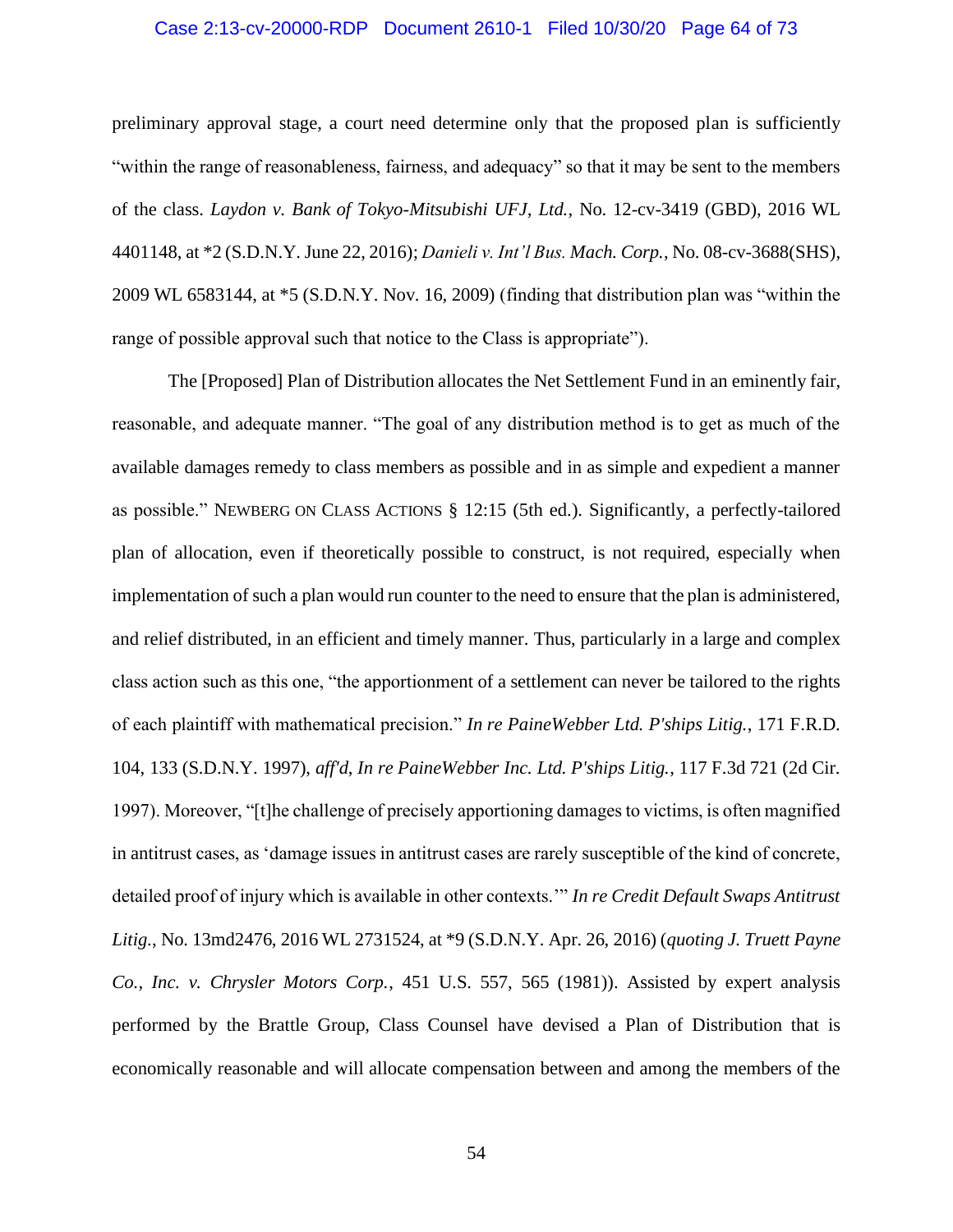preliminary approval stage, a court need determine only that the proposed plan is sufficiently "within the range of reasonableness, fairness, and adequacy" so that it may be sent to the members of the class. *Laydon v. Bank of Tokyo-Mitsubishi UFJ, Ltd.*, No. 12-cv-3419 (GBD), 2016 WL 4401148, at *2 (S.D.N.Y. June 22, 2016); *Danieli v. Int'l Bus. Mach. Corp.*, No. 08-cv-3688(SHS), 2009 WL 6583144, at *5 (S.D.N.Y. Nov. 16, 2009) (finding that distribution plan was "within the range of possible approval such that notice to the Class is appropriate").

The [Proposed] Plan of Distribution allocates the Net Settlement Fund in an eminently fair, reasonable, and adequate manner. "The goal of any distribution method is to get as much of the available damages remedy to class members as possible and in as simple and expedient a manner as possible." NEWBERG ON CLASS ACTIONS § 12:15 (5th ed.). Significantly, a perfectly-tailored plan of allocation, even if theoretically possible to construct, is not required, especially when implementation of such a plan would run counter to the need to ensure that the plan is administered, and relief distributed, in an efficient and timely manner. Thus, particularly in a large and complex class action such as this one, "the apportionment of a settlement can never be tailored to the rights of each plaintiff with mathematical precision." *In re PaineWebber Ltd. P'ships Litig.*, 171 F.R.D. 104, 133 (S.D.N.Y. 1997), *aff'd*, *In re PaineWebber Inc. Ltd. P'ships Litig.*, 117 F.3d 721 (2d Cir. 1997). Moreover, "[t]he challenge of precisely apportioning damages to victims, is often magnified in antitrust cases, as 'damage issues in antitrust cases are rarely susceptible of the kind of concrete, detailed proof of injury which is available in other contexts.'" *In re Credit Default Swaps Antitrust Litig.*, No. 13md2476, 2016 WL 2731524, at *9 (S.D.N.Y. Apr. 26, 2016) (*quoting J. Truett Payne Co., Inc. v. Chrysler Motors Corp.*, 451 U.S. 557, 565 (1981)). Assisted by expert analysis performed by the Brattle Group, Class Counsel have devised a Plan of Distribution that is economically reasonable and will allocate compensation between and among the members of the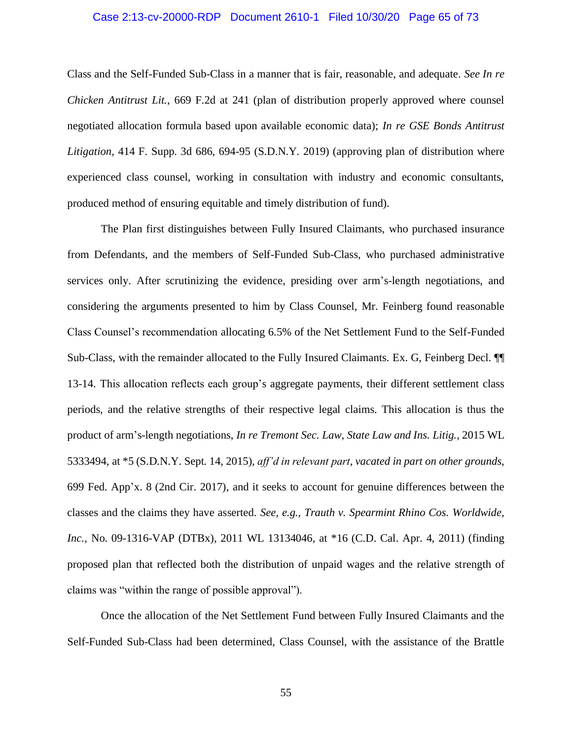Class and the Self-Funded Sub-Class in a manner that is fair, reasonable, and adequate. *See In re Chicken Antitrust Lit.*, 669 F.2d at 241 (plan of distribution properly approved where counsel negotiated allocation formula based upon available economic data); *In re GSE Bonds Antitrust Litigation*, 414 F. Supp. 3d 686, 694-95 (S.D.N.Y. 2019) (approving plan of distribution where experienced class counsel, working in consultation with industry and economic consultants, produced method of ensuring equitable and timely distribution of fund).

The Plan first distinguishes between Fully Insured Claimants, who purchased insurance from Defendants, and the members of Self-Funded Sub-Class, who purchased administrative services only. After scrutinizing the evidence, presiding over arm's-length negotiations, and considering the arguments presented to him by Class Counsel, Mr. Feinberg found reasonable Class Counsel's recommendation allocating 6.5% of the Net Settlement Fund to the Self-Funded Sub-Class, with the remainder allocated to the Fully Insured Claimants. Ex. G, Feinberg Decl. ¶¶ 13-14. This allocation reflects each group's aggregate payments, their different settlement class periods, and the relative strengths of their respective legal claims. This allocation is thus the product of arm's-length negotiations, *In re Tremont Sec. Law, State Law and Ins. Litig.*, 2015 WL 5333494, at *5 (S.D.N.Y. Sept. 14, 2015), *aff'd in relevant part*, *vacated in part on other grounds*, 699 Fed. App'x. 8 (2nd Cir. 2017), and it seeks to account for genuine differences between the classes and the claims they have asserted. *See, e.g.*, *Trauth v. Spearmint Rhino Cos. Worldwide, Inc.*, No. 09-1316-VAP (DTBx), 2011 WL 13134046, at *16 (C.D. Cal. Apr. 4, 2011) (finding proposed plan that reflected both the distribution of unpaid wages and the relative strength of claims was "within the range of possible approval").

Once the allocation of the Net Settlement Fund between Fully Insured Claimants and the Self-Funded Sub-Class had been determined, Class Counsel, with the assistance of the Brattle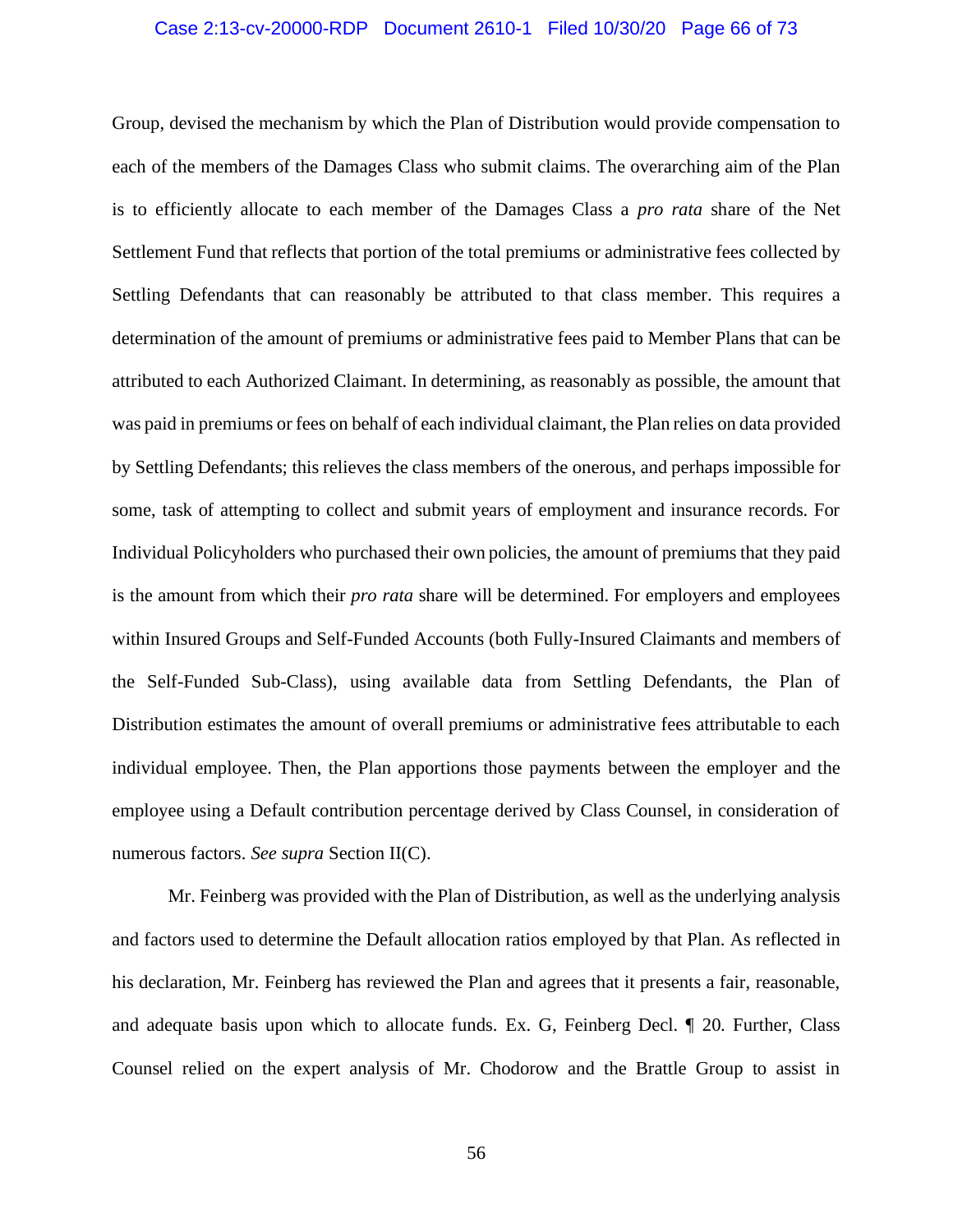Group, devised the mechanism by which the Plan of Distribution would provide compensation to each of the members of the Damages Class who submit claims. The overarching aim of the Plan is to efficiently allocate to each member of the Damages Class a *pro rata* share of the Net Settlement Fund that reflects that portion of the total premiums or administrative fees collected by Settling Defendants that can reasonably be attributed to that class member. This requires a determination of the amount of premiums or administrative fees paid to Member Plans that can be attributed to each Authorized Claimant. In determining, as reasonably as possible, the amount that was paid in premiums or fees on behalf of each individual claimant, the Plan relies on data provided by Settling Defendants; this relieves the class members of the onerous, and perhaps impossible for some, task of attempting to collect and submit years of employment and insurance records. For Individual Policyholders who purchased their own policies, the amount of premiums that they paid is the amount from which their *pro rata* share will be determined. For employers and employees within Insured Groups and Self-Funded Accounts (both Fully-Insured Claimants and members of the Self-Funded Sub-Class), using available data from Settling Defendants, the Plan of Distribution estimates the amount of overall premiums or administrative fees attributable to each individual employee. Then, the Plan apportions those payments between the employer and the employee using a Default contribution percentage derived by Class Counsel, in consideration of numerous factors. *See supra* Section II(C).

Mr. Feinberg was provided with the Plan of Distribution, as well as the underlying analysis and factors used to determine the Default allocation ratios employed by that Plan. As reflected in his declaration, Mr. Feinberg has reviewed the Plan and agrees that it presents a fair, reasonable, and adequate basis upon which to allocate funds. Ex. G, Feinberg Decl. ¶ 20. Further, Class Counsel relied on the expert analysis of Mr. Chodorow and the Brattle Group to assist in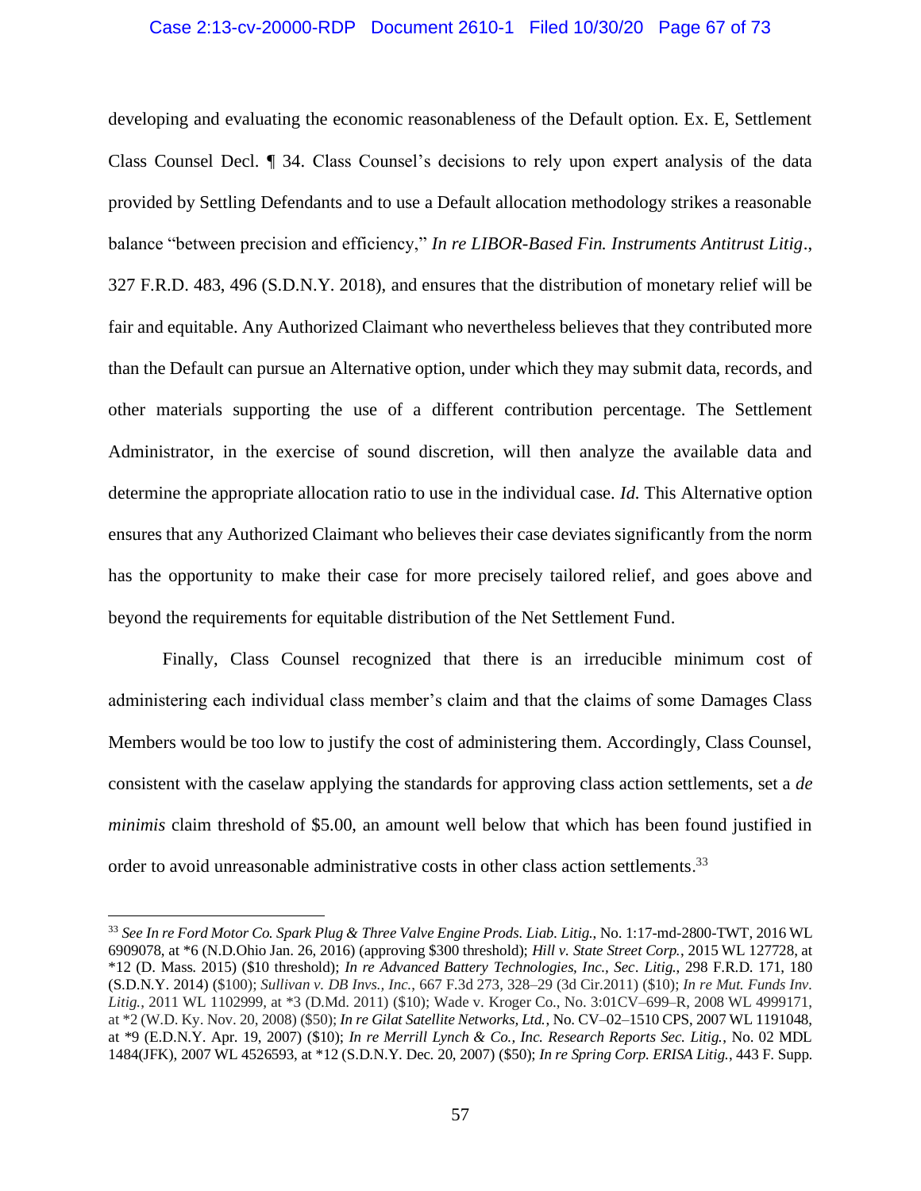developing and evaluating the economic reasonableness of the Default option. Ex. E, Settlement Class Counsel Decl. ¶ 34. Class Counsel's decisions to rely upon expert analysis of the data provided by Settling Defendants and to use a Default allocation methodology strikes a reasonable balance "between precision and efficiency," *In re LIBOR-Based Fin. Instruments Antitrust Litig*., 327 F.R.D. 483, 496 (S.D.N.Y. 2018), and ensures that the distribution of monetary relief will be fair and equitable. Any Authorized Claimant who nevertheless believes that they contributed more than the Default can pursue an Alternative option, under which they may submit data, records, and other materials supporting the use of a different contribution percentage. The Settlement Administrator, in the exercise of sound discretion, will then analyze the available data and determine the appropriate allocation ratio to use in the individual case. *Id.* This Alternative option ensures that any Authorized Claimant who believes their case deviates significantly from the norm has the opportunity to make their case for more precisely tailored relief, and goes above and beyond the requirements for equitable distribution of the Net Settlement Fund.

Finally, Class Counsel recognized that there is an irreducible minimum cost of administering each individual class member's claim and that the claims of some Damages Class Members would be too low to justify the cost of administering them. Accordingly, Class Counsel, consistent with the caselaw applying the standards for approving class action settlements, set a *de minimis* claim threshold of $5.00, an amount well below that which has been found justified in order to avoid unreasonable administrative costs in other class action settlements.[33]

---

[33] *See In re Ford Motor Co. Spark Plug & Three Valve Engine Prods. Liab. Litig.*, No. 1:17-md-2800-TWT, 2016 WL 6909078, at *6 (N.D.Ohio Jan. 26, 2016) (approving $300 threshold); *Hill v. State Street Corp.*, 2015 WL 127728, at *12 (D. Mass. 2015) ($10 threshold); *In re Advanced Battery Technologies, Inc., Sec. Litig.*, 298 F.R.D. 171, 180 (S.D.N.Y. 2014) ($100); *Sullivan v. DB Invs., Inc.*, 667 F.3d 273, 328–29 (3d Cir.2011) ($10); *In re Mut. Funds Inv. Litig.*, 2011 WL 1102999, at *3 (D.Md. 2011) ($10); Wade v. Kroger Co., No. 3:01CV–699–R, 2008 WL 4999171, at *2 (W.D. Ky. Nov. 20, 2008) ($50); *In re Gilat Satellite Networks, Ltd.*, No. CV–02–1510 CPS, 2007 WL 1191048, at *9 (E.D.N.Y. Apr. 19, 2007) ($10); *In re Merrill Lynch & Co., Inc. Research Reports Sec. Litig.*, No. 02 MDL 1484(JFK), 2007 WL 4526593, at *12 (S.D.N.Y. Dec. 20, 2007) ($50); *In re Spring Corp. ERISA Litig.*, 443 F. Supp.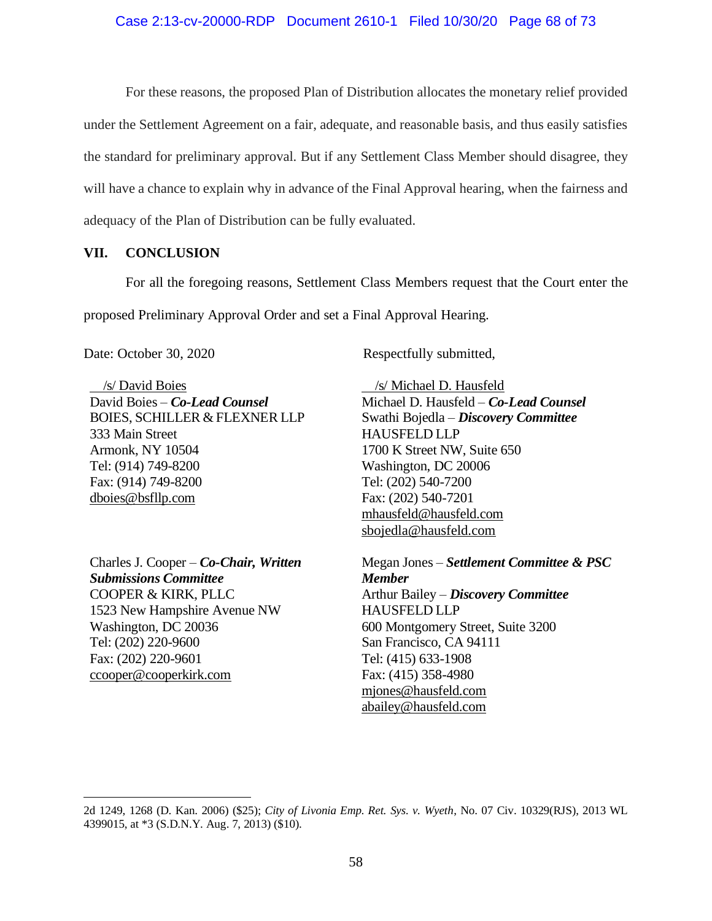For these reasons, the proposed Plan of Distribution allocates the monetary relief provided under the Settlement Agreement on a fair, adequate, and reasonable basis, and thus easily satisfies the standard for preliminary approval. But if any Settlement Class Member should disagree, they will have a chance to explain why in advance of the Final Approval hearing, when the fairness and adequacy of the Plan of Distribution can be fully evaluated.

## VII. CONCLUSION

For all the foregoing reasons, Settlement Class Members request that the Court enter the proposed Preliminary Approval Order and set a Final Approval Hearing.

Date: October 30, 2020

Respectfully submitted,

/s/ David Boies
David Boies – ***Co-Lead Counsel***
BOIES, SCHILLER & FLEXNER LLP
333 Main Street
Armonk, NY 10504
Tel: (914) 749-8200
Fax: (914) 749-8200
dboies@bsfllp.com

/s/ Michael D. Hausfeld
Michael D. Hausfeld – ***Co-Lead Counsel***
Swathi Bojedla – ***Discovery Committee***
HAUSFELD LLP
1700 K Street NW, Suite 650
Washington, DC 20006
Tel: (202) 540-7200
Fax: (202) 540-7201
mhausfeld@hausfeld.com
sbojedla@hausfeld.com

Charles J. Cooper – ***Co-Chair, Written Submissions Committee***
COOPER & KIRK, PLLC
1523 New Hampshire Avenue NW
Washington, DC 20036
Tel: (202) 220-9600
Fax: (202) 220-9601
ccooper@cooperkirk.com

Megan Jones – ***Settlement Committee & PSC Member***
Arthur Bailey – ***Discovery Committee***
HAUSFELD LLP
600 Montgomery Street, Suite 3200
San Francisco, CA 94111
Tel: (415) 633-1908
Fax: (415) 358-4980
mjones@hausfeld.com
abailey@hausfeld.com

---

2d 1249, 1268 (D. Kan. 2006) ($25); *City of Livonia Emp. Ret. Sys. v. Wyeth*, No. 07 Civ. 10329(RJS), 2013 WL 4399015, at *3 (S.D.N.Y. Aug. 7, 2013) ($10).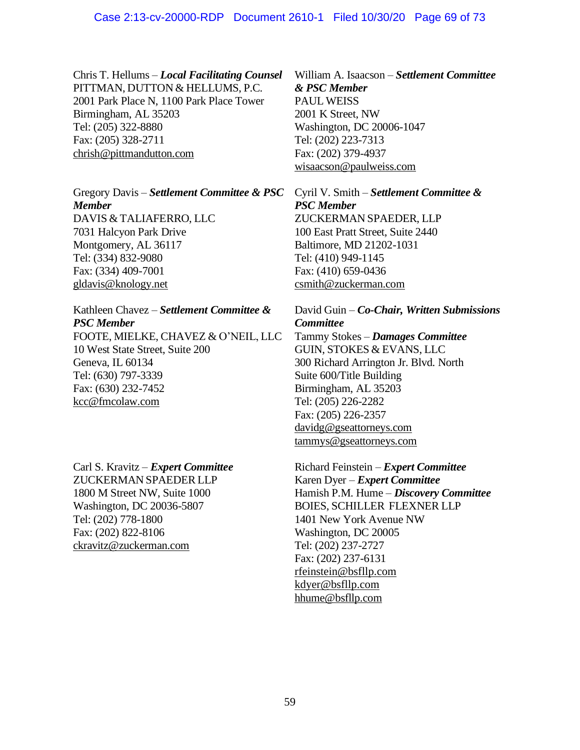Chris T. Hellums – ***Local Facilitating Counsel***
PITTMAN, DUTTON & HELLUMS, P.C.
2001 Park Place N, 1100 Park Place Tower
Birmingham, AL 35203
Tel: (205) 322-8880
Fax: (205) 328-2711
chrish@pittmandutton.com

Gregory Davis – ***Settlement Committee & PSC Member***
DAVIS & TALIAFERRO, LLC
7031 Halcyon Park Drive
Montgomery, AL 36117
Tel: (334) 832-9080
Fax: (334) 409-7001
gldavis@knology.net

Kathleen Chavez – ***Settlement Committee & PSC Member***
FOOTE, MIELKE, CHAVEZ & O'NEIL, LLC
10 West State Street, Suite 200
Geneva, IL 60134
Tel: (630) 797-3339
Fax: (630) 232-7452
kcc@fmcolaw.com

Carl S. Kravitz – ***Expert Committee***
ZUCKERMAN SPAEDER LLP
1800 M Street NW, Suite 1000
Washington, DC 20036-5807
Tel: (202) 778-1800
Fax: (202) 822-8106
ckravitz@zuckerman.com

William A. Isaacson – ***Settlement Committee & PSC Member***
PAUL WEISS
2001 K Street, NW
Washington, DC 20006-1047
Tel: (202) 223-7313
Fax: (202) 379-4937
wisaacson@paulweiss.com

Cyril V. Smith – ***Settlement Committee & PSC Member***
ZUCKERMAN SPAEDER, LLP
100 East Pratt Street, Suite 2440
Baltimore, MD 21202-1031
Tel: (410) 949-1145
Fax: (410) 659-0436
csmith@zuckerman.com

David Guin – ***Co-Chair, Written Submissions Committee***
Tammy Stokes – ***Damages Committee***
GUIN, STOKES & EVANS, LLC
300 Richard Arrington Jr. Blvd. North
Suite 600/Title Building
Birmingham, AL 35203
Tel: (205) 226-2282
Fax: (205) 226-2357
davidg@gseattorneys.com
tammys@gseattorneys.com

Richard Feinstein – ***Expert Committee***
Karen Dyer – ***Expert Committee***
Hamish P.M. Hume – ***Discovery Committee***
BOIES, SCHILLER FLEXNER LLP
1401 New York Avenue NW
Washington, DC 20005
Tel: (202) 237-2727
Fax: (202) 237-6131
rfeinstein@bsfllp.com
kdyer@bsfllp.com
hhume@bsfllp.com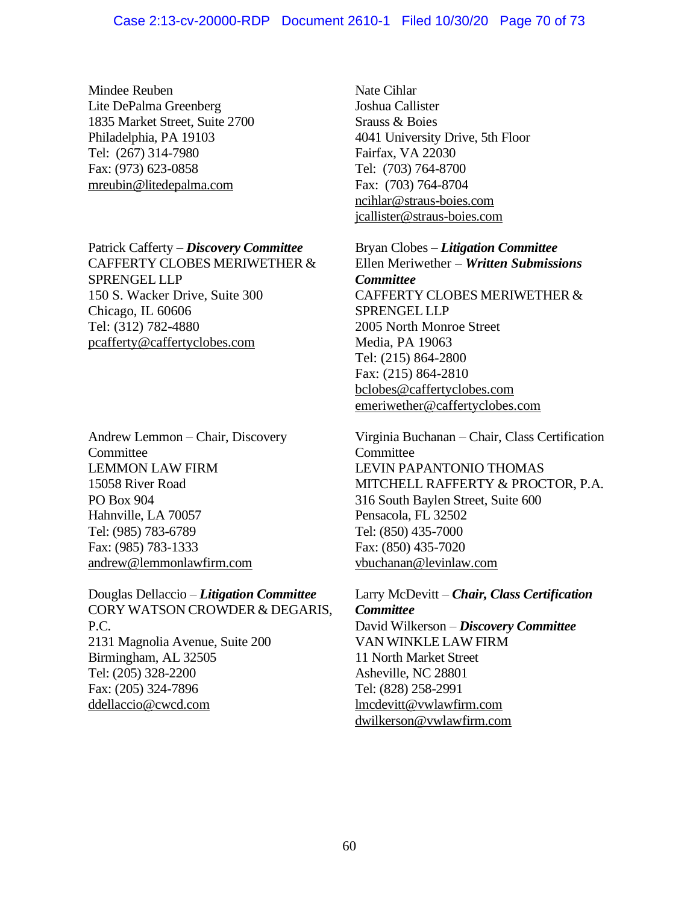Mindee Reuben
Lite DePalma Greenberg
1835 Market Street, Suite 2700
Philadelphia, PA 19103
Tel: (267) 314-7980
Fax: (973) 623-0858
mreubin@litedepalma.com

Nate Cihlar
Joshua Callister
Srauss & Boies
4041 University Drive, 5th Floor
Fairfax, VA 22030
Tel: (703) 764-8700
Fax: (703) 764-8704
ncihlar@straus-boies.com
jcallister@straus-boies.com

Patrick Cafferty – ***Discovery Committee***
CAFFERTY CLOBES MERIWETHER & SPRENGEL LLP
150 S. Wacker Drive, Suite 300
Chicago, IL 60606
Tel: (312) 782-4880
pcafferty@caffertyclobes.com

Bryan Clobes – ***Litigation Committee***
Ellen Meriwether – ***Written Submissions Committee***
CAFFERTY CLOBES MERIWETHER & SPRENGEL LLP
2005 North Monroe Street
Media, PA 19063
Tel: (215) 864-2800
Fax: (215) 864-2810
bclobes@caffertyclobes.com
emeriwether@caffertyclobes.com

Andrew Lemmon – Chair, Discovery Committee
LEMMON LAW FIRM
15058 River Road
PO Box 904
Hahnville, LA 70057
Tel: (985) 783-6789
Fax: (985) 783-1333
andrew@lemmonlawfirm.com

Virginia Buchanan – Chair, Class Certification Committee
LEVIN PAPANTONIO THOMAS MITCHELL RAFFERTY & PROCTOR, P.A.
316 South Baylen Street, Suite 600
Pensacola, FL 32502
Tel: (850) 435-7000
Fax: (850) 435-7020
vbuchanan@levinlaw.com

Douglas Dellaccio – ***Litigation Committee***
CORY WATSON CROWDER & DEGARIS, P.C.
2131 Magnolia Avenue, Suite 200
Birmingham, AL 32505
Tel: (205) 328-2200
Fax: (205) 324-7896
ddellaccio@cwcd.com

Larry McDevitt – ***Chair, Class Certification Committee***
David Wilkerson – ***Discovery Committee***
VAN WINKLE LAW FIRM
11 North Market Street
Asheville, NC 28801
Tel: (828) 258-2991
lmcdevitt@vwlawfirm.com
dwilkerson@vwlawfirm.com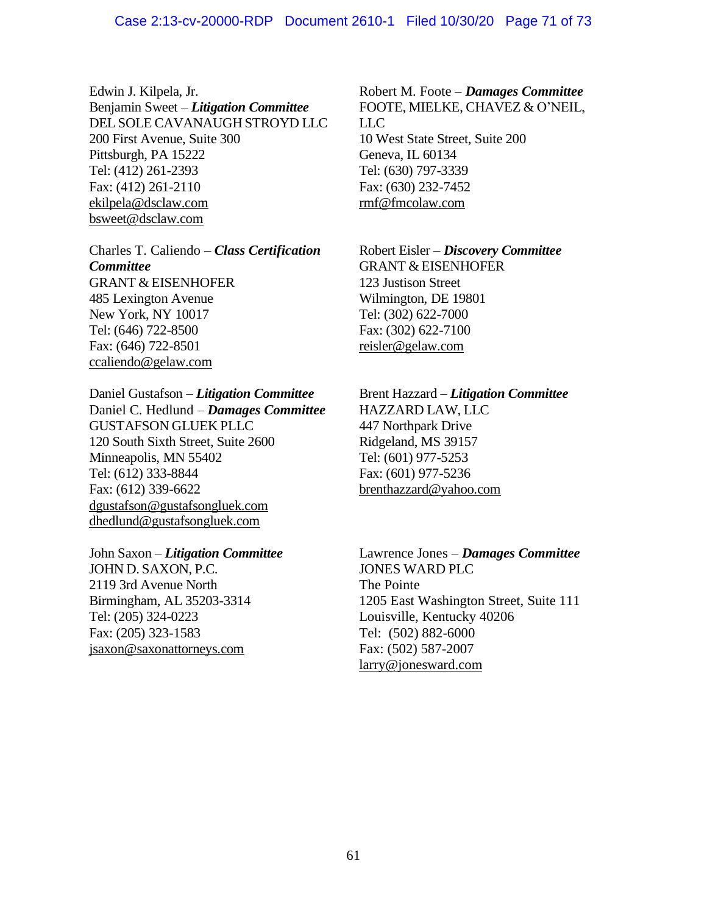Edwin J. Kilpela, Jr.
Benjamin Sweet – ***Litigation Committee***
DEL SOLE CAVANAUGH STROYD LLC
200 First Avenue, Suite 300
Pittsburgh, PA 15222
Tel: (412) 261-2393
Fax: (412) 261-2110
ekilpela@dsclaw.com
bsweet@dsclaw.com

Charles T. Caliendo – ***Class Certification Committee***
GRANT & EISENHOFER
485 Lexington Avenue
New York, NY 10017
Tel: (646) 722-8500
Fax: (646) 722-8501
ccaliendo@gelaw.com

Daniel Gustafson – ***Litigation Committee***
Daniel C. Hedlund – ***Damages Committee***
GUSTAFSON GLUEK PLLC
120 South Sixth Street, Suite 2600
Minneapolis, MN 55402
Tel: (612) 333-8844
Fax: (612) 339-6622
dgustafson@gustafsongluek.com
dhedlund@gustafsongluek.com

John Saxon – ***Litigation Committee***
JOHN D. SAXON, P.C.
2119 3rd Avenue North
Birmingham, AL 35203-3314
Tel: (205) 324-0223
Fax: (205) 323-1583
jsaxon@saxonattorneys.com

Robert M. Foote – ***Damages Committee***
FOOTE, MIELKE, CHAVEZ & O'NEIL, LLC
10 West State Street, Suite 200
Geneva, IL 60134
Tel: (630) 797-3339
Fax: (630) 232-7452
rmf@fmcolaw.com

Robert Eisler – ***Discovery Committee***
GRANT & EISENHOFER
123 Justison Street
Wilmington, DE 19801
Tel: (302) 622-7000
Fax: (302) 622-7100
reisler@gelaw.com

Brent Hazzard – ***Litigation Committee***
HAZZARD LAW, LLC
447 Northpark Drive
Ridgeland, MS 39157
Tel: (601) 977-5253
Fax: (601) 977-5236
brenthazzard@yahoo.com

Lawrence Jones – ***Damages Committee***
JONES WARD PLC
The Pointe
1205 East Washington Street, Suite 111
Louisville, Kentucky 40206
Tel: (502) 882-6000
Fax: (502) 587-2007
larry@jonesward.com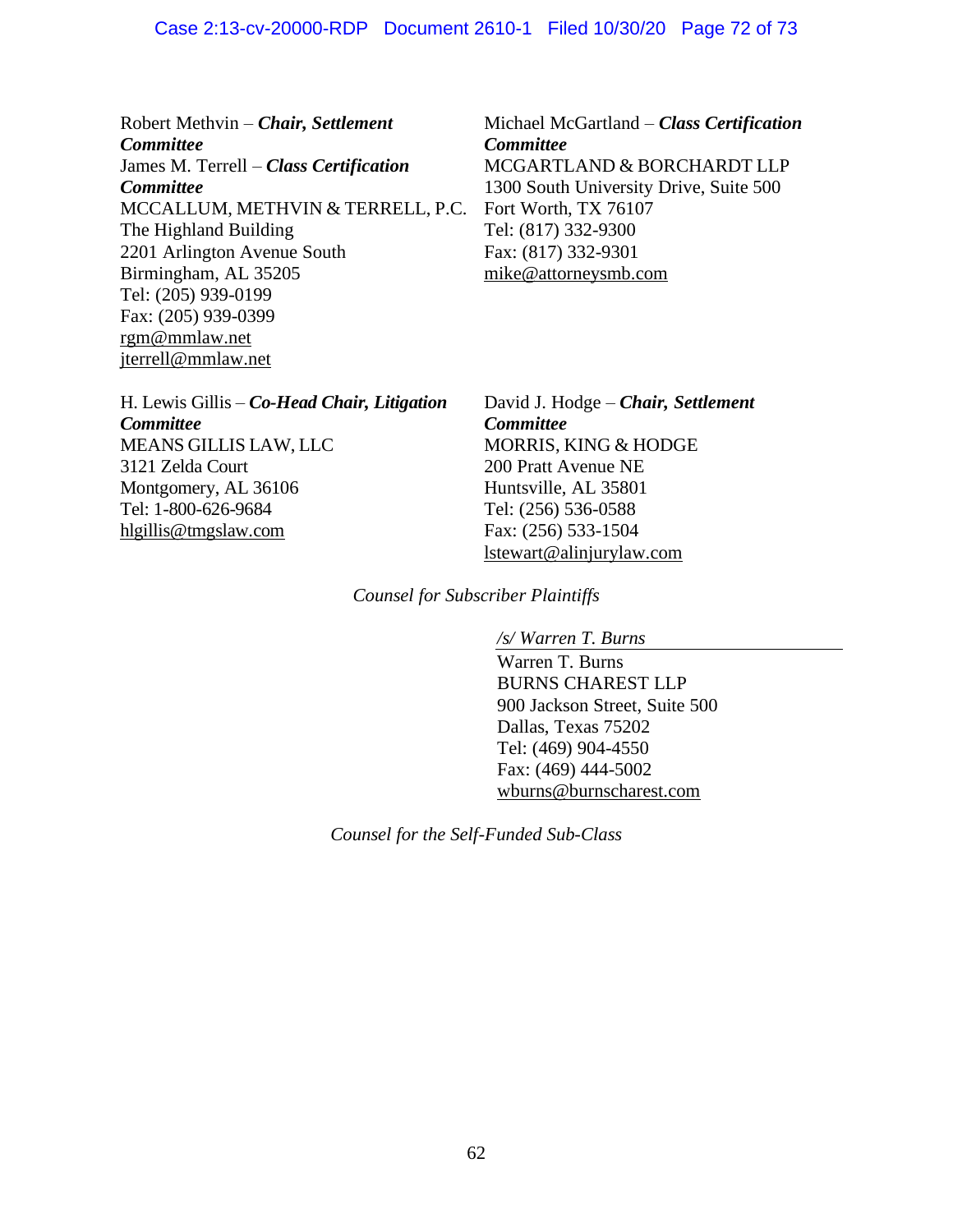Robert Methvin – ***Chair, Settlement Committee***
James M. Terrell – ***Class Certification Committee***
MCCALLUM, METHVIN & TERRELL, P.C.
The Highland Building
2201 Arlington Avenue South
Birmingham, AL 35205
Tel: (205) 939-0199
Fax: (205) 939-0399
rgm@mmlaw.net
jterrell@mmlaw.net

Michael McGartland – ***Class Certification Committee***
MCGARTLAND & BORCHARDT LLP
1300 South University Drive, Suite 500
Fort Worth, TX 76107
Tel: (817) 332-9300
Fax: (817) 332-9301
mike@attorneysmb.com

H. Lewis Gillis – ***Co-Head Chair, Litigation Committee***
MEANS GILLIS LAW, LLC
3121 Zelda Court
Montgomery, AL 36106
Tel: 1-800-626-9684
hlgillis@tmgslaw.com

David J. Hodge – ***Chair, Settlement Committee***
MORRIS, KING & HODGE
200 Pratt Avenue NE
Huntsville, AL 35801
Tel: (256) 536-0588
Fax: (256) 533-1504
lstewart@alinjurylaw.com

*Counsel for Subscriber Plaintiffs*

*/s/ Warren T. Burns*
Warren T. Burns
BURNS CHAREST LLP
900 Jackson Street, Suite 500
Dallas, Texas 75202
Tel: (469) 904-4550
Fax: (469) 444-5002
wburns@burnscharest.com

*Counsel for the Self-Funded Sub-Class*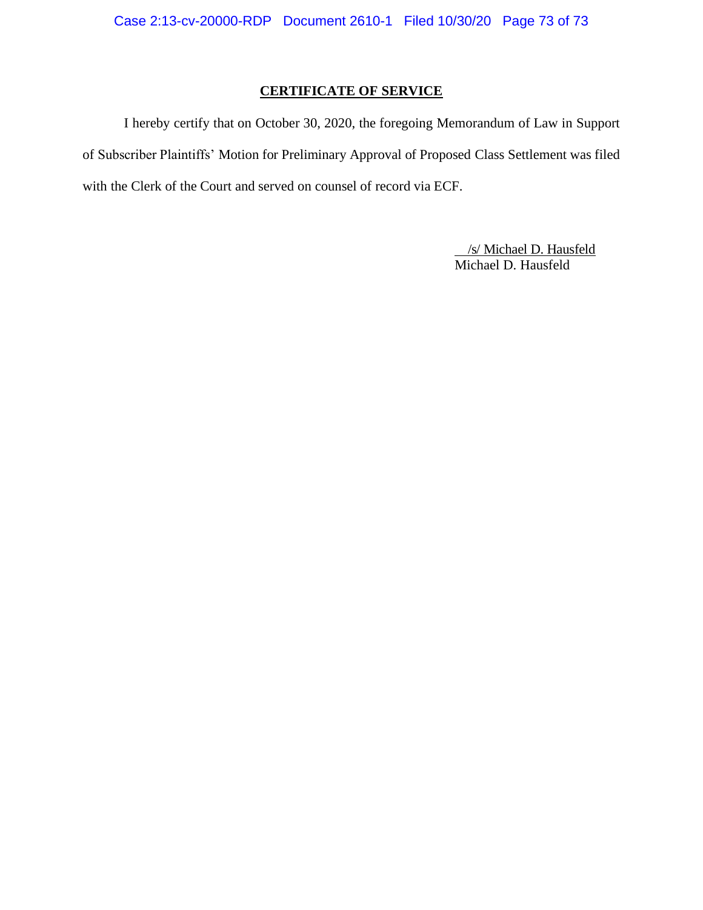## CERTIFICATE OF SERVICE

I hereby certify that on October 30, 2020, the foregoing Memorandum of Law in Support of Subscriber Plaintiffs' Motion for Preliminary Approval of Proposed Class Settlement was filed with the Clerk of the Court and served on counsel of record via ECF.

/s/ Michael D. Hausfeld
Michael D. Hausfeld